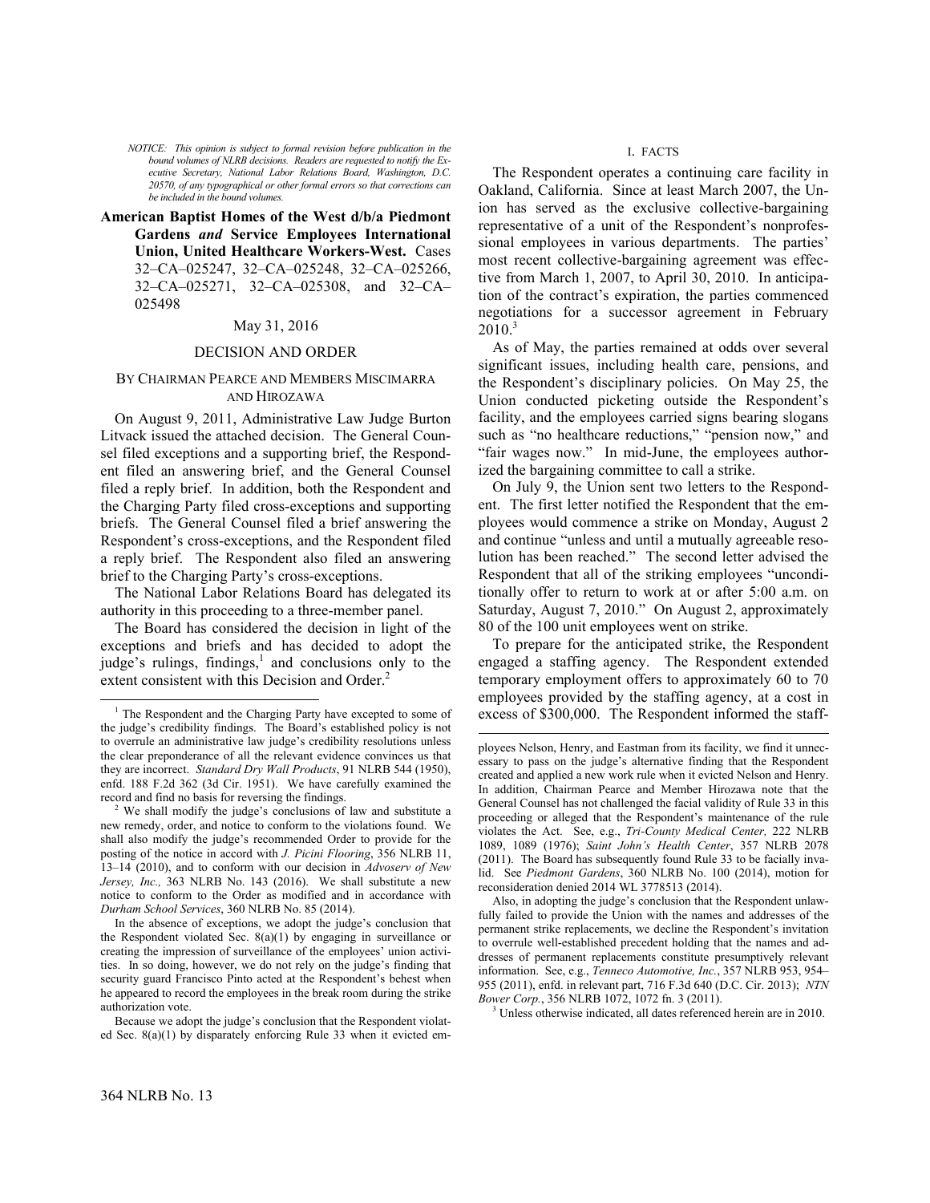*NOTICE: This opinion is subject to formal revision before publication in the bound volumes of NLRB decisions. Readers are requested to notify the Executive Secretary, National Labor Relations Board, Washington, D.C. 20570, of any typographical or other formal errors so that corrections can be included in the bound volumes.*

**American Baptist Homes of the West d/b/a Piedmont Gardens *and* Service Employees International Union, United Healthcare Workers-West.** Cases 32–CA–025247, 32–CA–025248, 32–CA–025266, 32–CA–025271, 32–CA–025308, and 32–CA–025498

May 31, 2016

## DECISION AND ORDER

### BY CHAIRMAN PEARCE AND MEMBERS MISCIMARRA AND HIROZAWA

On August 9, 2011, Administrative Law Judge Burton Litvack issued the attached decision. The General Counsel filed exceptions and a supporting brief, the Respondent filed an answering brief, and the General Counsel filed a reply brief. In addition, both the Respondent and the Charging Party filed cross-exceptions and supporting briefs. The General Counsel filed a brief answering the Respondent's cross-exceptions, and the Respondent filed a reply brief. The Respondent also filed an answering brief to the Charging Party's cross-exceptions.

The National Labor Relations Board has delegated its authority in this proceeding to a three-member panel.

The Board has considered the decision in light of the exceptions and briefs and has decided to adopt the judge's rulings, findings,[1] and conclusions only to the extent consistent with this Decision and Order.[2]

## I. FACTS

The Respondent operates a continuing care facility in Oakland, California. Since at least March 2007, the Union has served as the exclusive collective-bargaining representative of a unit of the Respondent's nonprofessional employees in various departments. The parties' most recent collective-bargaining agreement was effective from March 1, 2007, to April 30, 2010. In anticipation of the contract's expiration, the parties commenced negotiations for a successor agreement in February 2010.[3]

As of May, the parties remained at odds over several significant issues, including health care, pensions, and the Respondent's disciplinary policies. On May 25, the Union conducted picketing outside the Respondent's facility, and the employees carried signs bearing slogans such as "no healthcare reductions," "pension now," and "fair wages now." In mid-June, the employees authorized the bargaining committee to call a strike.

On July 9, the Union sent two letters to the Respondent. The first letter notified the Respondent that the employees would commence a strike on Monday, August 2 and continue "unless and until a mutually agreeable resolution has been reached." The second letter advised the Respondent that all of the striking employees "unconditionally offer to return to work at or after 5:00 a.m. on Saturday, August 7, 2010." On August 2, approximately 80 of the 100 unit employees went on strike.

To prepare for the anticipated strike, the Respondent engaged a staffing agency. The Respondent extended temporary employment offers to approximately 60 to 70 employees provided by the staffing agency, at a cost in excess of $300,000. The Respondent informed the staff-

---

[1] The Respondent and the Charging Party have excepted to some of the judge's credibility findings. The Board's established policy is not to overrule an administrative law judge's credibility resolutions unless the clear preponderance of all the relevant evidence convinces us that they are incorrect. *Standard Dry Wall Products*, 91 NLRB 544 (1950), enfd. 188 F.2d 362 (3d Cir. 1951). We have carefully examined the record and find no basis for reversing the findings.

[2] We shall modify the judge's conclusions of law and substitute a new remedy, order, and notice to conform to the violations found. We shall also modify the judge's recommended Order to provide for the posting of the notice in accord with *J. Picini Flooring*, 356 NLRB 11, 13–14 (2010), and to conform with our decision in *Advoserv of New Jersey, Inc.,* 363 NLRB No. 143 (2016). We shall substitute a new notice to conform to the Order as modified and in accordance with *Durham School Services*, 360 NLRB No. 85 (2014).

In the absence of exceptions, we adopt the judge's conclusion that the Respondent violated Sec. 8(a)(1) by engaging in surveillance or creating the impression of surveillance of the employees' union activities. In so doing, however, we do not rely on the judge's finding that security guard Francisco Pinto acted at the Respondent's behest when he appeared to record the employees in the break room during the strike authorization vote.

Because we adopt the judge's conclusion that the Respondent violated Sec. 8(a)(1) by disparately enforcing Rule 33 when it evicted employees Nelson, Henry, and Eastman from its facility, we find it unnecessary to pass on the judge's alternative finding that the Respondent created and applied a new work rule when it evicted Nelson and Henry. In addition, Chairman Pearce and Member Hirozawa note that the General Counsel has not challenged the facial validity of Rule 33 in this proceeding or alleged that the Respondent's maintenance of the rule violates the Act. See, e.g., *Tri-County Medical Center,* 222 NLRB 1089, 1089 (1976); *Saint John's Health Center*, 357 NLRB 2078 (2011). The Board has subsequently found Rule 33 to be facially invalid. See *Piedmont Gardens*, 360 NLRB No. 100 (2014), motion for reconsideration denied 2014 WL 3778513 (2014).

Also, in adopting the judge's conclusion that the Respondent unlawfully failed to provide the Union with the names and addresses of the permanent strike replacements, we decline the Respondent's invitation to overrule well-established precedent holding that the names and addresses of permanent replacements constitute presumptively relevant information. See, e.g., *Tenneco Automotive, Inc.*, 357 NLRB 953, 954–955 (2011), enfd. in relevant part, 716 F.3d 640 (D.C. Cir. 2013); *NTN Bower Corp.*, 356 NLRB 1072, 1072 fn. 3 (2011).

[3] Unless otherwise indicated, all dates referenced herein are in 2010.

364 NLRB No. 13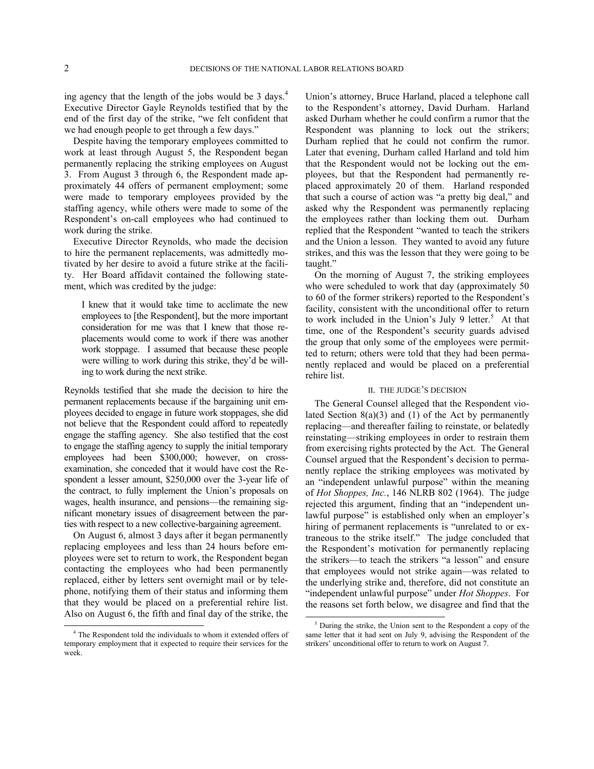ing agency that the length of the jobs would be 3 days.[4] Executive Director Gayle Reynolds testified that by the end of the first day of the strike, "we felt confident that we had enough people to get through a few days."

Despite having the temporary employees committed to work at least through August 5, the Respondent began permanently replacing the striking employees on August 3. From August 3 through 6, the Respondent made approximately 44 offers of permanent employment; some were made to temporary employees provided by the staffing agency, while others were made to some of the Respondent's on-call employees who had continued to work during the strike.

Executive Director Reynolds, who made the decision to hire the permanent replacements, was admittedly motivated by her desire to avoid a future strike at the facility. Her Board affidavit contained the following statement, which was credited by the judge:

> I knew that it would take time to acclimate the new employees to [the Respondent], but the more important consideration for me was that I knew that those replacements would come to work if there was another work stoppage. I assumed that because these people were willing to work during this strike, they'd be willing to work during the next strike.

Reynolds testified that she made the decision to hire the permanent replacements because if the bargaining unit employees decided to engage in future work stoppages, she did not believe that the Respondent could afford to repeatedly engage the staffing agency. She also testified that the cost to engage the staffing agency to supply the initial temporary employees had been $300,000; however, on cross-examination, she conceded that it would have cost the Respondent a lesser amount, $250,000 over the 3-year life of the contract, to fully implement the Union's proposals on wages, health insurance, and pensions—the remaining significant monetary issues of disagreement between the parties with respect to a new collective-bargaining agreement.

On August 6, almost 3 days after it began permanently replacing employees and less than 24 hours before employees were set to return to work, the Respondent began contacting the employees who had been permanently replaced, either by letters sent overnight mail or by telephone, notifying them of their status and informing them that they would be placed on a preferential rehire list. Also on August 6, the fifth and final day of the strike, the Union's attorney, Bruce Harland, placed a telephone call to the Respondent's attorney, David Durham. Harland asked Durham whether he could confirm a rumor that the Respondent was planning to lock out the strikers; Durham replied that he could not confirm the rumor. Later that evening, Durham called Harland and told him that the Respondent would not be locking out the employees, but that the Respondent had permanently replaced approximately 20 of them. Harland responded that such a course of action was "a pretty big deal," and asked why the Respondent was permanently replacing the employees rather than locking them out. Durham replied that the Respondent "wanted to teach the strikers and the Union a lesson. They wanted to avoid any future strikes, and this was the lesson that they were going to be taught."

On the morning of August 7, the striking employees who were scheduled to work that day (approximately 50 to 60 of the former strikers) reported to the Respondent's facility, consistent with the unconditional offer to return to work included in the Union's July 9 letter.[5] At that time, one of the Respondent's security guards advised the group that only some of the employees were permitted to return; others were told that they had been permanently replaced and would be placed on a preferential rehire list.

## II. THE JUDGE'S DECISION

The General Counsel alleged that the Respondent violated Section 8(a)(3) and (1) of the Act by permanently replacing—and thereafter failing to reinstate, or belatedly reinstating—striking employees in order to restrain them from exercising rights protected by the Act. The General Counsel argued that the Respondent's decision to permanently replace the striking employees was motivated by an "independent unlawful purpose" within the meaning of *Hot Shoppes, Inc.*, 146 NLRB 802 (1964). The judge rejected this argument, finding that an "independent unlawful purpose" is established only when an employer's hiring of permanent replacements is "unrelated to or extraneous to the strike itself." The judge concluded that the Respondent's motivation for permanently replacing the strikers—to teach the strikers "a lesson" and ensure that employees would not strike again—was related to the underlying strike and, therefore, did not constitute an "independent unlawful purpose" under *Hot Shoppes*. For the reasons set forth below, we disagree and find that the

---

[4] The Respondent told the individuals to whom it extended offers of temporary employment that it expected to require their services for the week.

[5] During the strike, the Union sent to the Respondent a copy of the same letter that it had sent on July 9, advising the Respondent of the strikers' unconditional offer to return to work on August 7.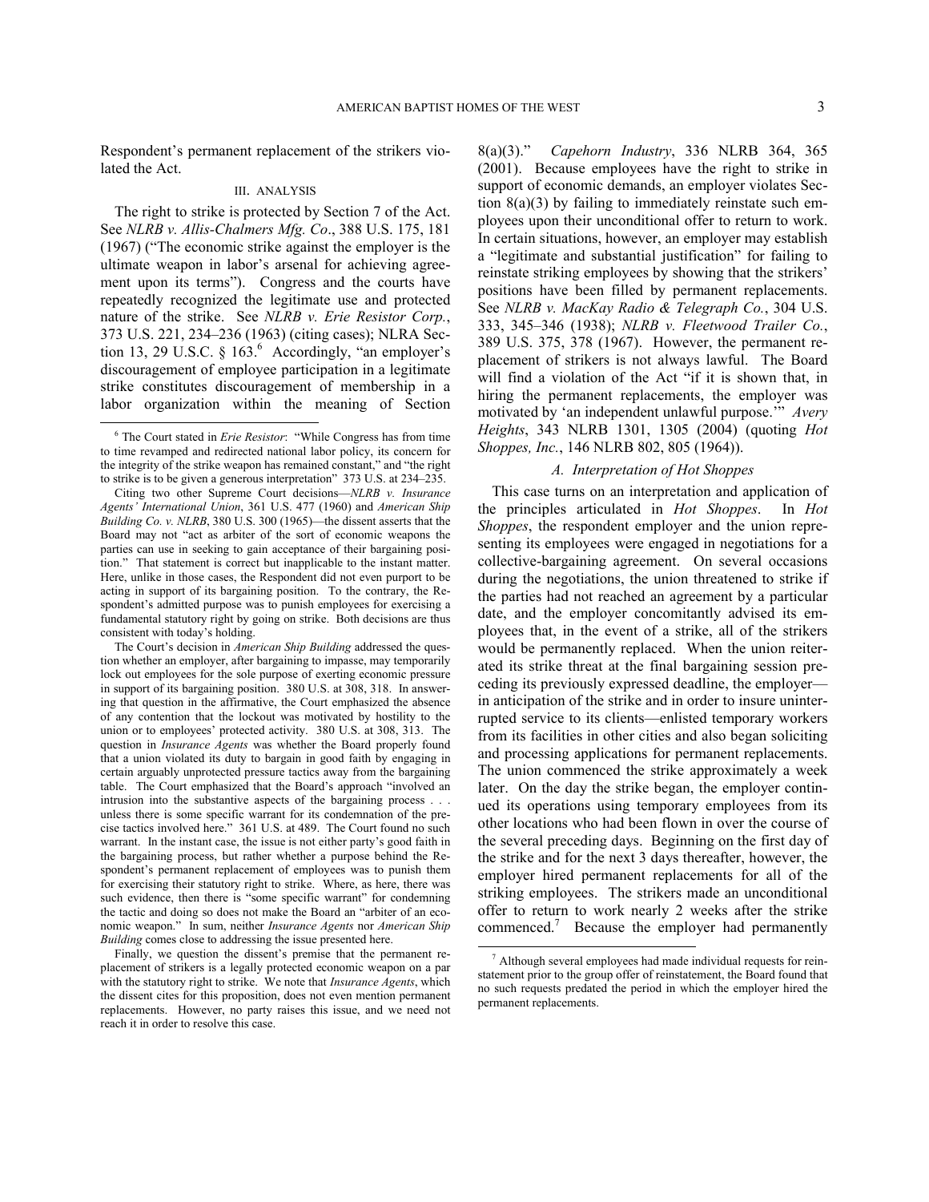Respondent's permanent replacement of the strikers violated the Act.

### III. ANALYSIS

The right to strike is protected by Section 7 of the Act. See *NLRB v. Allis-Chalmers Mfg. Co*., 388 U.S. 175, 181 (1967) ("The economic strike against the employer is the ultimate weapon in labor's arsenal for achieving agreement upon its terms"). Congress and the courts have repeatedly recognized the legitimate use and protected nature of the strike. See *NLRB v. Erie Resistor Corp.*, 373 U.S. 221, 234–236 (1963) (citing cases); NLRA Section 13, 29 U.S.C. § 163.[6] Accordingly, "an employer's discouragement of employee participation in a legitimate strike constitutes discouragement of membership in a labor organization within the meaning of Section 8(a)(3)." *Capehorn Industry*, 336 NLRB 364, 365 (2001). Because employees have the right to strike in support of economic demands, an employer violates Section 8(a)(3) by failing to immediately reinstate such employees upon their unconditional offer to return to work. In certain situations, however, an employer may establish a "legitimate and substantial justification" for failing to reinstate striking employees by showing that the strikers' positions have been filled by permanent replacements. See *NLRB v. MacKay Radio & Telegraph Co.*, 304 U.S. 333, 345–346 (1938); *NLRB v. Fleetwood Trailer Co.*, 389 U.S. 375, 378 (1967). However, the permanent replacement of strikers is not always lawful. The Board will find a violation of the Act "if it is shown that, in hiring the permanent replacements, the employer was motivated by 'an independent unlawful purpose.'" *Avery Heights*, 343 NLRB 1301, 1305 (2004) (quoting *Hot Shoppes, Inc.*, 146 NLRB 802, 805 (1964)).

#### *A. Interpretation of Hot Shoppes*

This case turns on an interpretation and application of the principles articulated in *Hot Shoppes*. In *Hot Shoppes*, the respondent employer and the union representing its employees were engaged in negotiations for a collective-bargaining agreement. On several occasions during the negotiations, the union threatened to strike if the parties had not reached an agreement by a particular date, and the employer concomitantly advised its employees that, in the event of a strike, all of the strikers would be permanently replaced. When the union reiterated its strike threat at the final bargaining session preceding its previously expressed deadline, the employer—in anticipation of the strike and in order to insure uninterrupted service to its clients—enlisted temporary workers from its facilities in other cities and also began soliciting and processing applications for permanent replacements. The union commenced the strike approximately a week later. On the day the strike began, the employer continued its operations using temporary employees from its other locations who had been flown in over the course of the several preceding days. Beginning on the first day of the strike and for the next 3 days thereafter, however, the employer hired permanent replacements for all of the striking employees. The strikers made an unconditional offer to return to work nearly 2 weeks after the strike commenced.[7] Because the employer had permanently

---

[6] The Court stated in *Erie Resistor*: "While Congress has from time to time revamped and redirected national labor policy, its concern for the integrity of the strike weapon has remained constant," and "the right to strike is to be given a generous interpretation" 373 U.S. at 234–235.

Citing two other Supreme Court decisions—*NLRB v. Insurance Agents' International Union*, 361 U.S. 477 (1960) and *American Ship Building Co. v. NLRB*, 380 U.S. 300 (1965)—the dissent asserts that the Board may not "act as arbiter of the sort of economic weapons the parties can use in seeking to gain acceptance of their bargaining position." That statement is correct but inapplicable to the instant matter. Here, unlike in those cases, the Respondent did not even purport to be acting in support of its bargaining position. To the contrary, the Respondent's admitted purpose was to punish employees for exercising a fundamental statutory right by going on strike. Both decisions are thus consistent with today's holding.

The Court's decision in *American Ship Building* addressed the question whether an employer, after bargaining to impasse, may temporarily lock out employees for the sole purpose of exerting economic pressure in support of its bargaining position. 380 U.S. at 308, 318. In answering that question in the affirmative, the Court emphasized the absence of any contention that the lockout was motivated by hostility to the union or to employees' protected activity. 380 U.S. at 308, 313. The question in *Insurance Agents* was whether the Board properly found that a union violated its duty to bargain in good faith by engaging in certain arguably unprotected pressure tactics away from the bargaining table. The Court emphasized that the Board's approach "involved an intrusion into the substantive aspects of the bargaining process . . . unless there is some specific warrant for its condemnation of the precise tactics involved here." 361 U.S. at 489. The Court found no such warrant. In the instant case, the issue is not either party's good faith in the bargaining process, but rather whether a purpose behind the Respondent's permanent replacement of employees was to punish them for exercising their statutory right to strike. Where, as here, there was such evidence, then there is "some specific warrant" for condemning the tactic and doing so does not make the Board an "arbiter of an economic weapon." In sum, neither *Insurance Agents* nor *American Ship Building* comes close to addressing the issue presented here.

Finally, we question the dissent's premise that the permanent replacement of strikers is a legally protected economic weapon on a par with the statutory right to strike. We note that *Insurance Agents*, which the dissent cites for this proposition, does not even mention permanent replacements. However, no party raises this issue, and we need not reach it in order to resolve this case.

[7] Although several employees had made individual requests for reinstatement prior to the group offer of reinstatement, the Board found that no such requests predated the period in which the employer hired the permanent replacements.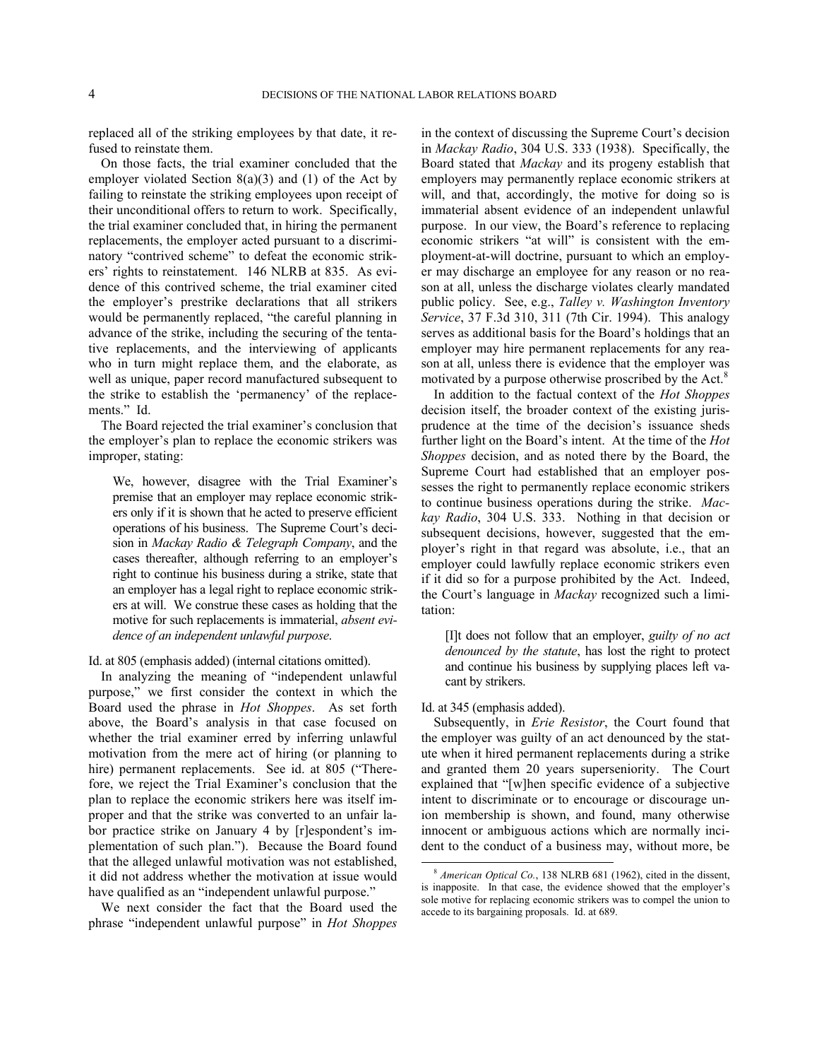replaced all of the striking employees by that date, it refused to reinstate them.

On those facts, the trial examiner concluded that the employer violated Section 8(a)(3) and (1) of the Act by failing to reinstate the striking employees upon receipt of their unconditional offers to return to work. Specifically, the trial examiner concluded that, in hiring the permanent replacements, the employer acted pursuant to a discriminatory "contrived scheme" to defeat the economic strikers' rights to reinstatement. 146 NLRB at 835. As evidence of this contrived scheme, the trial examiner cited the employer's prestrike declarations that all strikers would be permanently replaced, "the careful planning in advance of the strike, including the securing of the tentative replacements, and the interviewing of applicants who in turn might replace them, and the elaborate, as well as unique, paper record manufactured subsequent to the strike to establish the 'permanency' of the replacements." Id.

The Board rejected the trial examiner's conclusion that the employer's plan to replace the economic strikers was improper, stating:

> We, however, disagree with the Trial Examiner's premise that an employer may replace economic strikers only if it is shown that he acted to preserve efficient operations of his business. The Supreme Court's decision in *Mackay Radio & Telegraph Company*, and the cases thereafter, although referring to an employer's right to continue his business during a strike, state that an employer has a legal right to replace economic strikers at will. We construe these cases as holding that the motive for such replacements is immaterial, *absent evidence of an independent unlawful purpose*.

Id. at 805 (emphasis added) (internal citations omitted).

In analyzing the meaning of "independent unlawful purpose," we first consider the context in which the Board used the phrase in *Hot Shoppes*. As set forth above, the Board's analysis in that case focused on whether the trial examiner erred by inferring unlawful motivation from the mere act of hiring (or planning to hire) permanent replacements. See id. at 805 ("Therefore, we reject the Trial Examiner's conclusion that the plan to replace the economic strikers here was itself improper and that the strike was converted to an unfair labor practice strike on January 4 by [r]espondent's implementation of such plan."). Because the Board found that the alleged unlawful motivation was not established, it did not address whether the motivation at issue would have qualified as an "independent unlawful purpose."

We next consider the fact that the Board used the phrase "independent unlawful purpose" in *Hot Shoppes* in the context of discussing the Supreme Court's decision in *Mackay Radio*, 304 U.S. 333 (1938). Specifically, the Board stated that *Mackay* and its progeny establish that employers may permanently replace economic strikers at will, and that, accordingly, the motive for doing so is immaterial absent evidence of an independent unlawful purpose. In our view, the Board's reference to replacing economic strikers "at will" is consistent with the employment-at-will doctrine, pursuant to which an employer may discharge an employee for any reason or no reason at all, unless the discharge violates clearly mandated public policy. See, e.g., *Talley v. Washington Inventory Service*, 37 F.3d 310, 311 (7th Cir. 1994). This analogy serves as additional basis for the Board's holdings that an employer may hire permanent replacements for any reason at all, unless there is evidence that the employer was motivated by a purpose otherwise proscribed by the Act.[8]

In addition to the factual context of the *Hot Shoppes* decision itself, the broader context of the existing jurisprudence at the time of the decision's issuance sheds further light on the Board's intent. At the time of the *Hot Shoppes* decision, and as noted there by the Board, the Supreme Court had established that an employer possesses the right to permanently replace economic strikers to continue business operations during the strike. *Mackay Radio*, 304 U.S. 333. Nothing in that decision or subsequent decisions, however, suggested that the employer's right in that regard was absolute, i.e., that an employer could lawfully replace economic strikers even if it did so for a purpose prohibited by the Act. Indeed, the Court's language in *Mackay* recognized such a limitation:

> [I]t does not follow that an employer, *guilty of no act denounced by the statute*, has lost the right to protect and continue his business by supplying places left vacant by strikers.

Id. at 345 (emphasis added).

Subsequently, in *Erie Resistor*, the Court found that the employer was guilty of an act denounced by the statute when it hired permanent replacements during a strike and granted them 20 years superseniority. The Court explained that "[w]hen specific evidence of a subjective intent to discriminate or to encourage or discourage union membership is shown, and found, many otherwise innocent or ambiguous actions which are normally incident to the conduct of a business may, without more, be

[8] *American Optical Co.*, 138 NLRB 681 (1962), cited in the dissent, is inapposite. In that case, the evidence showed that the employer's sole motive for replacing economic strikers was to compel the union to accede to its bargaining proposals. Id. at 689.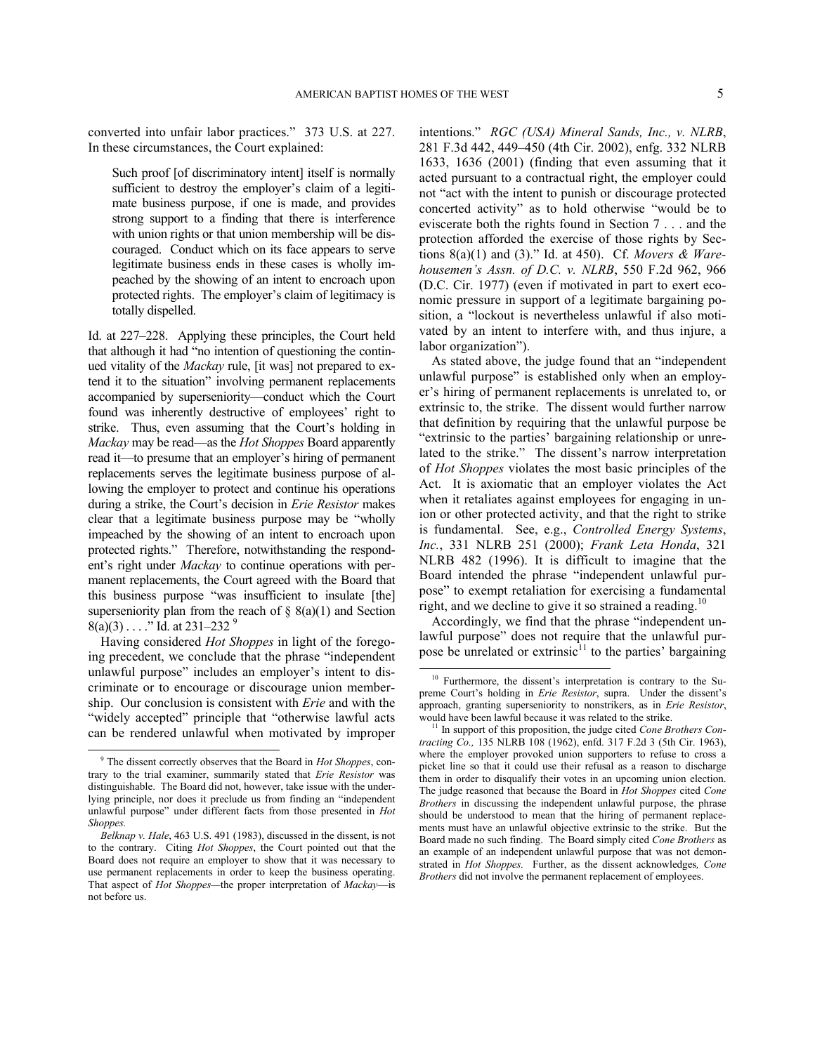converted into unfair labor practices." 373 U.S. at 227. In these circumstances, the Court explained:

> Such proof [of discriminatory intent] itself is normally sufficient to destroy the employer's claim of a legitimate business purpose, if one is made, and provides strong support to a finding that there is interference with union rights or that union membership will be discouraged. Conduct which on its face appears to serve legitimate business ends in these cases is wholly impeached by the showing of an intent to encroach upon protected rights. The employer's claim of legitimacy is totally dispelled.

Id. at 227–228. Applying these principles, the Court held that although it had "no intention of questioning the continued vitality of the *Mackay* rule, [it was] not prepared to extend it to the situation" involving permanent replacements accompanied by superseniority—conduct which the Court found was inherently destructive of employees' right to strike. Thus, even assuming that the Court's holding in *Mackay* may be read—as the *Hot Shoppes* Board apparently read it—to presume that an employer's hiring of permanent replacements serves the legitimate business purpose of allowing the employer to protect and continue his operations during a strike, the Court's decision in *Erie Resistor* makes clear that a legitimate business purpose may be "wholly impeached by the showing of an intent to encroach upon protected rights." Therefore, notwithstanding the respondent's right under *Mackay* to continue operations with permanent replacements, the Court agreed with the Board that this business purpose "was insufficient to insulate [the] superseniority plan from the reach of § 8(a)(1) and Section 8(a)(3) . . . ." Id. at 231–232 [9]

Having considered *Hot Shoppes* in light of the foregoing precedent, we conclude that the phrase "independent unlawful purpose" includes an employer's intent to discriminate or to encourage or discourage union membership. Our conclusion is consistent with *Erie* and with the "widely accepted" principle that "otherwise lawful acts can be rendered unlawful when motivated by improper intentions." *RGC (USA) Mineral Sands, Inc., v. NLRB*, 281 F.3d 442, 449–450 (4th Cir. 2002), enfg. 332 NLRB 1633, 1636 (2001) (finding that even assuming that it acted pursuant to a contractual right, the employer could not "act with the intent to punish or discourage protected concerted activity" as to hold otherwise "would be to eviscerate both the rights found in Section 7 . . . and the protection afforded the exercise of those rights by Sections 8(a)(1) and (3)." Id. at 450). Cf. *Movers & Warehousemen's Assn. of D.C. v. NLRB*, 550 F.2d 962, 966 (D.C. Cir. 1977) (even if motivated in part to exert economic pressure in support of a legitimate bargaining position, a "lockout is nevertheless unlawful if also motivated by an intent to interfere with, and thus injure, a labor organization").

As stated above, the judge found that an "independent unlawful purpose" is established only when an employer's hiring of permanent replacements is unrelated to, or extrinsic to, the strike. The dissent would further narrow that definition by requiring that the unlawful purpose be "extrinsic to the parties' bargaining relationship or unrelated to the strike." The dissent's narrow interpretation of *Hot Shoppes* violates the most basic principles of the Act. It is axiomatic that an employer violates the Act when it retaliates against employees for engaging in union or other protected activity, and that the right to strike is fundamental. See, e.g., *Controlled Energy Systems, Inc.*, 331 NLRB 251 (2000); *Frank Leta Honda*, 321 NLRB 482 (1996). It is difficult to imagine that the Board intended the phrase "independent unlawful purpose" to exempt retaliation for exercising a fundamental right, and we decline to give it so strained a reading.[10]

Accordingly, we find that the phrase "independent unlawful purpose" does not require that the unlawful purpose be unrelated or extrinsic[11] to the parties' bargaining

---

[9] The dissent correctly observes that the Board in *Hot Shoppes*, contrary to the trial examiner, summarily stated that *Erie Resistor* was distinguishable. The Board did not, however, take issue with the underlying principle, nor does it preclude us from finding an "independent unlawful purpose" under different facts from those presented in *Hot Shoppes.*

*Belknap v. Hale*, 463 U.S. 491 (1983), discussed in the dissent, is not to the contrary. Citing *Hot Shoppes*, the Court pointed out that the Board does not require an employer to show that it was necessary to use permanent replacements in order to keep the business operating. That aspect of *Hot Shoppes*—the proper interpretation of *Mackay*—is not before us.

[10] Furthermore, the dissent's interpretation is contrary to the Supreme Court's holding in *Erie Resistor*, supra. Under the dissent's approach, granting superseniority to nonstrikers, as in *Erie Resistor*, would have been lawful because it was related to the strike.

[11] In support of this proposition, the judge cited *Cone Brothers Contracting Co.,* 135 NLRB 108 (1962), enfd. 317 F.2d 3 (5th Cir. 1963), where the employer provoked union supporters to refuse to cross a picket line so that it could use their refusal as a reason to discharge them in order to disqualify their votes in an upcoming union election. The judge reasoned that because the Board in *Hot Shoppes* cited *Cone Brothers* in discussing the independent unlawful purpose, the phrase should be understood to mean that the hiring of permanent replacements must have an unlawful objective extrinsic to the strike. But the Board made no such finding. The Board simply cited *Cone Brothers* as an example of an independent unlawful purpose that was not demonstrated in *Hot Shoppes.* Further, as the dissent acknowledges*, Cone Brothers* did not involve the permanent replacement of employees.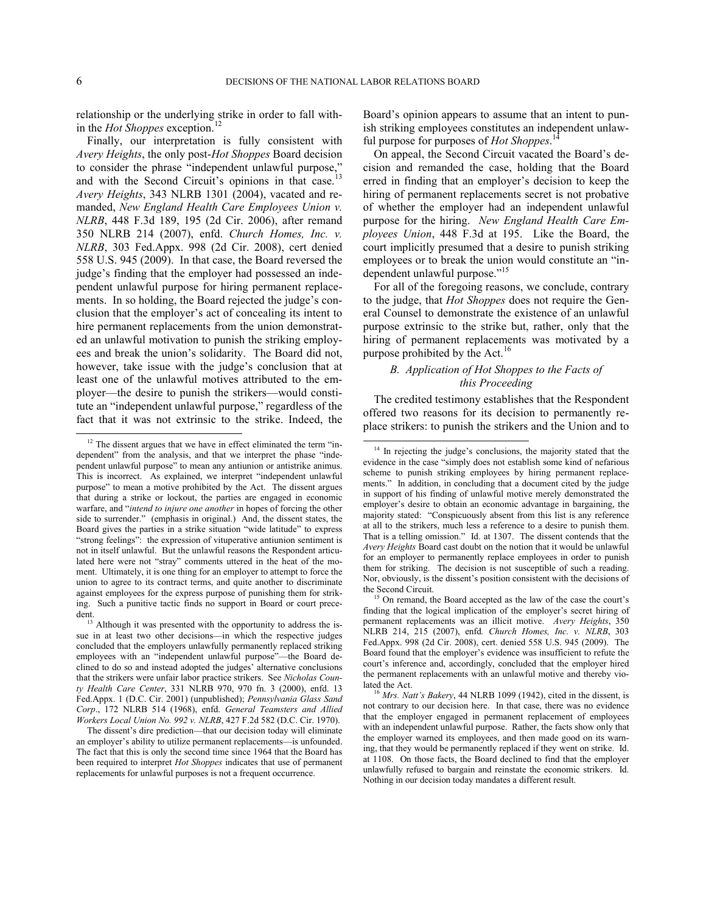relationship or the underlying strike in order to fall within the *Hot Shoppes* exception.[12]

Finally, our interpretation is fully consistent with *Avery Heights*, the only post-*Hot Shoppes* Board decision to consider the phrase "independent unlawful purpose," and with the Second Circuit's opinions in that case.[13] *Avery Heights*, 343 NLRB 1301 (2004), vacated and remanded, *New England Health Care Employees Union v. NLRB*, 448 F.3d 189, 195 (2d Cir. 2006), after remand 350 NLRB 214 (2007), enfd. *Church Homes, Inc. v. NLRB*, 303 Fed.Appx. 998 (2d Cir. 2008), cert denied 558 U.S. 945 (2009). In that case, the Board reversed the judge's finding that the employer had possessed an independent unlawful purpose for hiring permanent replacements. In so holding, the Board rejected the judge's conclusion that the employer's act of concealing its intent to hire permanent replacements from the union demonstrated an unlawful motivation to punish the striking employees and break the union's solidarity. The Board did not, however, take issue with the judge's conclusion that at least one of the unlawful motives attributed to the employer—the desire to punish the strikers—would constitute an "independent unlawful purpose," regardless of the fact that it was not extrinsic to the strike. Indeed, the Board's opinion appears to assume that an intent to punish striking employees constitutes an independent unlawful purpose for purposes of *Hot Shoppes*.[14]

On appeal, the Second Circuit vacated the Board's decision and remanded the case, holding that the Board erred in finding that an employer's decision to keep the hiring of permanent replacements secret is not probative of whether the employer had an independent unlawful purpose for the hiring. *New England Health Care Employees Union*, 448 F.3d at 195. Like the Board, the court implicitly presumed that a desire to punish striking employees or to break the union would constitute an "independent unlawful purpose."[15]

For all of the foregoing reasons, we conclude, contrary to the judge, that *Hot Shoppes* does not require the General Counsel to demonstrate the existence of an unlawful purpose extrinsic to the strike but, rather, only that the hiring of permanent replacements was motivated by a purpose prohibited by the Act.[16]

### *B. Application of Hot Shoppes to the Facts of this Proceeding*

The credited testimony establishes that the Respondent offered two reasons for its decision to permanently replace strikers: to punish the strikers and the Union and to

---

[12] The dissent argues that we have in effect eliminated the term "independent" from the analysis, and that we interpret the phase "independent unlawful purpose" to mean any antiunion or antistrike animus. This is incorrect. As explained, we interpret "independent unlawful purpose" to mean a motive prohibited by the Act. The dissent argues that during a strike or lockout, the parties are engaged in economic warfare, and "*intend to injure one another* in hopes of forcing the other side to surrender." (emphasis in original.) And, the dissent states, the Board gives the parties in a strike situation "wide latitude" to express "strong feelings": the expression of vituperative antiunion sentiment is not in itself unlawful. But the unlawful reasons the Respondent articulated here were not "stray" comments uttered in the heat of the moment. Ultimately, it is one thing for an employer to attempt to force the union to agree to its contract terms, and quite another to discriminate against employees for the express purpose of punishing them for striking. Such a punitive tactic finds no support in Board or court precedent.

[13] Although it was presented with the opportunity to address the issue in at least two other decisions—in which the respective judges concluded that the employers unlawfully permanently replaced striking employees with an "independent unlawful purpose"—the Board declined to do so and instead adopted the judges' alternative conclusions that the strikers were unfair labor practice strikers. See *Nicholas County Health Care Center*, 331 NLRB 970, 970 fn. 3 (2000), enfd. 13 Fed.Appx. 1 (D.C. Cir. 2001) (unpublished); *Pennsylvania Glass Sand Corp*., 172 NLRB 514 (1968), enfd. *General Teamsters and Allied Workers Local Union No. 992 v. NLRB*, 427 F.2d 582 (D.C. Cir. 1970).

The dissent's dire prediction—that our decision today will eliminate an employer's ability to utilize permanent replacements—is unfounded. The fact that this is only the second time since 1964 that the Board has been required to interpret *Hot Shoppes* indicates that use of permanent replacements for unlawful purposes is not a frequent occurrence.

[14] In rejecting the judge's conclusions, the majority stated that the evidence in the case "simply does not establish some kind of nefarious scheme to punish striking employees by hiring permanent replacements." In addition, in concluding that a document cited by the judge in support of his finding of unlawful motive merely demonstrated the employer's desire to obtain an economic advantage in bargaining, the majority stated: "Conspicuously absent from this list is any reference at all to the strikers, much less a reference to a desire to punish them. That is a telling omission." Id. at 1307. The dissent contends that the *Avery Heights* Board cast doubt on the notion that it would be unlawful for an employer to permanently replace employees in order to punish them for striking. The decision is not susceptible of such a reading. Nor, obviously, is the dissent's position consistent with the decisions of the Second Circuit.

[15] On remand, the Board accepted as the law of the case the court's finding that the logical implication of the employer's secret hiring of permanent replacements was an illicit motive. *Avery Heights*, 350 NLRB 214, 215 (2007), enfd*. Church Homes, Inc. v. NLRB*, 303 Fed.Appx. 998 (2d Cir. 2008), cert. denied 558 U.S. 945 (2009). The Board found that the employer's evidence was insufficient to refute the court's inference and, accordingly, concluded that the employer hired the permanent replacements with an unlawful motive and thereby violated the Act.

[16] *Mrs. Natt's Bakery*, 44 NLRB 1099 (1942), cited in the dissent, is not contrary to our decision here. In that case, there was no evidence that the employer engaged in permanent replacement of employees with an independent unlawful purpose. Rather, the facts show only that the employer warned its employees, and then made good on its warning, that they would be permanently replaced if they went on strike. Id. at 1108. On those facts, the Board declined to find that the employer unlawfully refused to bargain and reinstate the economic strikers. Id. Nothing in our decision today mandates a different result.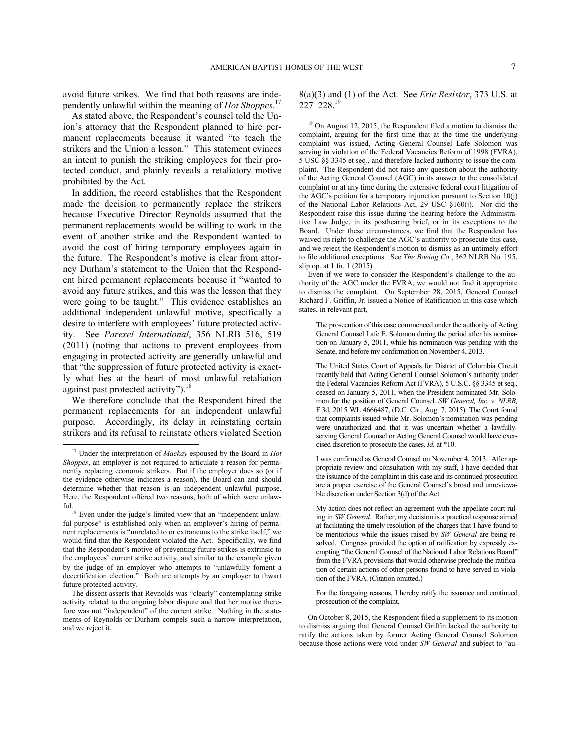avoid future strikes. We find that both reasons are independently unlawful within the meaning of *Hot Shoppes*.[17]

As stated above, the Respondent's counsel told the Union's attorney that the Respondent planned to hire permanent replacements because it wanted "to teach the strikers and the Union a lesson." This statement evinces an intent to punish the striking employees for their protected conduct, and plainly reveals a retaliatory motive prohibited by the Act.

In addition, the record establishes that the Respondent made the decision to permanently replace the strikers because Executive Director Reynolds assumed that the permanent replacements would be willing to work in the event of another strike and the Respondent wanted to avoid the cost of hiring temporary employees again in the future. The Respondent's motive is clear from attorney Durham's statement to the Union that the Respondent hired permanent replacements because it "wanted to avoid any future strikes, and this was the lesson that they were going to be taught." This evidence establishes an additional independent unlawful motive, specifically a desire to interfere with employees' future protected activity. See *Parexel International*, 356 NLRB 516, 519 (2011) (noting that actions to prevent employees from engaging in protected activity are generally unlawful and that "the suppression of future protected activity is exactly what lies at the heart of most unlawful retaliation against past protected activity").[18]

We therefore conclude that the Respondent hired the permanent replacements for an independent unlawful purpose. Accordingly, its delay in reinstating certain strikers and its refusal to reinstate others violated Section 8(a)(3) and (1) of the Act. See *Erie Resistor*, 373 U.S. at 227–228.[19]

---

[17] Under the interpretation of *Mackay* espoused by the Board in *Hot Shoppes*, an employer is not required to articulate a reason for permanently replacing economic strikers. But if the employer does so (or if the evidence otherwise indicates a reason), the Board can and should determine whether that reason is an independent unlawful purpose. Here, the Respondent offered two reasons, both of which were unlawful.

[18] Even under the judge's limited view that an "independent unlawful purpose" is established only when an employer's hiring of permanent replacements is "unrelated to or extraneous to the strike itself," we would find that the Respondent violated the Act. Specifically, we find that the Respondent's motive of preventing future strikes is extrinsic to the employees' current strike activity, and similar to the example given by the judge of an employer who attempts to "unlawfully foment a decertification election." Both are attempts by an employer to thwart future protected activity.

The dissent asserts that Reynolds was "clearly" contemplating strike activity related to the ongoing labor dispute and that her motive therefore was not "independent" of the current strike. Nothing in the statements of Reynolds or Durham compels such a narrow interpretation, and we reject it.

[19] On August 12, 2015, the Respondent filed a motion to dismiss the complaint, arguing for the first time that at the time the underlying complaint was issued, Acting General Counsel Lafe Solomon was serving in violation of the Federal Vacancies Reform of 1998 (FVRA), 5 USC §§ 3345 et seq., and therefore lacked authority to issue the complaint. The Respondent did not raise any question about the authority of the Acting General Counsel (AGC) in its answer to the consolidated complaint or at any time during the extensive federal court litigation of the AGC's petition for a temporary injunction pursuant to Section 10(j) of the National Labor Relations Act, 29 USC §160(j). Nor did the Respondent raise this issue during the hearing before the Administrative Law Judge, in its posthearing brief, or in its exceptions to the Board. Under these circumstances, we find that the Respondent has waived its right to challenge the AGC's authority to prosecute this case, and we reject the Respondent's motion to dismiss as an untimely effort to file additional exceptions. See *The Boeing Co.*, 362 NLRB No. 195, slip op. at 1 fn. 1 (2015).

Even if we were to consider the Respondent's challenge to the authority of the AGC under the FVRA, we would not find it appropriate to dismiss the complaint. On September 28, 2015, General Counsel Richard F. Griffin, Jr. issued a Notice of Ratification in this case which states, in relevant part,

> The prosecution of this case commenced under the authority of Acting General Counsel Lafe E. Solomon during the period after his nomination on January 5, 2011, while his nomination was pending with the Senate, and before my confirmation on November 4, 2013.
>
> The United States Court of Appeals for District of Columbia Circuit recently held that Acting General Counsel Solomon's authority under the Federal Vacancies Reform Act (FVRA), 5 U.S.C. §§ 3345 et seq., ceased on January 5, 2011, when the President nominated Mr. Solomon for the position of General Counsel. *SW General, Inc. v. NLRB,* F.3d, 2015 WL 4666487, (D.C. Cir., Aug. 7, 2015). The Court found that complaints issued while Mr. Solomon's nomination was pending were unauthorized and that it was uncertain whether a lawfully-serving General Counsel or Acting General Counsel would have exercised discretion to prosecute the cases. *Id.* at *10.
>
> I was confirmed as General Counsel on November 4, 2013. After appropriate review and consultation with my staff, I have decided that the issuance of the complaint in this case and its continued prosecution are a proper exercise of the General Counsel's broad and unreviewable discretion under Section 3(d) of the Act.
>
> My action does not reflect an agreement with the appellate court ruling in *SW General*. Rather, my decision is a practical response aimed at facilitating the timely resolution of the charges that I have found to be meritorious while the issues raised by *SW General* are being resolved. Congress provided the option of ratification by expressly exempting "the General Counsel of the National Labor Relations Board" from the FVRA provisions that would otherwise preclude the ratification of certain actions of other persons found to have served in violation of the FVRA. (Citation omitted.)
>
> For the foregoing reasons, I hereby ratify the issuance and continued prosecution of the complaint.

On October 8, 2015, the Respondent filed a supplement to its motion to dismiss arguing that General Counsel Griffin lacked the authority to ratify the actions taken by former Acting General Counsel Solomon because those actions were void under *SW General* and subject to "au-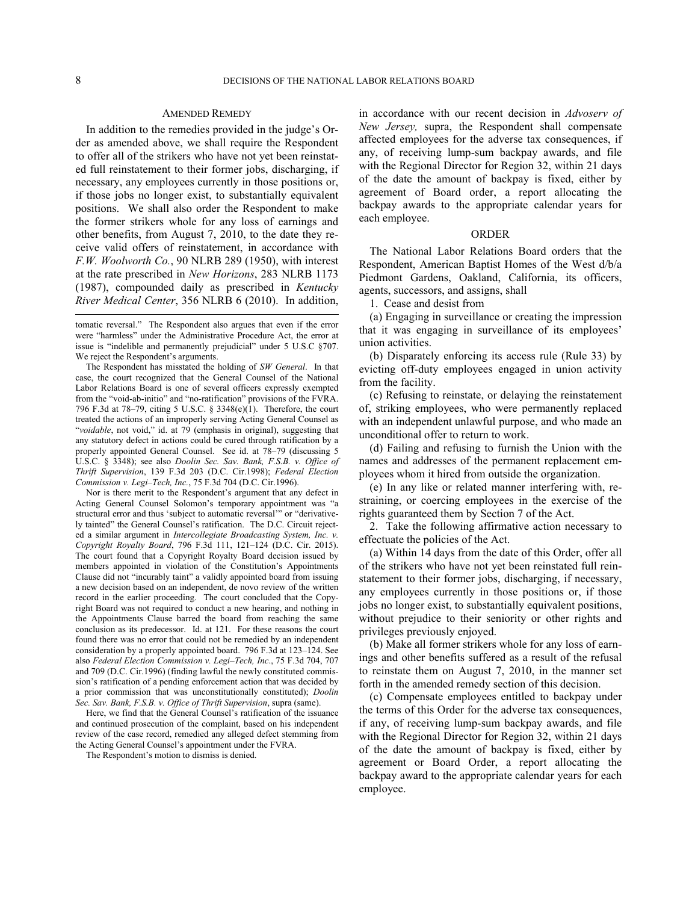## AMENDED REMEDY

In addition to the remedies provided in the judge's Order as amended above, we shall require the Respondent to offer all of the strikers who have not yet been reinstated full reinstatement to their former jobs, discharging, if necessary, any employees currently in those positions or, if those jobs no longer exist, to substantially equivalent positions. We shall also order the Respondent to make the former strikers whole for any loss of earnings and other benefits, from August 7, 2010, to the date they receive valid offers of reinstatement, in accordance with *F.W. Woolworth Co.*, 90 NLRB 289 (1950), with interest at the rate prescribed in *New Horizons*, 283 NLRB 1173 (1987), compounded daily as prescribed in *Kentucky River Medical Center*, 356 NLRB 6 (2010). In addition, in accordance with our recent decision in *Advoserv of New Jersey,* supra, the Respondent shall compensate affected employees for the adverse tax consequences, if any, of receiving lump-sum backpay awards, and file with the Regional Director for Region 32, within 21 days of the date the amount of backpay is fixed, either by agreement of Board order, a report allocating the backpay awards to the appropriate calendar years for each employee.

## ORDER

The National Labor Relations Board orders that the Respondent, American Baptist Homes of the West d/b/a Piedmont Gardens, Oakland, California, its officers, agents, successors, and assigns, shall

1. Cease and desist from

(a) Engaging in surveillance or creating the impression that it was engaging in surveillance of its employees' union activities.

(b) Disparately enforcing its access rule (Rule 33) by evicting off-duty employees engaged in union activity from the facility.

(c) Refusing to reinstate, or delaying the reinstatement of, striking employees, who were permanently replaced with an independent unlawful purpose, and who made an unconditional offer to return to work.

(d) Failing and refusing to furnish the Union with the names and addresses of the permanent replacement employees whom it hired from outside the organization.

(e) In any like or related manner interfering with, restraining, or coercing employees in the exercise of the rights guaranteed them by Section 7 of the Act.

2. Take the following affirmative action necessary to effectuate the policies of the Act.

(a) Within 14 days from the date of this Order, offer all of the strikers who have not yet been reinstated full reinstatement to their former jobs, discharging, if necessary, any employees currently in those positions or, if those jobs no longer exist, to substantially equivalent positions, without prejudice to their seniority or other rights and privileges previously enjoyed.

(b) Make all former strikers whole for any loss of earnings and other benefits suffered as a result of the refusal to reinstate them on August 7, 2010, in the manner set forth in the amended remedy section of this decision.

(c) Compensate employees entitled to backpay under the terms of this Order for the adverse tax consequences, if any, of receiving lump-sum backpay awards, and file with the Regional Director for Region 32, within 21 days of the date the amount of backpay is fixed, either by agreement or Board Order, a report allocating the backpay award to the appropriate calendar years for each employee.

---

tomatic reversal." The Respondent also argues that even if the error were "harmless" under the Administrative Procedure Act, the error at issue is "indelible and permanently prejudicial" under 5 U.S.C §707. We reject the Respondent's arguments.

The Respondent has misstated the holding of *SW General*. In that case, the court recognized that the General Counsel of the National Labor Relations Board is one of several officers expressly exempted from the "void-ab-initio" and "no-ratification" provisions of the FVRA. 796 F.3d at 78–79, citing 5 U.S.C. § 3348(e)(1). Therefore, the court treated the actions of an improperly serving Acting General Counsel as "*voidable*, not void," id. at 79 (emphasis in original), suggesting that any statutory defect in actions could be cured through ratification by a properly appointed General Counsel. See id. at 78–79 (discussing 5 U.S.C. § 3348); see also *Doolin Sec. Sav. Bank, F.S.B. v. Office of Thrift Supervision*, 139 F.3d 203 (D.C. Cir.1998); *Federal Election Commission v. Legi–Tech, Inc.*, 75 F.3d 704 (D.C. Cir.1996).

Nor is there merit to the Respondent's argument that any defect in Acting General Counsel Solomon's temporary appointment was "a structural error and thus 'subject to automatic reversal'" or "derivatively tainted" the General Counsel's ratification. The D.C. Circuit rejected a similar argument in *Intercollegiate Broadcasting System, Inc. v. Copyright Royalty Board*, 796 F.3d 111, 121–124 (D.C. Cir. 2015). The court found that a Copyright Royalty Board decision issued by members appointed in violation of the Constitution's Appointments Clause did not "incurably taint" a validly appointed board from issuing a new decision based on an independent, de novo review of the written record in the earlier proceeding. The court concluded that the Copyright Board was not required to conduct a new hearing, and nothing in the Appointments Clause barred the board from reaching the same conclusion as its predecessor. Id. at 121. For these reasons the court found there was no error that could not be remedied by an independent consideration by a properly appointed board. 796 F.3d at 123–124. See also *Federal Election Commission v. Legi–Tech, Inc*., 75 F.3d 704, 707 and 709 (D.C. Cir.1996) (finding lawful the newly constituted commission's ratification of a pending enforcement action that was decided by a prior commission that was unconstitutionally constituted); *Doolin Sec. Sav. Bank, F.S.B. v. Office of Thrift Supervision*, supra (same).

Here, we find that the General Counsel's ratification of the issuance and continued prosecution of the complaint, based on his independent review of the case record, remedied any alleged defect stemming from the Acting General Counsel's appointment under the FVRA.

The Respondent's motion to dismiss is denied.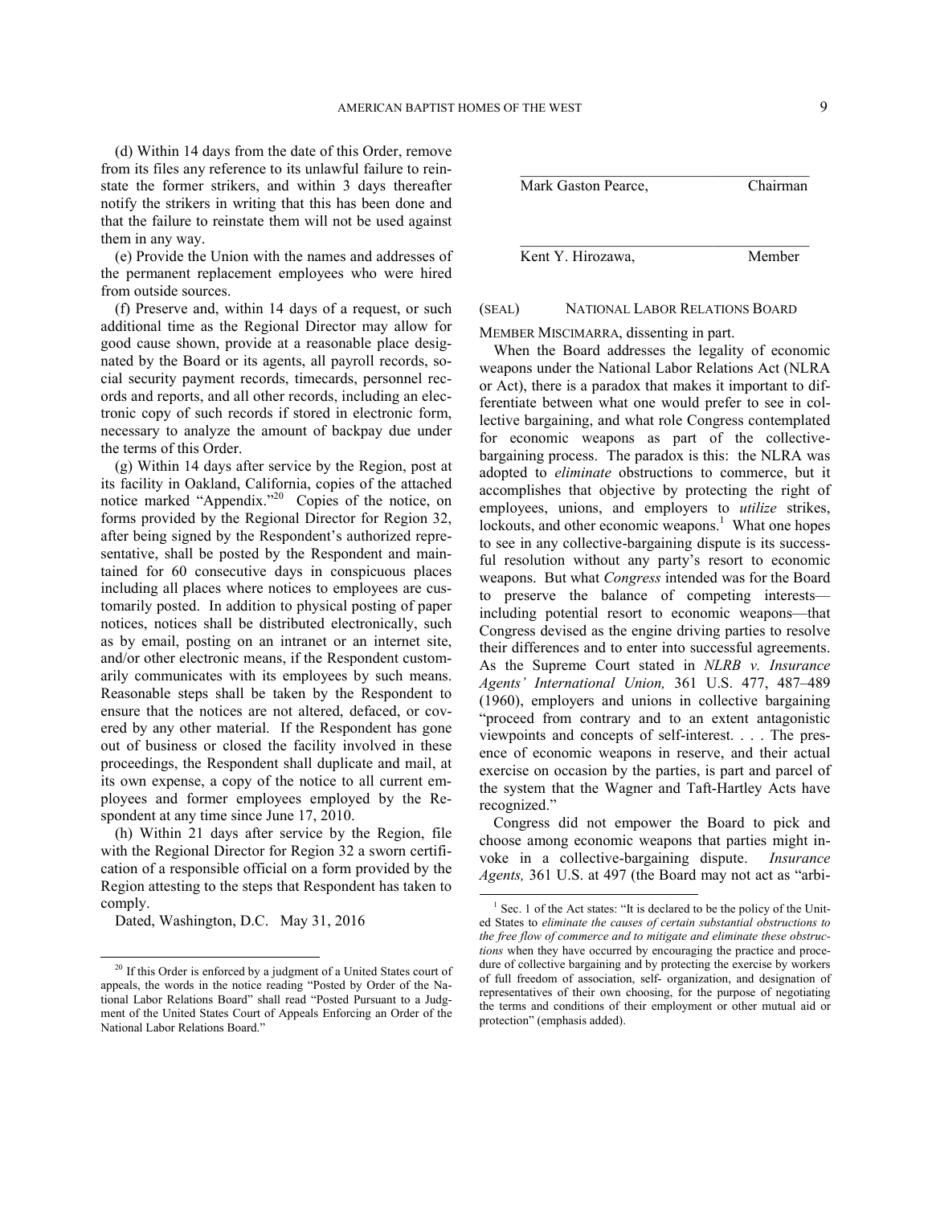(d) Within 14 days from the date of this Order, remove from its files any reference to its unlawful failure to reinstate the former strikers, and within 3 days thereafter notify the strikers in writing that this has been done and that the failure to reinstate them will not be used against them in any way.

(e) Provide the Union with the names and addresses of the permanent replacement employees who were hired from outside sources.

(f) Preserve and, within 14 days of a request, or such additional time as the Regional Director may allow for good cause shown, provide at a reasonable place designated by the Board or its agents, all payroll records, social security payment records, timecards, personnel records and reports, and all other records, including an electronic copy of such records if stored in electronic form, necessary to analyze the amount of backpay due under the terms of this Order.

(g) Within 14 days after service by the Region, post at its facility in Oakland, California, copies of the attached notice marked "Appendix."[20] Copies of the notice, on forms provided by the Regional Director for Region 32, after being signed by the Respondent's authorized representative, shall be posted by the Respondent and maintained for 60 consecutive days in conspicuous places including all places where notices to employees are customarily posted. In addition to physical posting of paper notices, notices shall be distributed electronically, such as by email, posting on an intranet or an internet site, and/or other electronic means, if the Respondent customarily communicates with its employees by such means. Reasonable steps shall be taken by the Respondent to ensure that the notices are not altered, defaced, or covered by any other material. If the Respondent has gone out of business or closed the facility involved in these proceedings, the Respondent shall duplicate and mail, at its own expense, a copy of the notice to all current employees and former employees employed by the Respondent at any time since June 17, 2010.

(h) Within 21 days after service by the Region, file with the Regional Director for Region 32 a sworn certification of a responsible official on a form provided by the Region attesting to the steps that Respondent has taken to comply.

Dated, Washington, D.C. May 31, 2016

[20] If this Order is enforced by a judgment of a United States court of appeals, the words in the notice reading "Posted by Order of the National Labor Relations Board" shall read "Posted Pursuant to a Judgment of the United States Court of Appeals Enforcing an Order of the National Labor Relations Board."

______________________________________
Mark Gaston Pearce, Chairman

______________________________________
Kent Y. Hirozawa, Member

(SEAL) NATIONAL LABOR RELATIONS BOARD

MEMBER MISCIMARRA, dissenting in part.

When the Board addresses the legality of economic weapons under the National Labor Relations Act (NLRA or Act), there is a paradox that makes it important to differentiate between what one would prefer to see in collective bargaining, and what role Congress contemplated for economic weapons as part of the collective-bargaining process. The paradox is this: the NLRA was adopted to *eliminate* obstructions to commerce, but it accomplishes that objective by protecting the right of employees, unions, and employers to *utilize* strikes, lockouts, and other economic weapons.[1] What one hopes to see in any collective-bargaining dispute is its successful resolution without any party's resort to economic weapons. But what *Congress* intended was for the Board to preserve the balance of competing interests—including potential resort to economic weapons—that Congress devised as the engine driving parties to resolve their differences and to enter into successful agreements. As the Supreme Court stated in *NLRB v. Insurance Agents' International Union,* 361 U.S. 477, 487–489 (1960), employers and unions in collective bargaining "proceed from contrary and to an extent antagonistic viewpoints and concepts of self-interest. . . . The presence of economic weapons in reserve, and their actual exercise on occasion by the parties, is part and parcel of the system that the Wagner and Taft-Hartley Acts have recognized."

Congress did not empower the Board to pick and choose among economic weapons that parties might invoke in a collective-bargaining dispute. *Insurance Agents,* 361 U.S. at 497 (the Board may not act as "arbi-

[1] Sec. 1 of the Act states: "It is declared to be the policy of the United States to *eliminate the causes of certain substantial obstructions to the free flow of commerce and to mitigate and eliminate these obstructions* when they have occurred by encouraging the practice and procedure of collective bargaining and by protecting the exercise by workers of full freedom of association, self- organization, and designation of representatives of their own choosing, for the purpose of negotiating the terms and conditions of their employment or other mutual aid or protection" (emphasis added).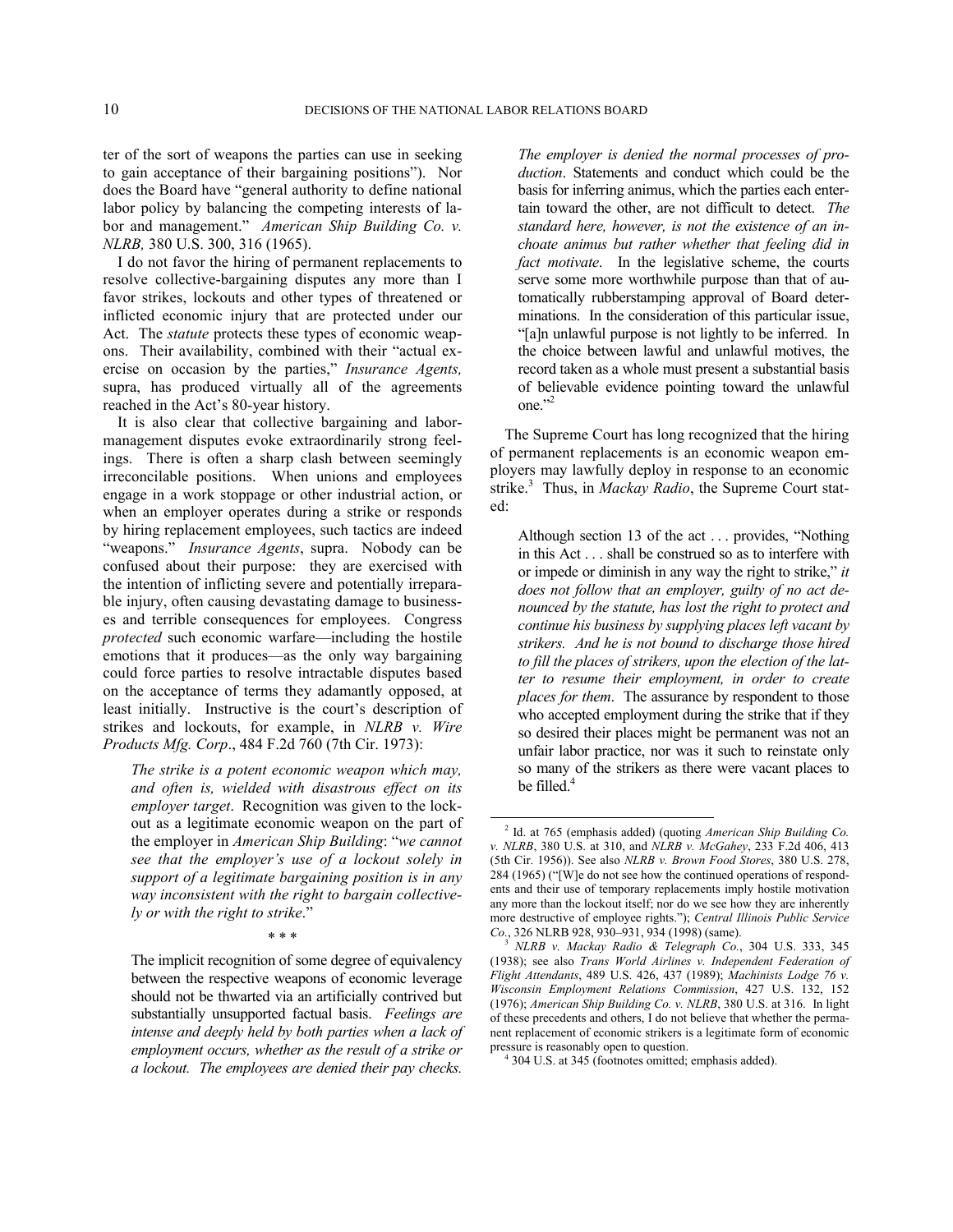ter of the sort of weapons the parties can use in seeking to gain acceptance of their bargaining positions"). Nor does the Board have "general authority to define national labor policy by balancing the competing interests of labor and management." *American Ship Building Co. v. NLRB,* 380 U.S. 300, 316 (1965).

I do not favor the hiring of permanent replacements to resolve collective-bargaining disputes any more than I favor strikes, lockouts and other types of threatened or inflicted economic injury that are protected under our Act. The *statute* protects these types of economic weapons. Their availability, combined with their "actual exercise on occasion by the parties," *Insurance Agents,* supra, has produced virtually all of the agreements reached in the Act's 80-year history.

It is also clear that collective bargaining and labor-management disputes evoke extraordinarily strong feelings. There is often a sharp clash between seemingly irreconcilable positions. When unions and employees engage in a work stoppage or other industrial action, or when an employer operates during a strike or responds by hiring replacement employees, such tactics are indeed "weapons." *Insurance Agents*, supra. Nobody can be confused about their purpose: they are exercised with the intention of inflicting severe and potentially irreparable injury, often causing devastating damage to businesses and terrible consequences for employees. Congress *protected* such economic warfare—including the hostile emotions that it produces—as the only way bargaining could force parties to resolve intractable disputes based on the acceptance of terms they adamantly opposed, at least initially. Instructive is the court's description of strikes and lockouts, for example, in *NLRB v. Wire Products Mfg. Corp*., 484 F.2d 760 (7th Cir. 1973):

> *The strike is a potent economic weapon which may, and often is, wielded with disastrous effect on its employer target*. Recognition was given to the lockout as a legitimate economic weapon on the part of the employer in *American Ship Building*: "*we cannot see that the employer's use of a lockout solely in support of a legitimate bargaining position is in any way inconsistent with the right to bargain collectively or with the right to strike*."
>
> \* \* \*
>
> The implicit recognition of some degree of equivalency between the respective weapons of economic leverage should not be thwarted via an artificially contrived but substantially unsupported factual basis. *Feelings are intense and deeply held by both parties when a lack of employment occurs, whether as the result of a strike or a lockout. The employees are denied their pay checks. The employer is denied the normal processes of production*. Statements and conduct which could be the basis for inferring animus, which the parties each entertain toward the other, are not difficult to detect. *The standard here, however, is not the existence of an inchoate animus but rather whether that feeling did in fact motivate*. In the legislative scheme, the courts serve some more worthwhile purpose than that of automatically rubberstamping approval of Board determinations. In the consideration of this particular issue, "[a]n unlawful purpose is not lightly to be inferred. In the choice between lawful and unlawful motives, the record taken as a whole must present a substantial basis of believable evidence pointing toward the unlawful one."[2]

The Supreme Court has long recognized that the hiring of permanent replacements is an economic weapon employers may lawfully deploy in response to an economic strike.[3] Thus, in *Mackay Radio*, the Supreme Court stated:

> Although section 13 of the act . . . provides, "Nothing in this Act . . . shall be construed so as to interfere with or impede or diminish in any way the right to strike," *it does not follow that an employer, guilty of no act denounced by the statute, has lost the right to protect and continue his business by supplying places left vacant by strikers. And he is not bound to discharge those hired to fill the places of strikers, upon the election of the latter to resume their employment, in order to create places for them*. The assurance by respondent to those who accepted employment during the strike that if they so desired their places might be permanent was not an unfair labor practice, nor was it such to reinstate only so many of the strikers as there were vacant places to be filled.[4]

---

[2] Id. at 765 (emphasis added) (quoting *American Ship Building Co. v. NLRB*, 380 U.S. at 310, and *NLRB v. McGahey*, 233 F.2d 406, 413 (5th Cir. 1956)). See also *NLRB v. Brown Food Stores*, 380 U.S. 278, 284 (1965) ("[W]e do not see how the continued operations of respondents and their use of temporary replacements imply hostile motivation any more than the lockout itself; nor do we see how they are inherently more destructive of employee rights."); *Central Illinois Public Service Co.*, 326 NLRB 928, 930–931, 934 (1998) (same).

[3] *NLRB v. Mackay Radio & Telegraph Co.*, 304 U.S. 333, 345 (1938); see also *Trans World Airlines v. Independent Federation of Flight Attendants*, 489 U.S. 426, 437 (1989); *Machinists Lodge 76 v. Wisconsin Employment Relations Commission*, 427 U.S. 132, 152 (1976); *American Ship Building Co. v. NLRB*, 380 U.S. at 316. In light of these precedents and others, I do not believe that whether the permanent replacement of economic strikers is a legitimate form of economic pressure is reasonably open to question.

[4] 304 U.S. at 345 (footnotes omitted; emphasis added).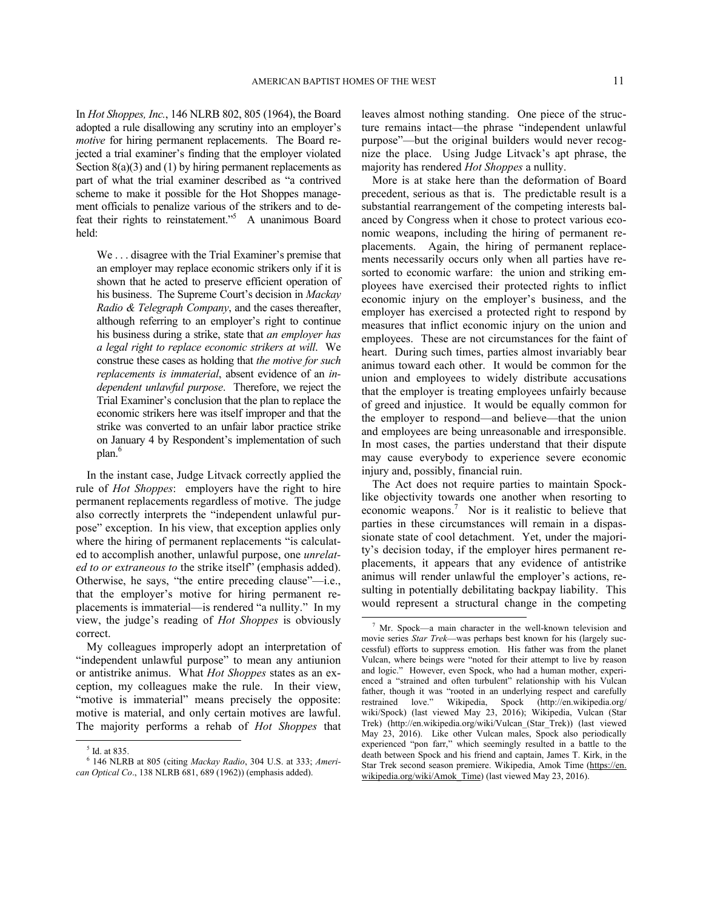In *Hot Shoppes, Inc.*, 146 NLRB 802, 805 (1964), the Board adopted a rule disallowing any scrutiny into an employer's *motive* for hiring permanent replacements. The Board rejected a trial examiner's finding that the employer violated Section 8(a)(3) and (1) by hiring permanent replacements as part of what the trial examiner described as "a contrived scheme to make it possible for the Hot Shoppes management officials to penalize various of the strikers and to defeat their rights to reinstatement."[5] A unanimous Board held:

> We . . . disagree with the Trial Examiner's premise that an employer may replace economic strikers only if it is shown that he acted to preserve efficient operation of his business. The Supreme Court's decision in *Mackay Radio & Telegraph Company*, and the cases thereafter, although referring to an employer's right to continue his business during a strike, state that *an employer has a legal right to replace economic strikers at will*. We construe these cases as holding that *the motive for such replacements is immaterial*, absent evidence of an *independent unlawful purpose*. Therefore, we reject the Trial Examiner's conclusion that the plan to replace the economic strikers here was itself improper and that the strike was converted to an unfair labor practice strike on January 4 by Respondent's implementation of such plan.[6]

In the instant case, Judge Litvack correctly applied the rule of *Hot Shoppes*: employers have the right to hire permanent replacements regardless of motive. The judge also correctly interprets the "independent unlawful purpose" exception. In his view, that exception applies only where the hiring of permanent replacements "is calculated to accomplish another, unlawful purpose, one *unrelated to or extraneous to* the strike itself" (emphasis added). Otherwise, he says, "the entire preceding clause"—i.e., that the employer's motive for hiring permanent replacements is immaterial—is rendered "a nullity." In my view, the judge's reading of *Hot Shoppes* is obviously correct.

My colleagues improperly adopt an interpretation of "independent unlawful purpose" to mean any antiunion or antistrike animus. What *Hot Shoppes* states as an exception, my colleagues make the rule. In their view, "motive is immaterial" means precisely the opposite: motive is material, and only certain motives are lawful. The majority performs a rehab of *Hot Shoppes* that leaves almost nothing standing. One piece of the structure remains intact—the phrase "independent unlawful purpose"—but the original builders would never recognize the place. Using Judge Litvack's apt phrase, the majority has rendered *Hot Shoppes* a nullity.

More is at stake here than the deformation of Board precedent, serious as that is. The predictable result is a substantial rearrangement of the competing interests balanced by Congress when it chose to protect various economic weapons, including the hiring of permanent replacements. Again, the hiring of permanent replacements necessarily occurs only when all parties have resorted to economic warfare: the union and striking employees have exercised their protected rights to inflict economic injury on the employer's business, and the employer has exercised a protected right to respond by measures that inflict economic injury on the union and employees. These are not circumstances for the faint of heart. During such times, parties almost invariably bear animus toward each other. It would be common for the union and employees to widely distribute accusations that the employer is treating employees unfairly because of greed and injustice. It would be equally common for the employer to respond—and believe—that the union and employees are being unreasonable and irresponsible. In most cases, the parties understand that their dispute may cause everybody to experience severe economic injury and, possibly, financial ruin.

The Act does not require parties to maintain Spock-like objectivity towards one another when resorting to economic weapons.[7] Nor is it realistic to believe that parties in these circumstances will remain in a dispassionate state of cool detachment. Yet, under the majority's decision today, if the employer hires permanent replacements, it appears that any evidence of antistrike animus will render unlawful the employer's actions, resulting in potentially debilitating backpay liability. This would represent a structural change in the competing

---

[5] Id. at 835.

[6] 146 NLRB at 805 (citing *Mackay Radio*, 304 U.S. at 333; *American Optical Co*., 138 NLRB 681, 689 (1962)) (emphasis added).

[7] Mr. Spock—a main character in the well-known television and movie series *Star Trek*—was perhaps best known for his (largely successful) efforts to suppress emotion. His father was from the planet Vulcan, where beings were "noted for their attempt to live by reason and logic." However, even Spock, who had a human mother, experienced a "strained and often turbulent" relationship with his Vulcan father, though it was "rooted in an underlying respect and carefully restrained love." Wikipedia, Spock (http://en.wikipedia.org/wiki/Spock) (last viewed May 23, 2016); Wikipedia, Vulcan (Star Trek) (http://en.wikipedia.org/wiki/Vulcan_(Star_Trek)) (last viewed May 23, 2016). Like other Vulcan males, Spock also periodically experienced "pon farr," which seemingly resulted in a battle to the death between Spock and his friend and captain, James T. Kirk, in the Star Trek second season premiere. Wikipedia, Amok Time (https://en.wikipedia.org/wiki/Amok_Time) (last viewed May 23, 2016).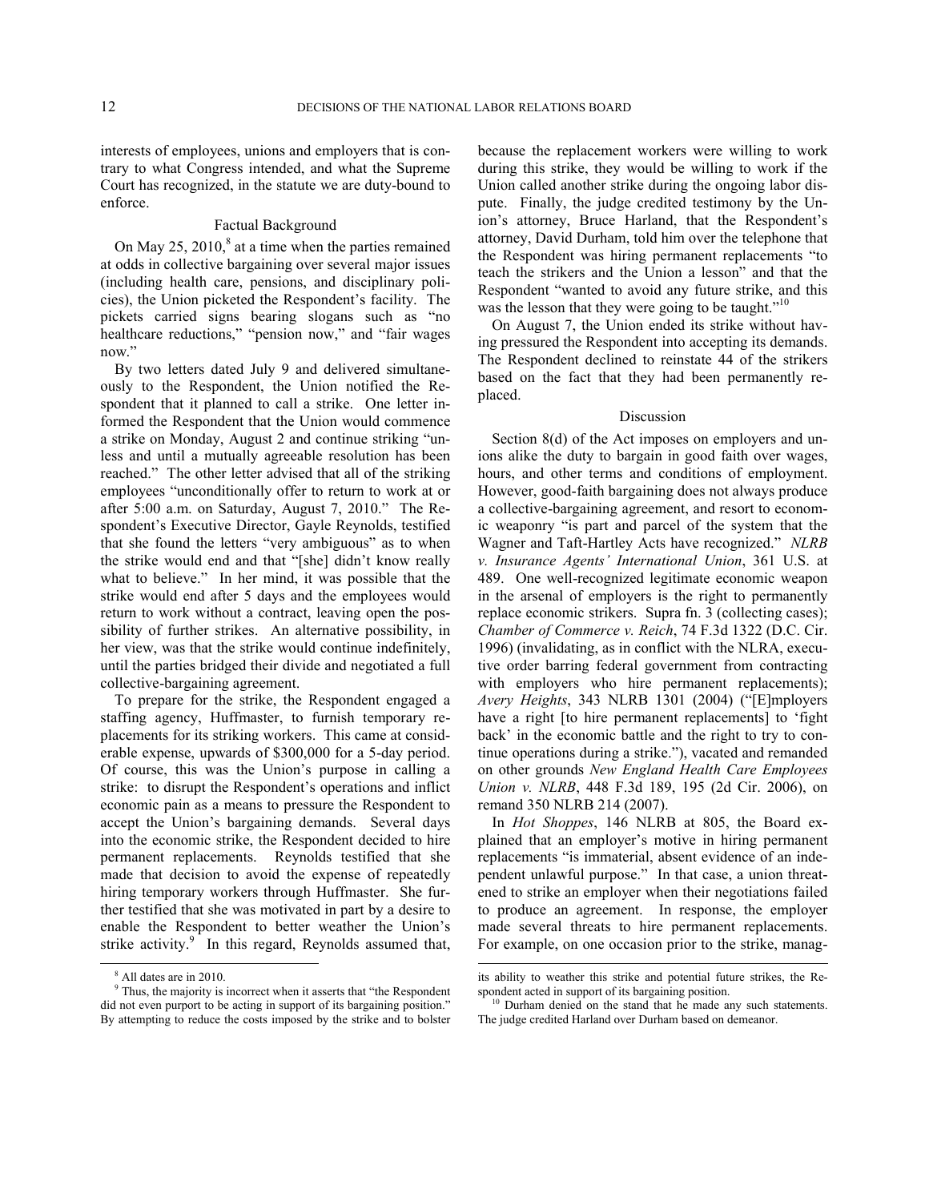interests of employees, unions and employers that is contrary to what Congress intended, and what the Supreme Court has recognized, in the statute we are duty-bound to enforce.

### Factual Background

On May 25, 2010,[8] at a time when the parties remained at odds in collective bargaining over several major issues (including health care, pensions, and disciplinary policies), the Union picketed the Respondent's facility. The pickets carried signs bearing slogans such as "no healthcare reductions," "pension now," and "fair wages now."

By two letters dated July 9 and delivered simultaneously to the Respondent, the Union notified the Respondent that it planned to call a strike. One letter informed the Respondent that the Union would commence a strike on Monday, August 2 and continue striking "unless and until a mutually agreeable resolution has been reached." The other letter advised that all of the striking employees "unconditionally offer to return to work at or after 5:00 a.m. on Saturday, August 7, 2010." The Respondent's Executive Director, Gayle Reynolds, testified that she found the letters "very ambiguous" as to when the strike would end and that "[she] didn't know really what to believe." In her mind, it was possible that the strike would end after 5 days and the employees would return to work without a contract, leaving open the possibility of further strikes. An alternative possibility, in her view, was that the strike would continue indefinitely, until the parties bridged their divide and negotiated a full collective-bargaining agreement.

To prepare for the strike, the Respondent engaged a staffing agency, Huffmaster, to furnish temporary replacements for its striking workers. This came at considerable expense, upwards of $300,000 for a 5-day period. Of course, this was the Union's purpose in calling a strike: to disrupt the Respondent's operations and inflict economic pain as a means to pressure the Respondent to accept the Union's bargaining demands. Several days into the economic strike, the Respondent decided to hire permanent replacements. Reynolds testified that she made that decision to avoid the expense of repeatedly hiring temporary workers through Huffmaster. She further testified that she was motivated in part by a desire to enable the Respondent to better weather the Union's strike activity.[9] In this regard, Reynolds assumed that, because the replacement workers were willing to work during this strike, they would be willing to work if the Union called another strike during the ongoing labor dispute. Finally, the judge credited testimony by the Union's attorney, Bruce Harland, that the Respondent's attorney, David Durham, told him over the telephone that the Respondent was hiring permanent replacements "to teach the strikers and the Union a lesson" and that the Respondent "wanted to avoid any future strike, and this was the lesson that they were going to be taught."[10]

On August 7, the Union ended its strike without having pressured the Respondent into accepting its demands. The Respondent declined to reinstate 44 of the strikers based on the fact that they had been permanently replaced.

### Discussion

Section 8(d) of the Act imposes on employers and unions alike the duty to bargain in good faith over wages, hours, and other terms and conditions of employment. However, good-faith bargaining does not always produce a collective-bargaining agreement, and resort to economic weaponry "is part and parcel of the system that the Wagner and Taft-Hartley Acts have recognized." *NLRB v. Insurance Agents' International Union*, 361 U.S. at 489. One well-recognized legitimate economic weapon in the arsenal of employers is the right to permanently replace economic strikers. Supra fn. 3 (collecting cases); *Chamber of Commerce v. Reich*, 74 F.3d 1322 (D.C. Cir. 1996) (invalidating, as in conflict with the NLRA, executive order barring federal government from contracting with employers who hire permanent replacements); *Avery Heights*, 343 NLRB 1301 (2004) ("[E]mployers have a right [to hire permanent replacements] to 'fight back' in the economic battle and the right to try to continue operations during a strike."), vacated and remanded on other grounds *New England Health Care Employees Union v. NLRB*, 448 F.3d 189, 195 (2d Cir. 2006), on remand 350 NLRB 214 (2007).

In *Hot Shoppes*, 146 NLRB at 805, the Board explained that an employer's motive in hiring permanent replacements "is immaterial, absent evidence of an independent unlawful purpose." In that case, a union threatened to strike an employer when their negotiations failed to produce an agreement. In response, the employer made several threats to hire permanent replacements. For example, on one occasion prior to the strike, manag-

---

[8] All dates are in 2010.

[9] Thus, the majority is incorrect when it asserts that "the Respondent did not even purport to be acting in support of its bargaining position." By attempting to reduce the costs imposed by the strike and to bolster its ability to weather this strike and potential future strikes, the Respondent acted in support of its bargaining position.

[10] Durham denied on the stand that he made any such statements. The judge credited Harland over Durham based on demeanor.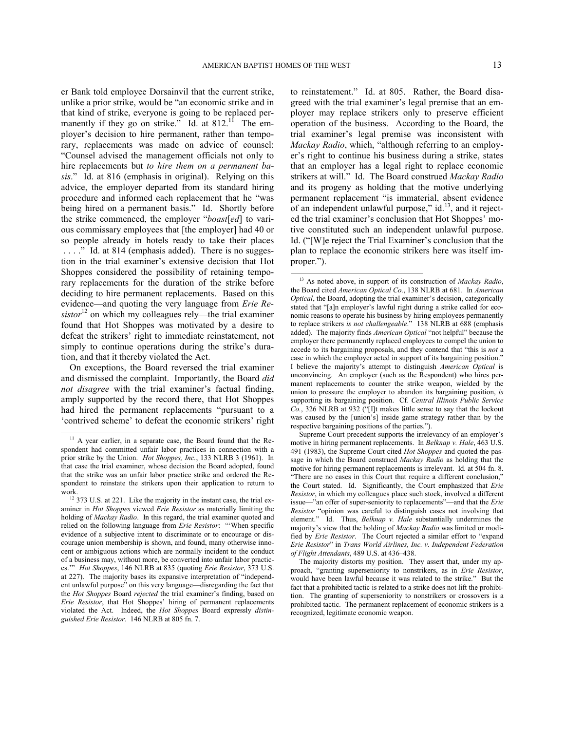er Bank told employee Dorsainvil that the current strike, unlike a prior strike, would be "an economic strike and in that kind of strike, everyone is going to be replaced permanently if they go on strike." Id. at 812.[11] The employer's decision to hire permanent, rather than temporary, replacements was made on advice of counsel: "Counsel advised the management officials not only to hire replacements but *to hire them on a permanent basis*." Id. at 816 (emphasis in original). Relying on this advice, the employer departed from its standard hiring procedure and informed each replacement that he "was being hired on a permanent basis." Id. Shortly before the strike commenced, the employer "*boast*[*ed*] to various commissary employees that [the employer] had 40 or so people already in hotels ready to take their places . . . ." Id. at 814 (emphasis added). There is no suggestion in the trial examiner's extensive decision that Hot Shoppes considered the possibility of retaining temporary replacements for the duration of the strike before deciding to hire permanent replacements. Based on this evidence—and quoting the very language from *Erie Resistor*[12] on which my colleagues rely—the trial examiner found that Hot Shoppes was motivated by a desire to defeat the strikers' right to immediate reinstatement, not simply to continue operations during the strike's duration, and that it thereby violated the Act.

On exceptions, the Board reversed the trial examiner and dismissed the complaint. Importantly, the Board *did not disagree* with the trial examiner's factual finding, amply supported by the record there, that Hot Shoppes had hired the permanent replacements "pursuant to a 'contrived scheme' to defeat the economic strikers' right to reinstatement." Id. at 805. Rather, the Board disagreed with the trial examiner's legal premise that an employer may replace strikers only to preserve efficient operation of the business. According to the Board, the trial examiner's legal premise was inconsistent with *Mackay Radio*, which, "although referring to an employer's right to continue his business during a strike, states that an employer has a legal right to replace economic strikers at will." Id. The Board construed *Mackay Radio* and its progeny as holding that the motive underlying permanent replacement "is immaterial, absent evidence of an independent unlawful purpose," id.[13], and it rejected the trial examiner's conclusion that Hot Shoppes' motive constituted such an independent unlawful purpose. Id. ("[W]e reject the Trial Examiner's conclusion that the plan to replace the economic strikers here was itself improper.").

---

[11] A year earlier, in a separate case, the Board found that the Respondent had committed unfair labor practices in connection with a prior strike by the Union. *Hot Shoppes, Inc.*, 133 NLRB 3 (1961). In that case the trial examiner, whose decision the Board adopted, found that the strike was an unfair labor practice strike and ordered the Respondent to reinstate the strikers upon their application to return to work.

[12] 373 U.S. at 221. Like the majority in the instant case, the trial examiner in *Hot Shoppes* viewed *Erie Resistor* as materially limiting the holding of *Mackay Radio*. In this regard, the trial examiner quoted and relied on the following language from *Erie Resistor*: "'When specific evidence of a subjective intent to discriminate or to encourage or discourage union membership is shown, and found, many otherwise innocent or ambiguous actions which are normally incident to the conduct of a business may, without more, be converted into unfair labor practices.'" *Hot Shoppes*, 146 NLRB at 835 (quoting *Erie Resistor*, 373 U.S. at 227). The majority bases its expansive interpretation of "independent unlawful purpose" on this very language—disregarding the fact that the *Hot Shoppes* Board *rejected* the trial examiner's finding, based on *Erie Resistor*, that Hot Shoppes' hiring of permanent replacements violated the Act. Indeed, the *Hot Shoppes* Board expressly *distinguished Erie Resistor*. 146 NLRB at 805 fn. 7.

[13] As noted above, in support of its construction of *Mackay Radio*, the Board cited *American Optical Co.*, 138 NLRB at 681. In *American Optical*, the Board, adopting the trial examiner's decision, categorically stated that "[a]n employer's lawful right during a strike called for economic reasons to operate his business by hiring employees permanently to replace strikers *is not challengeable*." 138 NLRB at 688 (emphasis added). The majority finds *American Optical* "not helpful" because the employer there permanently replaced employees to compel the union to accede to its bargaining proposals, and they contend that "this is *not* a case in which the employer acted in support of its bargaining position." I believe the majority's attempt to distinguish *American Optical* is unconvincing. An employer (such as the Respondent) who hires permanent replacements to counter the strike weapon, wielded by the union to pressure the employer to abandon its bargaining position, *is* supporting its bargaining position. Cf. *Central Illinois Public Service Co.*, 326 NLRB at 932 ("[I]t makes little sense to say that the lockout was caused by the [union's] inside game strategy rather than by the respective bargaining positions of the parties.").

Supreme Court precedent supports the irrelevancy of an employer's motive in hiring permanent replacements. In *Belknap v. Hale*, 463 U.S. 491 (1983), the Supreme Court cited *Hot Shoppes* and quoted the passage in which the Board construed *Mackay Radio* as holding that the motive for hiring permanent replacements is irrelevant. Id. at 504 fn. 8. "There are no cases in this Court that require a different conclusion," the Court stated. Id. Significantly, the Court emphasized that *Erie Resistor*, in which my colleagues place such stock, involved a different issue—"an offer of super-seniority to replacements"—and that the *Erie Resistor* "opinion was careful to distinguish cases not involving that element." Id. Thus, *Belknap v. Hale* substantially undermines the majority's view that the holding of *Mackay Radio* was limited or modified by *Erie Resistor*. The Court rejected a similar effort to "expand *Erie Resistor*" in *Trans World Airlines, Inc. v. Independent Federation of Flight Attendants*, 489 U.S. at 436–438.

The majority distorts my position. They assert that, under my approach, "granting superseniority to nonstrikers, as in *Erie Resistor*, would have been lawful because it was related to the strike." But the fact that a prohibited tactic is related to a strike does not lift the prohibition. The granting of superseniority to nonstrikers or crossovers is a prohibited tactic. The permanent replacement of economic strikers is a recognized, legitimate economic weapon.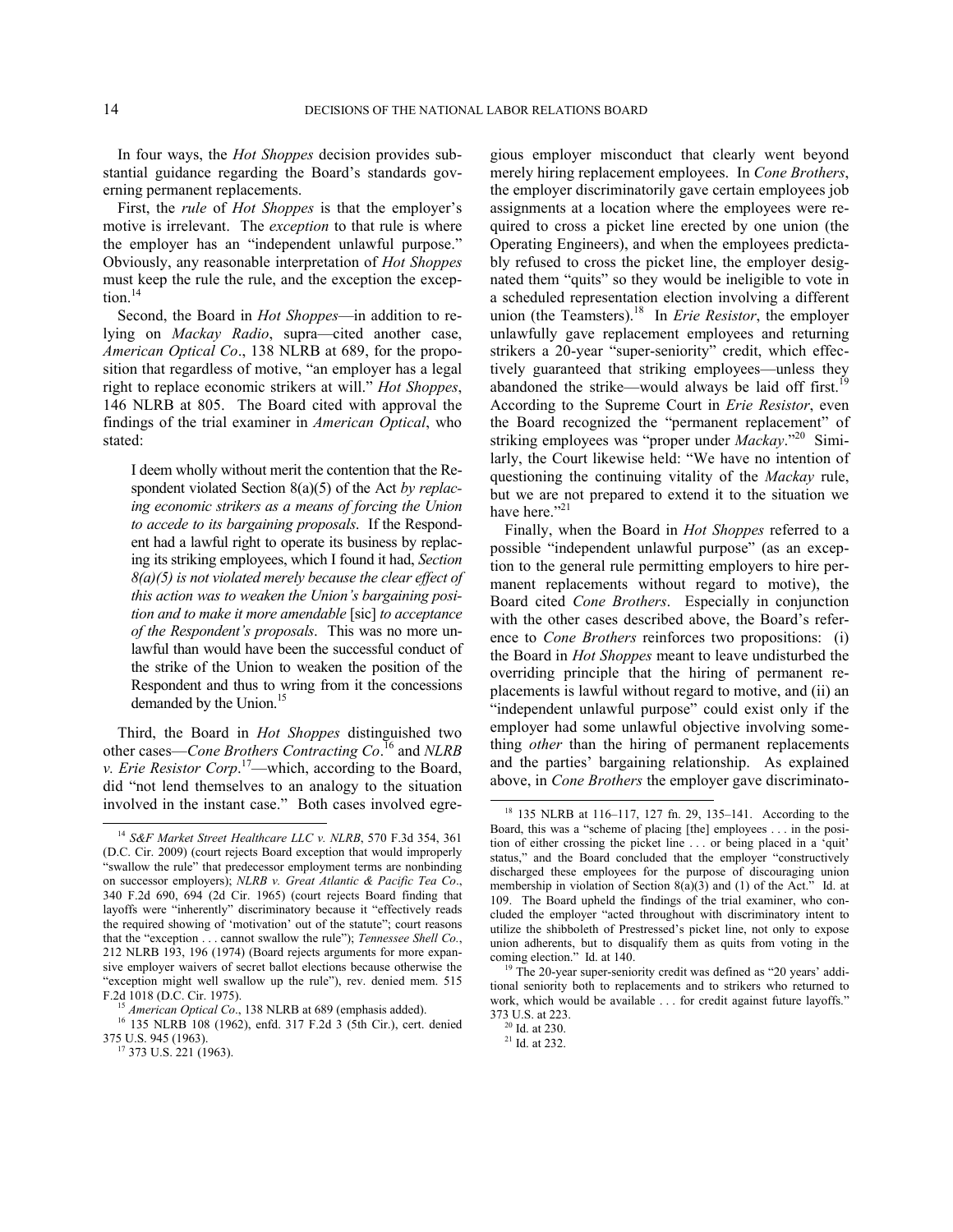In four ways, the *Hot Shoppes* decision provides substantial guidance regarding the Board's standards governing permanent replacements.

First, the *rule* of *Hot Shoppes* is that the employer's motive is irrelevant. The *exception* to that rule is where the employer has an "independent unlawful purpose." Obviously, any reasonable interpretation of *Hot Shoppes* must keep the rule the rule, and the exception the exception.[14]

Second, the Board in *Hot Shoppes*—in addition to relying on *Mackay Radio*, supra—cited another case, *American Optical Co*., 138 NLRB at 689, for the proposition that regardless of motive, "an employer has a legal right to replace economic strikers at will." *Hot Shoppes*, 146 NLRB at 805. The Board cited with approval the findings of the trial examiner in *American Optical*, who stated:

> I deem wholly without merit the contention that the Respondent violated Section 8(a)(5) of the Act *by replacing economic strikers as a means of forcing the Union to accede to its bargaining proposals*. If the Respondent had a lawful right to operate its business by replacing its striking employees, which I found it had, *Section 8(a)(5) is not violated merely because the clear effect of this action was to weaken the Union's bargaining position and to make it more amendable* [sic] *to acceptance of the Respondent's proposals*. This was no more unlawful than would have been the successful conduct of the strike of the Union to weaken the position of the Respondent and thus to wring from it the concessions demanded by the Union.[15]

Third, the Board in *Hot Shoppes* distinguished two other cases—*Cone Brothers Contracting Co*.[16] and *NLRB v. Erie Resistor Corp*.[17]—which, according to the Board, did "not lend themselves to an analogy to the situation involved in the instant case." Both cases involved egregious employer misconduct that clearly went beyond merely hiring replacement employees. In *Cone Brothers*, the employer discriminatorily gave certain employees job assignments at a location where the employees were required to cross a picket line erected by one union (the Operating Engineers), and when the employees predictably refused to cross the picket line, the employer designated them "quits" so they would be ineligible to vote in a scheduled representation election involving a different union (the Teamsters).[18] In *Erie Resistor*, the employer unlawfully gave replacement employees and returning strikers a 20-year "super-seniority" credit, which effectively guaranteed that striking employees—unless they abandoned the strike—would always be laid off first.[19] According to the Supreme Court in *Erie Resistor*, even the Board recognized the "permanent replacement" of striking employees was "proper under *Mackay*."[20] Similarly, the Court likewise held: "We have no intention of questioning the continuing vitality of the *Mackay* rule, but we are not prepared to extend it to the situation we have here."[21]

Finally, when the Board in *Hot Shoppes* referred to a possible "independent unlawful purpose" (as an exception to the general rule permitting employers to hire permanent replacements without regard to motive), the Board cited *Cone Brothers*. Especially in conjunction with the other cases described above, the Board's reference to *Cone Brothers* reinforces two propositions: (i) the Board in *Hot Shoppes* meant to leave undisturbed the overriding principle that the hiring of permanent replacements is lawful without regard to motive, and (ii) an "independent unlawful purpose" could exist only if the employer had some unlawful objective involving something *other* than the hiring of permanent replacements and the parties' bargaining relationship. As explained above, in *Cone Brothers* the employer gave discriminato-

---

[14] *S&F Market Street Healthcare LLC v. NLRB*, 570 F.3d 354, 361 (D.C. Cir. 2009) (court rejects Board exception that would improperly "swallow the rule" that predecessor employment terms are nonbinding on successor employers); *NLRB v. Great Atlantic & Pacific Tea Co*., 340 F.2d 690, 694 (2d Cir. 1965) (court rejects Board finding that layoffs were "inherently" discriminatory because it "effectively reads the required showing of 'motivation' out of the statute"; court reasons that the "exception . . . cannot swallow the rule"); *Tennessee Shell Co.*, 212 NLRB 193, 196 (1974) (Board rejects arguments for more expansive employer waivers of secret ballot elections because otherwise the "exception might well swallow up the rule"), rev. denied mem. 515 F.2d 1018 (D.C. Cir. 1975).

[15] *American Optical Co*., 138 NLRB at 689 (emphasis added).

[16] 135 NLRB 108 (1962), enfd. 317 F.2d 3 (5th Cir.), cert. denied 375 U.S. 945 (1963).

[17] 373 U.S. 221 (1963).

[18] 135 NLRB at 116–117, 127 fn. 29, 135–141. According to the Board, this was a "scheme of placing [the] employees . . . in the position of either crossing the picket line . . . or being placed in a 'quit' status," and the Board concluded that the employer "constructively discharged these employees for the purpose of discouraging union membership in violation of Section 8(a)(3) and (1) of the Act." Id. at 109. The Board upheld the findings of the trial examiner, who concluded the employer "acted throughout with discriminatory intent to utilize the shibboleth of Prestressed's picket line, not only to expose union adherents, but to disqualify them as quits from voting in the coming election." Id. at 140.

[19] The 20-year super-seniority credit was defined as "20 years' additional seniority both to replacements and to strikers who returned to work, which would be available . . . for credit against future layoffs." 373 U.S. at 223.

[20] Id. at 230.

[21] Id. at 232.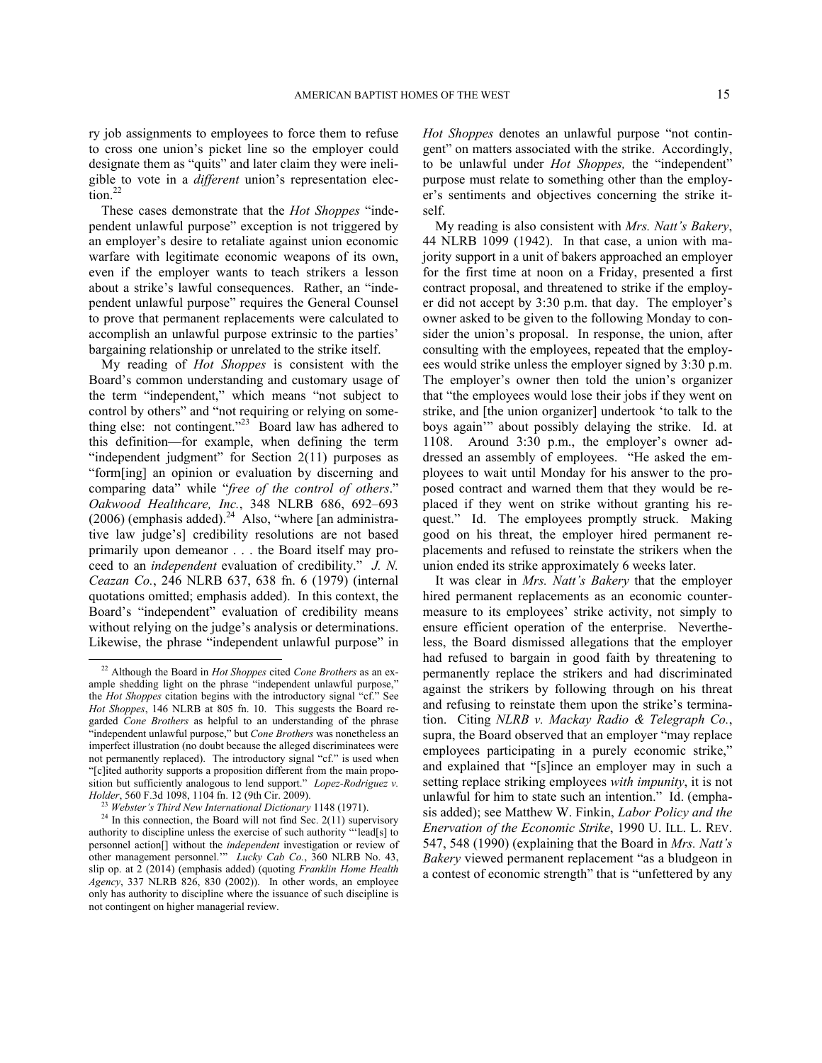ry job assignments to employees to force them to refuse to cross one union's picket line so the employer could designate them as "quits" and later claim they were ineligible to vote in a *different* union's representation election.[22]

These cases demonstrate that the *Hot Shoppes* "independent unlawful purpose" exception is not triggered by an employer's desire to retaliate against union economic warfare with legitimate economic weapons of its own, even if the employer wants to teach strikers a lesson about a strike's lawful consequences. Rather, an "independent unlawful purpose" requires the General Counsel to prove that permanent replacements were calculated to accomplish an unlawful purpose extrinsic to the parties' bargaining relationship or unrelated to the strike itself.

My reading of *Hot Shoppes* is consistent with the Board's common understanding and customary usage of the term "independent," which means "not subject to control by others" and "not requiring or relying on something else: not contingent."[23] Board law has adhered to this definition—for example, when defining the term "independent judgment" for Section 2(11) purposes as "form[ing] an opinion or evaluation by discerning and comparing data" while "*free of the control of others*." *Oakwood Healthcare, Inc.*, 348 NLRB 686, 692–693 (2006) (emphasis added).[24] Also, "where [an administrative law judge's] credibility resolutions are not based primarily upon demeanor . . . the Board itself may proceed to an *independent* evaluation of credibility." *J. N. Ceazan Co.*, 246 NLRB 637, 638 fn. 6 (1979) (internal quotations omitted; emphasis added). In this context, the Board's "independent" evaluation of credibility means without relying on the judge's analysis or determinations. Likewise, the phrase "independent unlawful purpose" in *Hot Shoppes* denotes an unlawful purpose "not contingent" on matters associated with the strike. Accordingly, to be unlawful under *Hot Shoppes,* the "independent" purpose must relate to something other than the employer's sentiments and objectives concerning the strike itself.

My reading is also consistent with *Mrs. Natt's Bakery*, 44 NLRB 1099 (1942). In that case, a union with majority support in a unit of bakers approached an employer for the first time at noon on a Friday, presented a first contract proposal, and threatened to strike if the employer did not accept by 3:30 p.m. that day. The employer's owner asked to be given to the following Monday to consider the union's proposal. In response, the union, after consulting with the employees, repeated that the employees would strike unless the employer signed by 3:30 p.m. The employer's owner then told the union's organizer that "the employees would lose their jobs if they went on strike, and [the union organizer] undertook 'to talk to the boys again'" about possibly delaying the strike. Id. at 1108. Around 3:30 p.m., the employer's owner addressed an assembly of employees. "He asked the employees to wait until Monday for his answer to the proposed contract and warned them that they would be replaced if they went on strike without granting his request." Id. The employees promptly struck. Making good on his threat, the employer hired permanent replacements and refused to reinstate the strikers when the union ended its strike approximately 6 weeks later.

It was clear in *Mrs. Natt's Bakery* that the employer hired permanent replacements as an economic countermeasure to its employees' strike activity, not simply to ensure efficient operation of the enterprise. Nevertheless, the Board dismissed allegations that the employer had refused to bargain in good faith by threatening to permanently replace the strikers and had discriminated against the strikers by following through on his threat and refusing to reinstate them upon the strike's termination. Citing *NLRB v. Mackay Radio & Telegraph Co.*, supra, the Board observed that an employer "may replace employees participating in a purely economic strike," and explained that "[s]ince an employer may in such a setting replace striking employees *with impunity*, it is not unlawful for him to state such an intention." Id. (emphasis added); see Matthew W. Finkin, *Labor Policy and the Enervation of the Economic Strike*, 1990 U. ILL. L. REV. 547, 548 (1990) (explaining that the Board in *Mrs. Natt's Bakery* viewed permanent replacement "as a bludgeon in a contest of economic strength" that is "unfettered by any

---

[22] Although the Board in *Hot Shoppes* cited *Cone Brothers* as an example shedding light on the phrase "independent unlawful purpose," the *Hot Shoppes* citation begins with the introductory signal "cf." See *Hot Shoppes*, 146 NLRB at 805 fn. 10. This suggests the Board regarded *Cone Brothers* as helpful to an understanding of the phrase "independent unlawful purpose," but *Cone Brothers* was nonetheless an imperfect illustration (no doubt because the alleged discriminatees were not permanently replaced). The introductory signal "cf." is used when "[c]ited authority supports a proposition different from the main proposition but sufficiently analogous to lend support." *Lopez-Rodriguez v. Holder*, 560 F.3d 1098, 1104 fn. 12 (9th Cir. 2009).

[23] *Webster's Third New International Dictionary* 1148 (1971).

[24] In this connection, the Board will not find Sec. 2(11) supervisory authority to discipline unless the exercise of such authority "'lead[s] to personnel action[] without the *independent* investigation or review of other management personnel.'" *Lucky Cab Co.*, 360 NLRB No. 43, slip op. at 2 (2014) (emphasis added) (quoting *Franklin Home Health Agency*, 337 NLRB 826, 830 (2002)). In other words, an employee only has authority to discipline where the issuance of such discipline is not contingent on higher managerial review.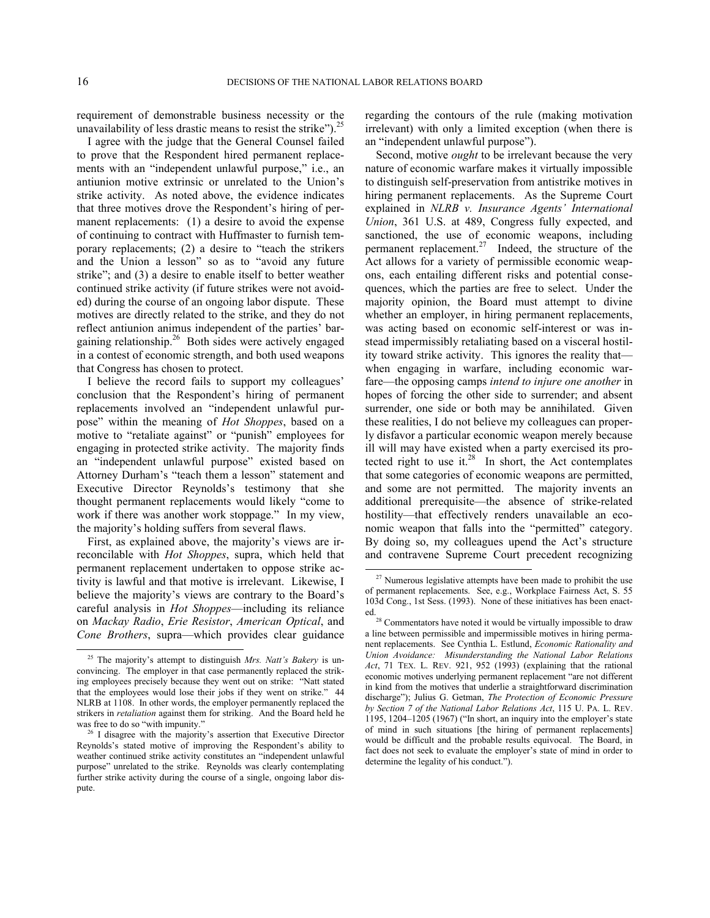requirement of demonstrable business necessity or the unavailability of less drastic means to resist the strike").[25]

I agree with the judge that the General Counsel failed to prove that the Respondent hired permanent replacements with an "independent unlawful purpose," i.e., an antiunion motive extrinsic or unrelated to the Union's strike activity. As noted above, the evidence indicates that three motives drove the Respondent's hiring of permanent replacements: (1) a desire to avoid the expense of continuing to contract with Huffmaster to furnish temporary replacements; (2) a desire to "teach the strikers and the Union a lesson" so as to "avoid any future strike"; and (3) a desire to enable itself to better weather continued strike activity (if future strikes were not avoided) during the course of an ongoing labor dispute. These motives are directly related to the strike, and they do not reflect antiunion animus independent of the parties' bargaining relationship.[26] Both sides were actively engaged in a contest of economic strength, and both used weapons that Congress has chosen to protect.

I believe the record fails to support my colleagues' conclusion that the Respondent's hiring of permanent replacements involved an "independent unlawful purpose" within the meaning of *Hot Shoppes*, based on a motive to "retaliate against" or "punish" employees for engaging in protected strike activity. The majority finds an "independent unlawful purpose" existed based on Attorney Durham's "teach them a lesson" statement and Executive Director Reynolds's testimony that she thought permanent replacements would likely "come to work if there was another work stoppage." In my view, the majority's holding suffers from several flaws.

First, as explained above, the majority's views are irreconcilable with *Hot Shoppes*, supra, which held that permanent replacement undertaken to oppose strike activity is lawful and that motive is irrelevant. Likewise, I believe the majority's views are contrary to the Board's careful analysis in *Hot Shoppes*—including its reliance on *Mackay Radio*, *Erie Resistor*, *American Optical*, and *Cone Brothers*, supra—which provides clear guidance regarding the contours of the rule (making motivation irrelevant) with only a limited exception (when there is an "independent unlawful purpose").

Second, motive *ought* to be irrelevant because the very nature of economic warfare makes it virtually impossible to distinguish self-preservation from antistrike motives in hiring permanent replacements. As the Supreme Court explained in *NLRB v. Insurance Agents' International Union*, 361 U.S. at 489, Congress fully expected, and sanctioned, the use of economic weapons, including permanent replacement.[27] Indeed, the structure of the Act allows for a variety of permissible economic weapons, each entailing different risks and potential consequences, which the parties are free to select. Under the majority opinion, the Board must attempt to divine whether an employer, in hiring permanent replacements, was acting based on economic self-interest or was instead impermissibly retaliating based on a visceral hostility toward strike activity. This ignores the reality that—when engaging in warfare, including economic warfare—the opposing camps *intend to injure one another* in hopes of forcing the other side to surrender; and absent surrender, one side or both may be annihilated. Given these realities, I do not believe my colleagues can properly disfavor a particular economic weapon merely because ill will may have existed when a party exercised its protected right to use it.[28] In short, the Act contemplates that some categories of economic weapons are permitted, and some are not permitted. The majority invents an additional prerequisite—the absence of strike-related hostility—that effectively renders unavailable an economic weapon that falls into the "permitted" category. By doing so, my colleagues upend the Act's structure and contravene Supreme Court precedent recognizing

---

[25] The majority's attempt to distinguish *Mrs. Natt's Bakery* is unconvincing. The employer in that case permanently replaced the striking employees precisely because they went out on strike: "Natt stated that the employees would lose their jobs if they went on strike." 44 NLRB at 1108. In other words, the employer permanently replaced the strikers in *retaliation* against them for striking. And the Board held he was free to do so "with impunity."

[26] I disagree with the majority's assertion that Executive Director Reynolds's stated motive of improving the Respondent's ability to weather continued strike activity constitutes an "independent unlawful purpose" unrelated to the strike. Reynolds was clearly contemplating further strike activity during the course of a single, ongoing labor dispute.

[27] Numerous legislative attempts have been made to prohibit the use of permanent replacements. See, e.g., Workplace Fairness Act, S. 55 103d Cong., 1st Sess. (1993). None of these initiatives has been enacted.

[28] Commentators have noted it would be virtually impossible to draw a line between permissible and impermissible motives in hiring permanent replacements. See Cynthia L. Estlund, *Economic Rationality and Union Avoidance: Misunderstanding the National Labor Relations Act*, 71 TEX. L. REV. 921, 952 (1993) (explaining that the rational economic motives underlying permanent replacement "are not different in kind from the motives that underlie a straightforward discrimination discharge"); Julius G. Getman, *The Protection of Economic Pressure by Section 7 of the National Labor Relations Act*, 115 U. PA. L. REV. 1195, 1204–1205 (1967) ("In short, an inquiry into the employer's state of mind in such situations [the hiring of permanent replacements] would be difficult and the probable results equivocal. The Board, in fact does not seek to evaluate the employer's state of mind in order to determine the legality of his conduct.").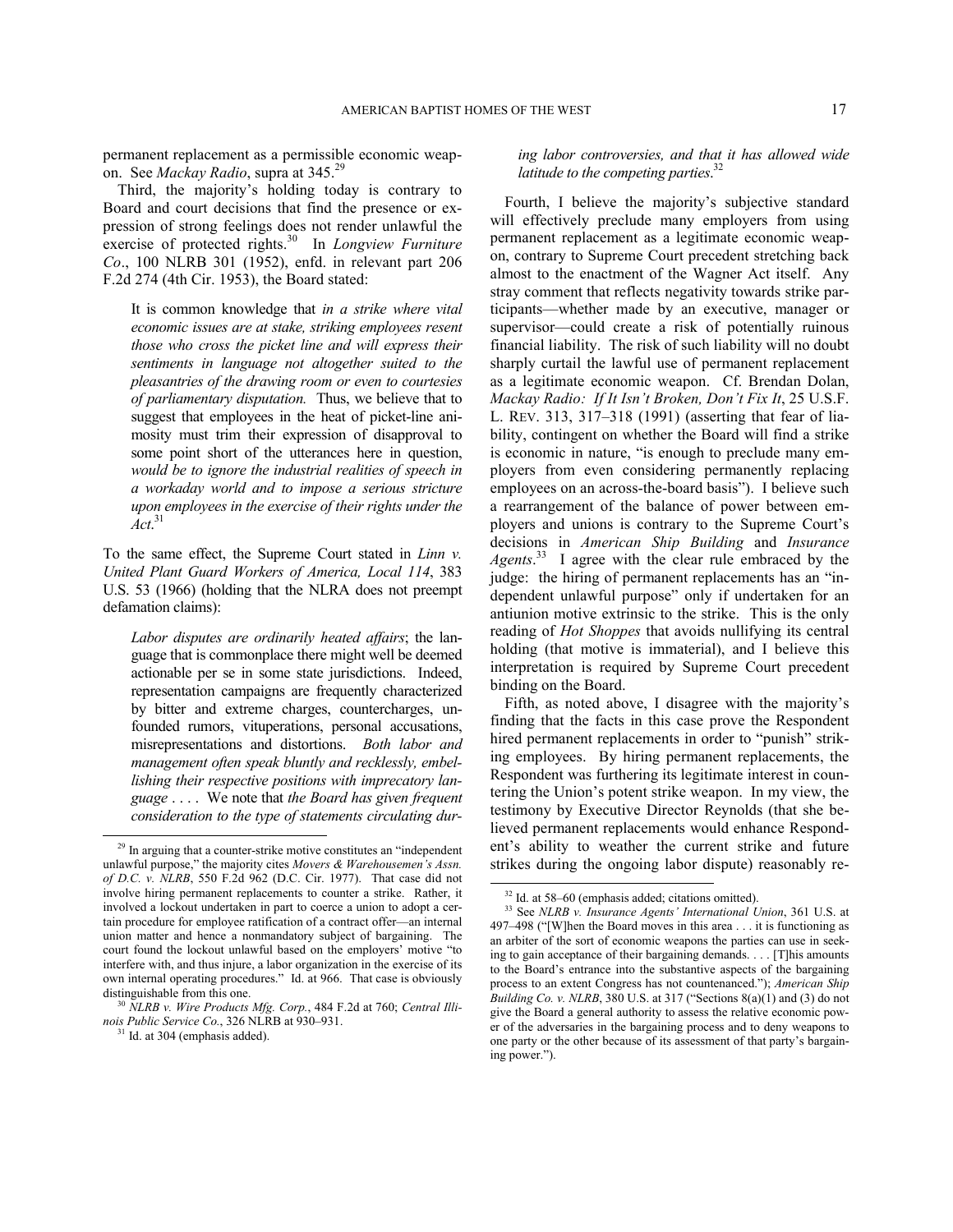permanent replacement as a permissible economic weapon. See *Mackay Radio*, supra at 345.[29]

Third, the majority's holding today is contrary to Board and court decisions that find the presence or expression of strong feelings does not render unlawful the exercise of protected rights.[30] In *Longview Furniture Co*., 100 NLRB 301 (1952), enfd. in relevant part 206 F.2d 274 (4th Cir. 1953), the Board stated:

> It is common knowledge that *in a strike where vital economic issues are at stake, striking employees resent those who cross the picket line and will express their sentiments in language not altogether suited to the pleasantries of the drawing room or even to courtesies of parliamentary disputation.* Thus, we believe that to suggest that employees in the heat of picket-line animosity must trim their expression of disapproval to some point short of the utterances here in question, *would be to ignore the industrial realities of speech in a workaday world and to impose a serious stricture upon employees in the exercise of their rights under the Act*.[31]

To the same effect, the Supreme Court stated in *Linn v. United Plant Guard Workers of America, Local 114*, 383 U.S. 53 (1966) (holding that the NLRA does not preempt defamation claims):

> *Labor disputes are ordinarily heated affairs*; the language that is commonplace there might well be deemed actionable per se in some state jurisdictions. Indeed, representation campaigns are frequently characterized by bitter and extreme charges, countercharges, unfounded rumors, vituperations, personal accusations, misrepresentations and distortions. *Both labor and management often speak bluntly and recklessly, embellishing their respective positions with imprecatory language* . . . . We note that *the Board has given frequent consideration to the type of statements circulating during labor controversies, and that it has allowed wide latitude to the competing parties*.[32]

Fourth, I believe the majority's subjective standard will effectively preclude many employers from using permanent replacement as a legitimate economic weapon, contrary to Supreme Court precedent stretching back almost to the enactment of the Wagner Act itself. Any stray comment that reflects negativity towards strike participants—whether made by an executive, manager or supervisor—could create a risk of potentially ruinous financial liability. The risk of such liability will no doubt sharply curtail the lawful use of permanent replacement as a legitimate economic weapon. Cf. Brendan Dolan, *Mackay Radio: If It Isn't Broken, Don't Fix It*, 25 U.S.F. L. REV. 313, 317–318 (1991) (asserting that fear of liability, contingent on whether the Board will find a strike is economic in nature, "is enough to preclude many employers from even considering permanently replacing employees on an across-the-board basis"). I believe such a rearrangement of the balance of power between employers and unions is contrary to the Supreme Court's decisions in *American Ship Building* and *Insurance Agents*.[33] I agree with the clear rule embraced by the judge: the hiring of permanent replacements has an "independent unlawful purpose" only if undertaken for an antiunion motive extrinsic to the strike. This is the only reading of *Hot Shoppes* that avoids nullifying its central holding (that motive is immaterial), and I believe this interpretation is required by Supreme Court precedent binding on the Board.

Fifth, as noted above, I disagree with the majority's finding that the facts in this case prove the Respondent hired permanent replacements in order to "punish" striking employees. By hiring permanent replacements, the Respondent was furthering its legitimate interest in countering the Union's potent strike weapon. In my view, the testimony by Executive Director Reynolds (that she believed permanent replacements would enhance Respondent's ability to weather the current strike and future strikes during the ongoing labor dispute) reasonably re-

---

[29] In arguing that a counter-strike motive constitutes an "independent unlawful purpose," the majority cites *Movers & Warehousemen's Assn. of D.C. v. NLRB*, 550 F.2d 962 (D.C. Cir. 1977). That case did not involve hiring permanent replacements to counter a strike. Rather, it involved a lockout undertaken in part to coerce a union to adopt a certain procedure for employee ratification of a contract offer—an internal union matter and hence a nonmandatory subject of bargaining. The court found the lockout unlawful based on the employers' motive "to interfere with, and thus injure, a labor organization in the exercise of its own internal operating procedures." Id. at 966. That case is obviously distinguishable from this one.

[30] *NLRB v. Wire Products Mfg. Corp.*, 484 F.2d at 760; *Central Illinois Public Service Co.*, 326 NLRB at 930–931.

[31] Id. at 304 (emphasis added).

[32] Id. at 58–60 (emphasis added; citations omitted).

[33] See *NLRB v. Insurance Agents' International Union*, 361 U.S. at 497–498 ("[W]hen the Board moves in this area . . . it is functioning as an arbiter of the sort of economic weapons the parties can use in seeking to gain acceptance of their bargaining demands. . . . [T]his amounts to the Board's entrance into the substantive aspects of the bargaining process to an extent Congress has not countenanced."); *American Ship Building Co. v. NLRB*, 380 U.S. at 317 ("Sections 8(a)(1) and (3) do not give the Board a general authority to assess the relative economic power of the adversaries in the bargaining process and to deny weapons to one party or the other because of its assessment of that party's bargaining power.").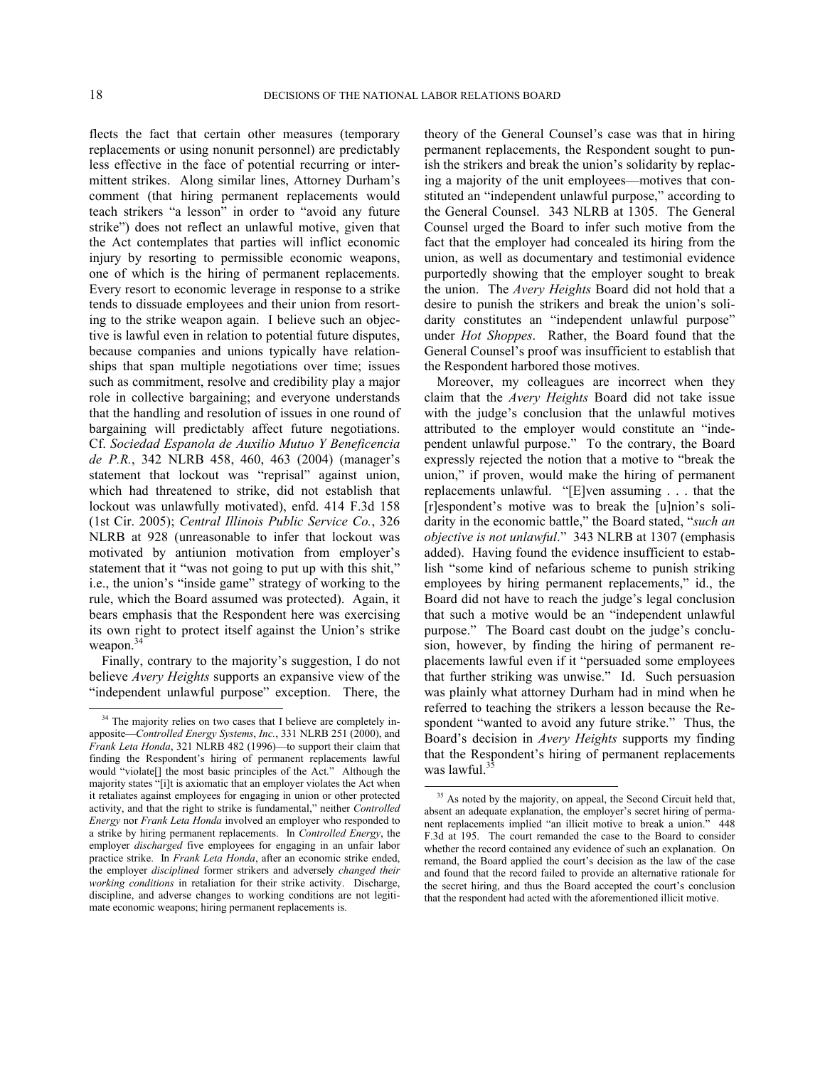flects the fact that certain other measures (temporary replacements or using nonunit personnel) are predictably less effective in the face of potential recurring or intermittent strikes. Along similar lines, Attorney Durham's comment (that hiring permanent replacements would teach strikers "a lesson" in order to "avoid any future strike") does not reflect an unlawful motive, given that the Act contemplates that parties will inflict economic injury by resorting to permissible economic weapons, one of which is the hiring of permanent replacements. Every resort to economic leverage in response to a strike tends to dissuade employees and their union from resorting to the strike weapon again. I believe such an objective is lawful even in relation to potential future disputes, because companies and unions typically have relationships that span multiple negotiations over time; issues such as commitment, resolve and credibility play a major role in collective bargaining; and everyone understands that the handling and resolution of issues in one round of bargaining will predictably affect future negotiations. Cf. *Sociedad Espanola de Auxilio Mutuo Y Beneficencia de P.R.*, 342 NLRB 458, 460, 463 (2004) (manager's statement that lockout was "reprisal" against union, which had threatened to strike, did not establish that lockout was unlawfully motivated), enfd. 414 F.3d 158 (1st Cir. 2005); *Central Illinois Public Service Co.*, 326 NLRB at 928 (unreasonable to infer that lockout was motivated by antiunion motivation from employer's statement that it "was not going to put up with this shit," i.e., the union's "inside game" strategy of working to the rule, which the Board assumed was protected). Again, it bears emphasis that the Respondent here was exercising its own right to protect itself against the Union's strike weapon.[34]

Finally, contrary to the majority's suggestion, I do not believe *Avery Heights* supports an expansive view of the "independent unlawful purpose" exception. There, the theory of the General Counsel's case was that in hiring permanent replacements, the Respondent sought to punish the strikers and break the union's solidarity by replacing a majority of the unit employees—motives that constituted an "independent unlawful purpose," according to the General Counsel. 343 NLRB at 1305. The General Counsel urged the Board to infer such motive from the fact that the employer had concealed its hiring from the union, as well as documentary and testimonial evidence purportedly showing that the employer sought to break the union. The *Avery Heights* Board did not hold that a desire to punish the strikers and break the union's solidarity constitutes an "independent unlawful purpose" under *Hot Shoppes*. Rather, the Board found that the General Counsel's proof was insufficient to establish that the Respondent harbored those motives.

Moreover, my colleagues are incorrect when they claim that the *Avery Heights* Board did not take issue with the judge's conclusion that the unlawful motives attributed to the employer would constitute an "independent unlawful purpose." To the contrary, the Board expressly rejected the notion that a motive to "break the union," if proven, would make the hiring of permanent replacements unlawful. "[E]ven assuming . . . that the [r]espondent's motive was to break the [u]nion's solidarity in the economic battle," the Board stated, "*such an objective is not unlawful*." 343 NLRB at 1307 (emphasis added). Having found the evidence insufficient to establish "some kind of nefarious scheme to punish striking employees by hiring permanent replacements," id., the Board did not have to reach the judge's legal conclusion that such a motive would be an "independent unlawful purpose." The Board cast doubt on the judge's conclusion, however, by finding the hiring of permanent replacements lawful even if it "persuaded some employees that further striking was unwise." Id. Such persuasion was plainly what attorney Durham had in mind when he referred to teaching the strikers a lesson because the Respondent "wanted to avoid any future strike." Thus, the Board's decision in *Avery Heights* supports my finding that the Respondent's hiring of permanent replacements was lawful.[35]

---

[34] The majority relies on two cases that I believe are completely inapposite—*Controlled Energy Systems*, *Inc.*, 331 NLRB 251 (2000), and *Frank Leta Honda*, 321 NLRB 482 (1996)—to support their claim that finding the Respondent's hiring of permanent replacements lawful would "violate[] the most basic principles of the Act." Although the majority states "[i]t is axiomatic that an employer violates the Act when it retaliates against employees for engaging in union or other protected activity, and that the right to strike is fundamental," neither *Controlled Energy* nor *Frank Leta Honda* involved an employer who responded to a strike by hiring permanent replacements. In *Controlled Energy*, the employer *discharged* five employees for engaging in an unfair labor practice strike. In *Frank Leta Honda*, after an economic strike ended, the employer *disciplined* former strikers and adversely *changed their working conditions* in retaliation for their strike activity. Discharge, discipline, and adverse changes to working conditions are not legitimate economic weapons; hiring permanent replacements is.

[35] As noted by the majority, on appeal, the Second Circuit held that, absent an adequate explanation, the employer's secret hiring of permanent replacements implied "an illicit motive to break a union." 448 F.3d at 195. The court remanded the case to the Board to consider whether the record contained any evidence of such an explanation. On remand, the Board applied the court's decision as the law of the case and found that the record failed to provide an alternative rationale for the secret hiring, and thus the Board accepted the court's conclusion that the respondent had acted with the aforementioned illicit motive.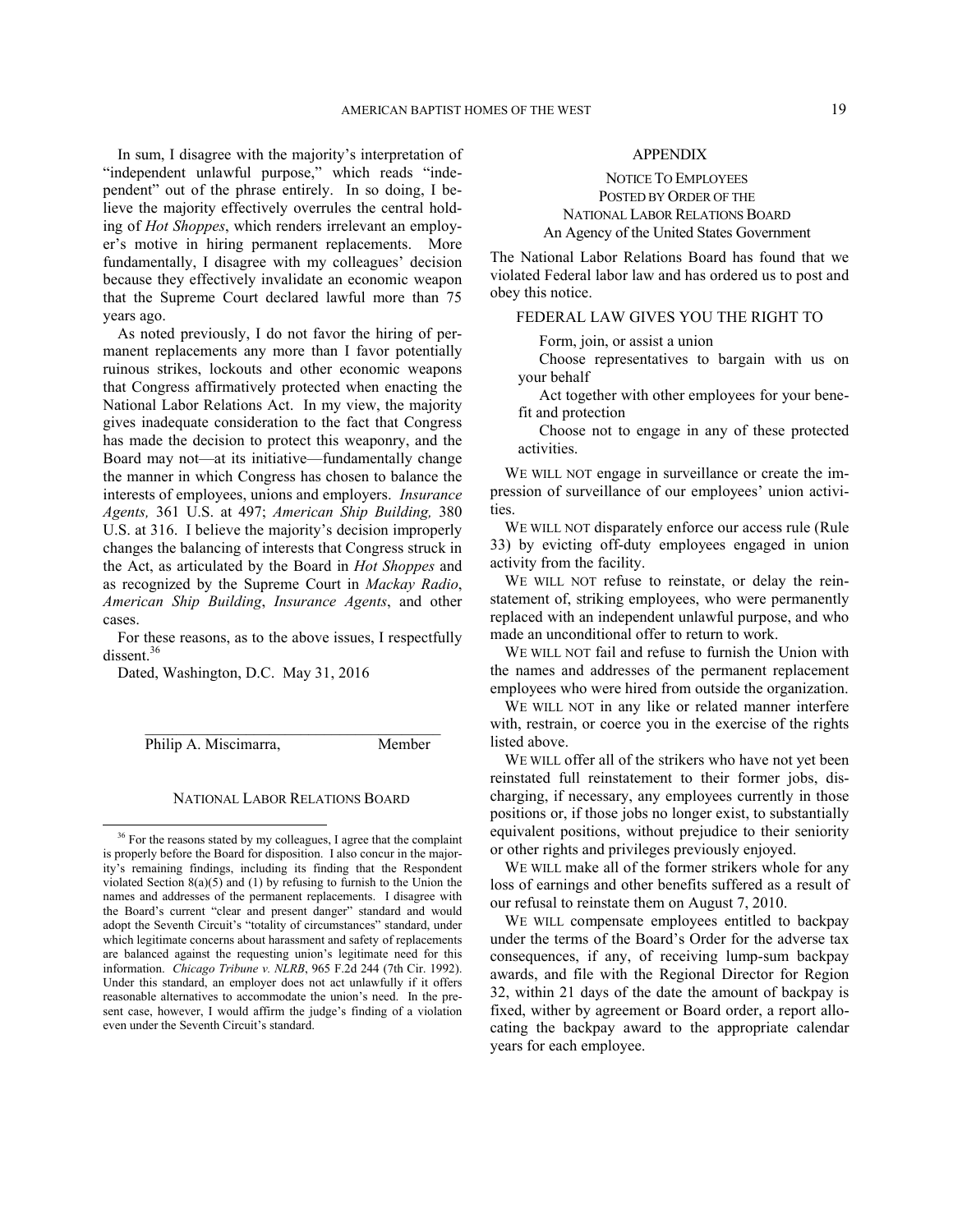In sum, I disagree with the majority's interpretation of "independent unlawful purpose," which reads "independent" out of the phrase entirely. In so doing, I believe the majority effectively overrules the central holding of *Hot Shoppes*, which renders irrelevant an employer's motive in hiring permanent replacements. More fundamentally, I disagree with my colleagues' decision because they effectively invalidate an economic weapon that the Supreme Court declared lawful more than 75 years ago.

As noted previously, I do not favor the hiring of permanent replacements any more than I favor potentially ruinous strikes, lockouts and other economic weapons that Congress affirmatively protected when enacting the National Labor Relations Act. In my view, the majority gives inadequate consideration to the fact that Congress has made the decision to protect this weaponry, and the Board may not—at its initiative—fundamentally change the manner in which Congress has chosen to balance the interests of employees, unions and employers. *Insurance Agents,* 361 U.S. at 497; *American Ship Building,* 380 U.S. at 316. I believe the majority's decision improperly changes the balancing of interests that Congress struck in the Act, as articulated by the Board in *Hot Shoppes* and as recognized by the Supreme Court in *Mackay Radio*, *American Ship Building*, *Insurance Agents*, and other cases.

For these reasons, as to the above issues, I respectfully dissent.[36]

Dated, Washington, D.C. May 31, 2016

______________________________________
Philip A. Miscimarra, Member

NATIONAL LABOR RELATIONS BOARD

[36] For the reasons stated by my colleagues, I agree that the complaint is properly before the Board for disposition. I also concur in the majority's remaining findings, including its finding that the Respondent violated Section 8(a)(5) and (1) by refusing to furnish to the Union the names and addresses of the permanent replacements. I disagree with the Board's current "clear and present danger" standard and would adopt the Seventh Circuit's "totality of circumstances" standard, under which legitimate concerns about harassment and safety of replacements are balanced against the requesting union's legitimate need for this information. *Chicago Tribune v. NLRB*, 965 F.2d 244 (7th Cir. 1992). Under this standard, an employer does not act unlawfully if it offers reasonable alternatives to accommodate the union's need. In the present case, however, I would affirm the judge's finding of a violation even under the Seventh Circuit's standard.

## APPENDIX

NOTICE TO EMPLOYEES
POSTED BY ORDER OF THE
NATIONAL LABOR RELATIONS BOARD
An Agency of the United States Government

The National Labor Relations Board has found that we violated Federal labor law and has ordered us to post and obey this notice.

FEDERAL LAW GIVES YOU THE RIGHT TO

Form, join, or assist a union

Choose representatives to bargain with us on your behalf

Act together with other employees for your benefit and protection

Choose not to engage in any of these protected activities.

WE WILL NOT engage in surveillance or create the impression of surveillance of our employees' union activities.

WE WILL NOT disparately enforce our access rule (Rule 33) by evicting off-duty employees engaged in union activity from the facility.

WE WILL NOT refuse to reinstate, or delay the reinstatement of, striking employees, who were permanently replaced with an independent unlawful purpose, and who made an unconditional offer to return to work.

WE WILL NOT fail and refuse to furnish the Union with the names and addresses of the permanent replacement employees who were hired from outside the organization.

WE WILL NOT in any like or related manner interfere with, restrain, or coerce you in the exercise of the rights listed above.

WE WILL offer all of the strikers who have not yet been reinstated full reinstatement to their former jobs, discharging, if necessary, any employees currently in those positions or, if those jobs no longer exist, to substantially equivalent positions, without prejudice to their seniority or other rights and privileges previously enjoyed.

WE WILL make all of the former strikers whole for any loss of earnings and other benefits suffered as a result of our refusal to reinstate them on August 7, 2010.

WE WILL compensate employees entitled to backpay under the terms of the Board's Order for the adverse tax consequences, if any, of receiving lump-sum backpay awards, and file with the Regional Director for Region 32, within 21 days of the date the amount of backpay is fixed, wither by agreement or Board order, a report allocating the backpay award to the appropriate calendar years for each employee.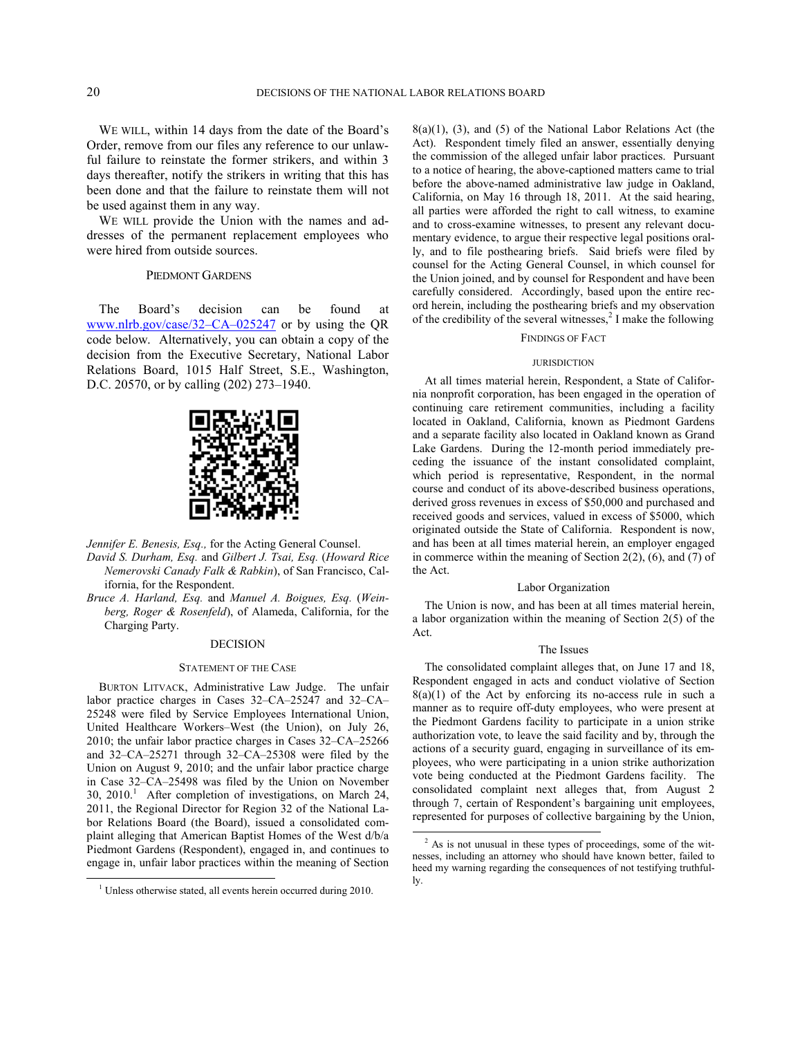WE WILL, within 14 days from the date of the Board's Order, remove from our files any reference to our unlawful failure to reinstate the former strikers, and within 3 days thereafter, notify the strikers in writing that this has been done and that the failure to reinstate them will not be used against them in any way.

WE WILL provide the Union with the names and addresses of the permanent replacement employees who were hired from outside sources.

PIEDMONT GARDENS

The Board's decision can be found at www.nlrb.gov/case/32–CA–025247 or by using the QR code below. Alternatively, you can obtain a copy of the decision from the Executive Secretary, National Labor Relations Board, 1015 Half Street, S.E., Washington, D.C. 20570, or by calling (202) 273–1940.

*Jennifer E. Benesis, Esq.,* for the Acting General Counsel.
*David S. Durham, Esq.* and *Gilbert J. Tsai, Esq.* (*Howard Rice Nemerovski Canady Falk & Rabkin*), of San Francisco, California, for the Respondent.
*Bruce A. Harland, Esq.* and *Manuel A. Boigues, Esq.* (*Weinberg, Roger & Rosenfeld*), of Alameda, California, for the Charging Party.

## DECISION

### STATEMENT OF THE CASE

BURTON LITVACK, Administrative Law Judge. The unfair labor practice charges in Cases 32–CA–25247 and 32–CA–25248 were filed by Service Employees International Union, United Healthcare Workers–West (the Union), on July 26, 2010; the unfair labor practice charges in Cases 32–CA–25266 and 32–CA–25271 through 32–CA–25308 were filed by the Union on August 9, 2010; and the unfair labor practice charge in Case 32–CA–25498 was filed by the Union on November 30, 2010.[1] After completion of investigations, on March 24, 2011, the Regional Director for Region 32 of the National Labor Relations Board (the Board), issued a consolidated complaint alleging that American Baptist Homes of the West d/b/a Piedmont Gardens (Respondent), engaged in, and continues to engage in, unfair labor practices within the meaning of Section 8(a)(1), (3), and (5) of the National Labor Relations Act (the Act). Respondent timely filed an answer, essentially denying the commission of the alleged unfair labor practices. Pursuant to a notice of hearing, the above-captioned matters came to trial before the above-named administrative law judge in Oakland, California, on May 16 through 18, 2011. At the said hearing, all parties were afforded the right to call witness, to examine and to cross-examine witnesses, to present any relevant documentary evidence, to argue their respective legal positions orally, and to file posthearing briefs. Said briefs were filed by counsel for the Acting General Counsel, in which counsel for the Union joined, and by counsel for Respondent and have been carefully considered. Accordingly, based upon the entire record herein, including the posthearing briefs and my observation of the credibility of the several witnesses,[2] I make the following

### FINDINGS OF FACT

#### JURISDICTION

At all times material herein, Respondent, a State of California nonprofit corporation, has been engaged in the operation of continuing care retirement communities, including a facility located in Oakland, California, known as Piedmont Gardens and a separate facility also located in Oakland known as Grand Lake Gardens. During the 12-month period immediately preceding the issuance of the instant consolidated complaint, which period is representative, Respondent, in the normal course and conduct of its above-described business operations, derived gross revenues in excess of $50,000 and purchased and received goods and services, valued in excess of $5000, which originated outside the State of California. Respondent is now, and has been at all times material herein, an employer engaged in commerce within the meaning of Section 2(2), (6), and (7) of the Act.

#### Labor Organization

The Union is now, and has been at all times material herein, a labor organization within the meaning of Section 2(5) of the Act.

#### The Issues

The consolidated complaint alleges that, on June 17 and 18, Respondent engaged in acts and conduct violative of Section 8(a)(1) of the Act by enforcing its no-access rule in such a manner as to require off-duty employees, who were present at the Piedmont Gardens facility to participate in a union strike authorization vote, to leave the said facility and by, through the actions of a security guard, engaging in surveillance of its employees, who were participating in a union strike authorization vote being conducted at the Piedmont Gardens facility. The consolidated complaint next alleges that, from August 2 through 7, certain of Respondent's bargaining unit employees, represented for purposes of collective bargaining by the Union,

[1] Unless otherwise stated, all events herein occurred during 2010.

[2] As is not unusual in these types of proceedings, some of the witnesses, including an attorney who should have known better, failed to heed my warning regarding the consequences of not testifying truthfully.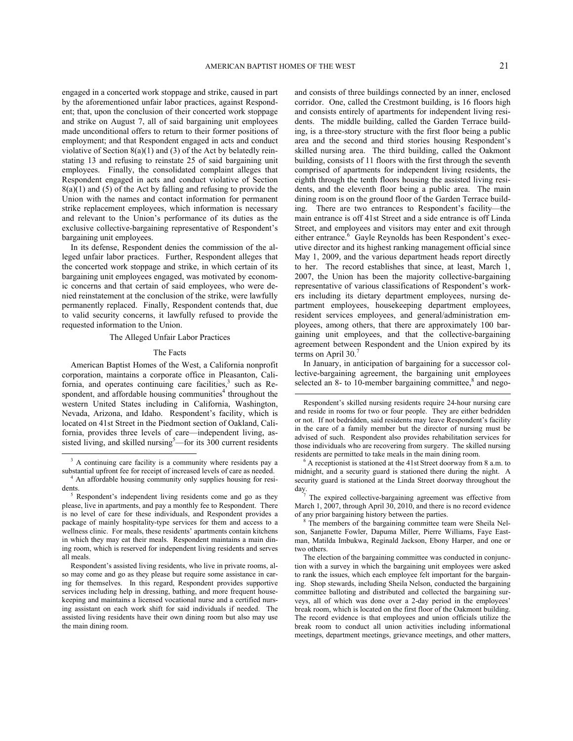engaged in a concerted work stoppage and strike, caused in part by the aforementioned unfair labor practices, against Respondent; that, upon the conclusion of their concerted work stoppage and strike on August 7, all of said bargaining unit employees made unconditional offers to return to their former positions of employment; and that Respondent engaged in acts and conduct violative of Section 8(a)(1) and (3) of the Act by belatedly reinstating 13 and refusing to reinstate 25 of said bargaining unit employees. Finally, the consolidated complaint alleges that Respondent engaged in acts and conduct violative of Section 8(a)(1) and (5) of the Act by falling and refusing to provide the Union with the names and contact information for permanent strike replacement employees, which information is necessary and relevant to the Union's performance of its duties as the exclusive collective-bargaining representative of Respondent's bargaining unit employees.

In its defense, Respondent denies the commission of the alleged unfair labor practices. Further, Respondent alleges that the concerted work stoppage and strike, in which certain of its bargaining unit employees engaged, was motivated by economic concerns and that certain of said employees, who were denied reinstatement at the conclusion of the strike, were lawfully permanently replaced. Finally, Respondent contends that, due to valid security concerns, it lawfully refused to provide the requested information to the Union.

## The Alleged Unfair Labor Practices

### The Facts

American Baptist Homes of the West, a California nonprofit corporation, maintains a corporate office in Pleasanton, California, and operates continuing care facilities,[3] such as Respondent, and affordable housing communities[4] throughout the western United States including in California, Washington, Nevada, Arizona, and Idaho. Respondent's facility, which is located on 41st Street in the Piedmont section of Oakland, California, provides three levels of care—independent living, assisted living, and skilled nursing[5]—for its 300 current residents and consists of three buildings connected by an inner, enclosed corridor. One, called the Crestmont building, is 16 floors high and consists entirely of apartments for independent living residents. The middle building, called the Garden Terrace building, is a three-story structure with the first floor being a public area and the second and third stories housing Respondent's skilled nursing area. The third building, called the Oakmont building, consists of 11 floors with the first through the seventh comprised of apartments for independent living residents, the eighth through the tenth floors housing the assisted living residents, and the eleventh floor being a public area. The main dining room is on the ground floor of the Garden Terrace building. There are two entrances to Respondent's facility—the main entrance is off 41st Street and a side entrance is off Linda Street, and employees and visitors may enter and exit through either entrance.[6] Gayle Reynolds has been Respondent's executive director and its highest ranking management official since May 1, 2009, and the various department heads report directly to her. The record establishes that since, at least, March 1, 2007, the Union has been the majority collective-bargaining representative of various classifications of Respondent's workers including its dietary department employees, nursing department employees, housekeeping department employees, resident services employees, and general/administration employees, among others, that there are approximately 100 bargaining unit employees, and that the collective-bargaining agreement between Respondent and the Union expired by its terms on April 30.[7]

In January, in anticipation of bargaining for a successor collective-bargaining agreement, the bargaining unit employees selected an 8- to 10-member bargaining committee,[8] and nego-

---

[3] A continuing care facility is a community where residents pay a substantial upfront fee for receipt of increased levels of care as needed.

[4] An affordable housing community only supplies housing for residents.

[5] Respondent's independent living residents come and go as they please, live in apartments, and pay a monthly fee to Respondent. There is no level of care for these individuals, and Respondent provides a package of mainly hospitality-type services for them and access to a wellness clinic. For meals, these residents' apartments contain kitchens in which they may eat their meals. Respondent maintains a main dining room, which is reserved for independent living residents and serves all meals.

Respondent's assisted living residents, who live in private rooms, also may come and go as they please but require some assistance in caring for themselves. In this regard, Respondent provides supportive services including help in dressing, bathing, and more frequent housekeeping and maintains a licensed vocational nurse and a certified nursing assistant on each work shift for said individuals if needed. The assisted living residents have their own dining room but also may use the main dining room.

Respondent's skilled nursing residents require 24-hour nursing care and reside in rooms for two or four people. They are either bedridden or not. If not bedridden, said residents may leave Respondent's facility in the care of a family member but the director of nursing must be advised of such. Respondent also provides rehabilitation services for those individuals who are recovering from surgery. The skilled nursing residents are permitted to take meals in the main dining room.

[6] A receptionist is stationed at the 41st Street doorway from 8 a.m. to midnight, and a security guard is stationed there during the night. A security guard is stationed at the Linda Street doorway throughout the day.

[7] The expired collective-bargaining agreement was effective from March 1, 2007, through April 30, 2010, and there is no record evidence of any prior bargaining history between the parties.

[8] The members of the bargaining committee team were Sheila Nelson, Sanjanette Fowler, Dapuma Miller, Pierre Williams, Faye Eastman, Matilda Imbukwa, Reginald Jackson, Ebony Harper, and one or two others.

The election of the bargaining committee was conducted in conjunction with a survey in which the bargaining unit employees were asked to rank the issues, which each employee felt important for the bargaining. Shop stewards, including Sheila Nelson, conducted the bargaining committee balloting and distributed and collected the bargaining surveys, all of which was done over a 2-day period in the employees' break room, which is located on the first floor of the Oakmont building. The record evidence is that employees and union officials utilize the break room to conduct all union activities including informational meetings, department meetings, grievance meetings, and other matters,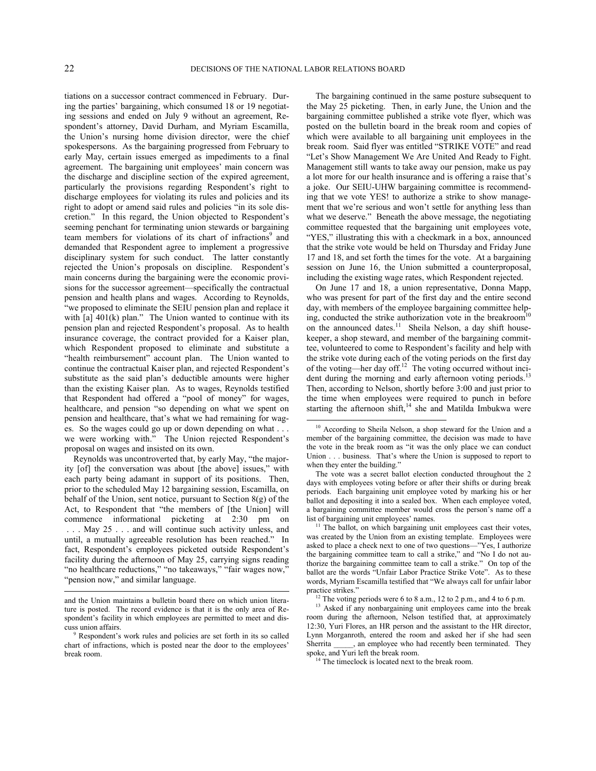tiations on a successor contract commenced in February. During the parties' bargaining, which consumed 18 or 19 negotiating sessions and ended on July 9 without an agreement, Respondent's attorney, David Durham, and Myriam Escamilla, the Union's nursing home division director, were the chief spokespersons. As the bargaining progressed from February to early May, certain issues emerged as impediments to a final agreement. The bargaining unit employees' main concern was the discharge and discipline section of the expired agreement, particularly the provisions regarding Respondent's right to discharge employees for violating its rules and policies and its right to adopt or amend said rules and policies "in its sole discretion." In this regard, the Union objected to Respondent's seeming penchant for terminating union stewards or bargaining team members for violations of its chart of infractions[9] and demanded that Respondent agree to implement a progressive disciplinary system for such conduct. The latter constantly rejected the Union's proposals on discipline. Respondent's main concerns during the bargaining were the economic provisions for the successor agreement—specifically the contractual pension and health plans and wages. According to Reynolds, "we proposed to eliminate the SEIU pension plan and replace it with [a] 401(k) plan." The Union wanted to continue with its pension plan and rejected Respondent's proposal. As to health insurance coverage, the contract provided for a Kaiser plan, which Respondent proposed to eliminate and substitute a "health reimbursement" account plan. The Union wanted to continue the contractual Kaiser plan, and rejected Respondent's substitute as the said plan's deductible amounts were higher than the existing Kaiser plan. As to wages, Reynolds testified that Respondent had offered a "pool of money" for wages, healthcare, and pension "so depending on what we spent on pension and healthcare, that's what we had remaining for wages. So the wages could go up or down depending on what . . . we were working with." The Union rejected Respondent's proposal on wages and insisted on its own.

Reynolds was uncontroverted that, by early May, "the majority [of] the conversation was about [the above] issues," with each party being adamant in support of its positions. Then, prior to the scheduled May 12 bargaining session, Escamilla, on behalf of the Union, sent notice, pursuant to Section 8(g) of the Act, to Respondent that "the members of [the Union] will commence informational picketing at 2:30 pm on . . . May 25 . . . and will continue such activity unless, and until, a mutually agreeable resolution has been reached." In fact, Respondent's employees picketed outside Respondent's facility during the afternoon of May 25, carrying signs reading "no healthcare reductions," "no takeaways," "fair wages now," "pension now," and similar language.

The bargaining continued in the same posture subsequent to the May 25 picketing. Then, in early June, the Union and the bargaining committee published a strike vote flyer, which was posted on the bulletin board in the break room and copies of which were available to all bargaining unit employees in the break room. Said flyer was entitled "STRIKE VOTE" and read "Let's Show Management We Are United And Ready to Fight. Management still wants to take away our pension, make us pay a lot more for our health insurance and is offering a raise that's a joke. Our SEIU-UHW bargaining committee is recommending that we vote YES! to authorize a strike to show management that we're serious and won't settle for anything less than what we deserve." Beneath the above message, the negotiating committee requested that the bargaining unit employees vote, "YES," illustrating this with a checkmark in a box, announced that the strike vote would be held on Thursday and Friday June 17 and 18, and set forth the times for the vote. At a bargaining session on June 16, the Union submitted a counterproposal, including the existing wage rates, which Respondent rejected.

On June 17 and 18, a union representative, Donna Mapp, who was present for part of the first day and the entire second day, with members of the employee bargaining committee helping, conducted the strike authorization vote in the breakroom[10] on the announced dates.[11] Sheila Nelson, a day shift housekeeper, a shop steward, and member of the bargaining committee, volunteered to come to Respondent's facility and help with the strike vote during each of the voting periods on the first day of the voting—her day off.[12] The voting occurred without incident during the morning and early afternoon voting periods.[13] Then, according to Nelson, shortly before 3:00 and just prior to the time when employees were required to punch in before starting the afternoon shift,[14] she and Matilda Imbukwa were

---

and the Union maintains a bulletin board there on which union literature is posted. The record evidence is that it is the only area of Respondent's facility in which employees are permitted to meet and discuss union affairs.

[9] Respondent's work rules and policies are set forth in its so called chart of infractions, which is posted near the door to the employees' break room.

[10] According to Sheila Nelson, a shop steward for the Union and a member of the bargaining committee, the decision was made to have the vote in the break room as "it was the only place we can conduct Union . . . business. That's where the Union is supposed to report to when they enter the building."

The vote was a secret ballot election conducted throughout the 2 days with employees voting before or after their shifts or during break periods. Each bargaining unit employee voted by marking his or her ballot and depositing it into a sealed box. When each employee voted, a bargaining committee member would cross the person's name off a list of bargaining unit employees' names.

[11] The ballot, on which bargaining unit employees cast their votes, was created by the Union from an existing template. Employees were asked to place a check next to one of two questions—"Yes, I authorize the bargaining committee team to call a strike," and "No I do not authorize the bargaining committee team to call a strike." On top of the ballot are the words "Unfair Labor Practice Strike Vote". As to these words, Myriam Escamilla testified that "We always call for unfair labor practice strikes."

[12] The voting periods were 6 to 8 a.m., 12 to 2 p.m., and 4 to 6 p.m.

[13] Asked if any nonbargaining unit employees came into the break room during the afternoon, Nelson testified that, at approximately 12:30, Yuri Flores, an HR person and the assistant to the HR director, Lynn Morganroth, entered the room and asked her if she had seen Sherrita _____, an employee who had recently been terminated. They spoke, and Yuri left the break room.

[14] The timeclock is located next to the break room.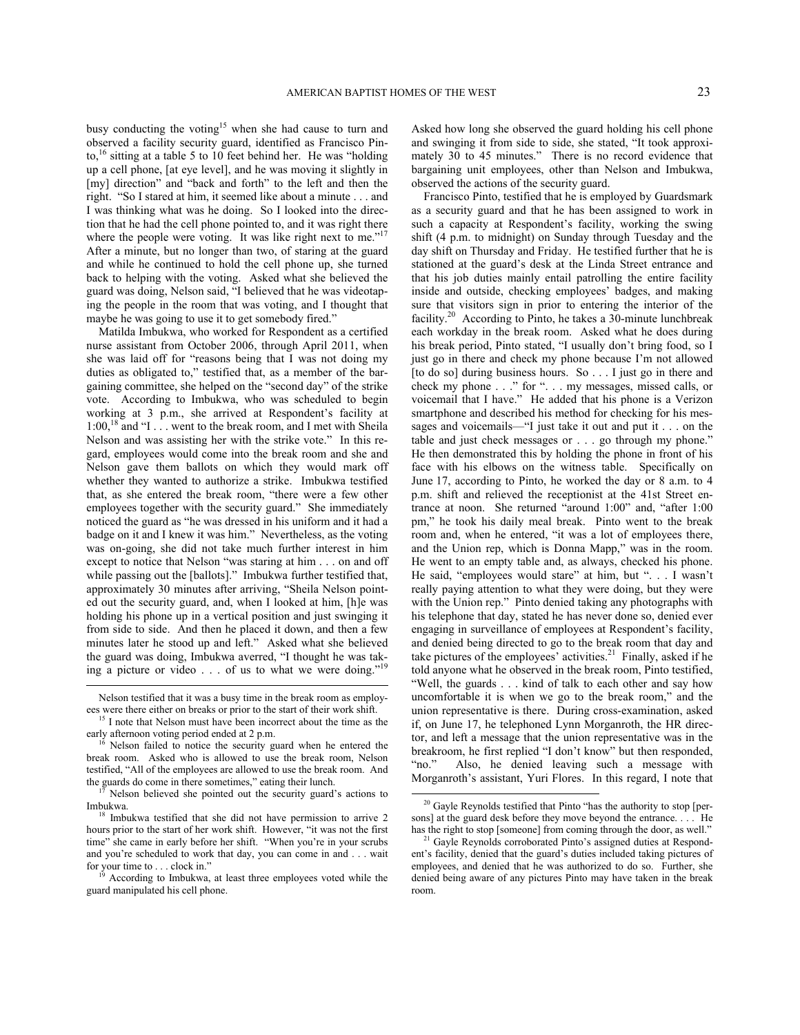busy conducting the voting[15] when she had cause to turn and observed a facility security guard, identified as Francisco Pinto,[16] sitting at a table 5 to 10 feet behind her. He was "holding up a cell phone, [at eye level], and he was moving it slightly in [my] direction" and "back and forth" to the left and then the right. "So I stared at him, it seemed like about a minute . . . and I was thinking what was he doing. So I looked into the direction that he had the cell phone pointed to, and it was right there where the people were voting. It was like right next to me."[17] After a minute, but no longer than two, of staring at the guard and while he continued to hold the cell phone up, she turned back to helping with the voting. Asked what she believed the guard was doing, Nelson said, "I believed that he was videotaping the people in the room that was voting, and I thought that maybe he was going to use it to get somebody fired."

Matilda Imbukwa, who worked for Respondent as a certified nurse assistant from October 2006, through April 2011, when she was laid off for "reasons being that I was not doing my duties as obligated to," testified that, as a member of the bargaining committee, she helped on the "second day" of the strike vote. According to Imbukwa, who was scheduled to begin working at 3 p.m., she arrived at Respondent's facility at 1:00,[18] and "I . . . went to the break room, and I met with Sheila Nelson and was assisting her with the strike vote." In this regard, employees would come into the break room and she and Nelson gave them ballots on which they would mark off whether they wanted to authorize a strike. Imbukwa testified that, as she entered the break room, "there were a few other employees together with the security guard." She immediately noticed the guard as "he was dressed in his uniform and it had a badge on it and I knew it was him." Nevertheless, as the voting was on-going, she did not take much further interest in him except to notice that Nelson "was staring at him . . . on and off while passing out the [ballots]." Imbukwa further testified that, approximately 30 minutes after arriving, "Sheila Nelson pointed out the security guard, and, when I looked at him, [h]e was holding his phone up in a vertical position and just swinging it from side to side. And then he placed it down, and then a few minutes later he stood up and left." Asked what she believed the guard was doing, Imbukwa averred, "I thought he was taking a picture or video . . . of us to what we were doing."[19] Asked how long she observed the guard holding his cell phone and swinging it from side to side, she stated, "It took approximately 30 to 45 minutes." There is no record evidence that bargaining unit employees, other than Nelson and Imbukwa, observed the actions of the security guard.

Francisco Pinto, testified that he is employed by Guardsmark as a security guard and that he has been assigned to work in such a capacity at Respondent's facility, working the swing shift (4 p.m. to midnight) on Sunday through Tuesday and the day shift on Thursday and Friday. He testified further that he is stationed at the guard's desk at the Linda Street entrance and that his job duties mainly entail patrolling the entire facility inside and outside, checking employees' badges, and making sure that visitors sign in prior to entering the interior of the facility.[20] According to Pinto, he takes a 30-minute lunchbreak each workday in the break room. Asked what he does during his break period, Pinto stated, "I usually don't bring food, so I just go in there and check my phone because I'm not allowed [to do so] during business hours. So . . . I just go in there and check my phone . . ." for ". . . my messages, missed calls, or voicemail that I have." He added that his phone is a Verizon smartphone and described his method for checking for his messages and voicemails—"I just take it out and put it . . . on the table and just check messages or . . . go through my phone." He then demonstrated this by holding the phone in front of his face with his elbows on the witness table. Specifically on June 17, according to Pinto, he worked the day or 8 a.m. to 4 p.m. shift and relieved the receptionist at the 41st Street entrance at noon. She returned "around 1:00" and, "after 1:00 pm," he took his daily meal break. Pinto went to the break room and, when he entered, "it was a lot of employees there, and the Union rep, which is Donna Mapp," was in the room. He went to an empty table and, as always, checked his phone. He said, "employees would stare" at him, but ". . . I wasn't really paying attention to what they were doing, but they were with the Union rep." Pinto denied taking any photographs with his telephone that day, stated he has never done so, denied ever engaging in surveillance of employees at Respondent's facility, and denied being directed to go to the break room that day and take pictures of the employees' activities.[21] Finally, asked if he told anyone what he observed in the break room, Pinto testified, "Well, the guards . . . kind of talk to each other and say how uncomfortable it is when we go to the break room," and the union representative is there. During cross-examination, asked if, on June 17, he telephoned Lynn Morganroth, the HR director, and left a message that the union representative was in the breakroom, he first replied "I don't know" but then responded, "no." Also, he denied leaving such a message with Morganroth's assistant, Yuri Flores. In this regard, I note that

---

Nelson testified that it was a busy time in the break room as employees were there either on breaks or prior to the start of their work shift.

[15] I note that Nelson must have been incorrect about the time as the early afternoon voting period ended at 2 p.m.

[16] Nelson failed to notice the security guard when he entered the break room. Asked who is allowed to use the break room, Nelson testified, "All of the employees are allowed to use the break room. And the guards do come in there sometimes," eating their lunch.

[17] Nelson believed she pointed out the security guard's actions to Imbukwa.

[18] Imbukwa testified that she did not have permission to arrive 2 hours prior to the start of her work shift. However, "it was not the first time" she came in early before her shift. "When you're in your scrubs and you're scheduled to work that day, you can come in and . . . wait for your time to . . . clock in."

[19] According to Imbukwa, at least three employees voted while the guard manipulated his cell phone.

[20] Gayle Reynolds testified that Pinto "has the authority to stop [persons] at the guard desk before they move beyond the entrance. . . . He has the right to stop [someone] from coming through the door, as well."

[21] Gayle Reynolds corroborated Pinto's assigned duties at Respondent's facility, denied that the guard's duties included taking pictures of employees, and denied that he was authorized to do so. Further, she denied being aware of any pictures Pinto may have taken in the break room.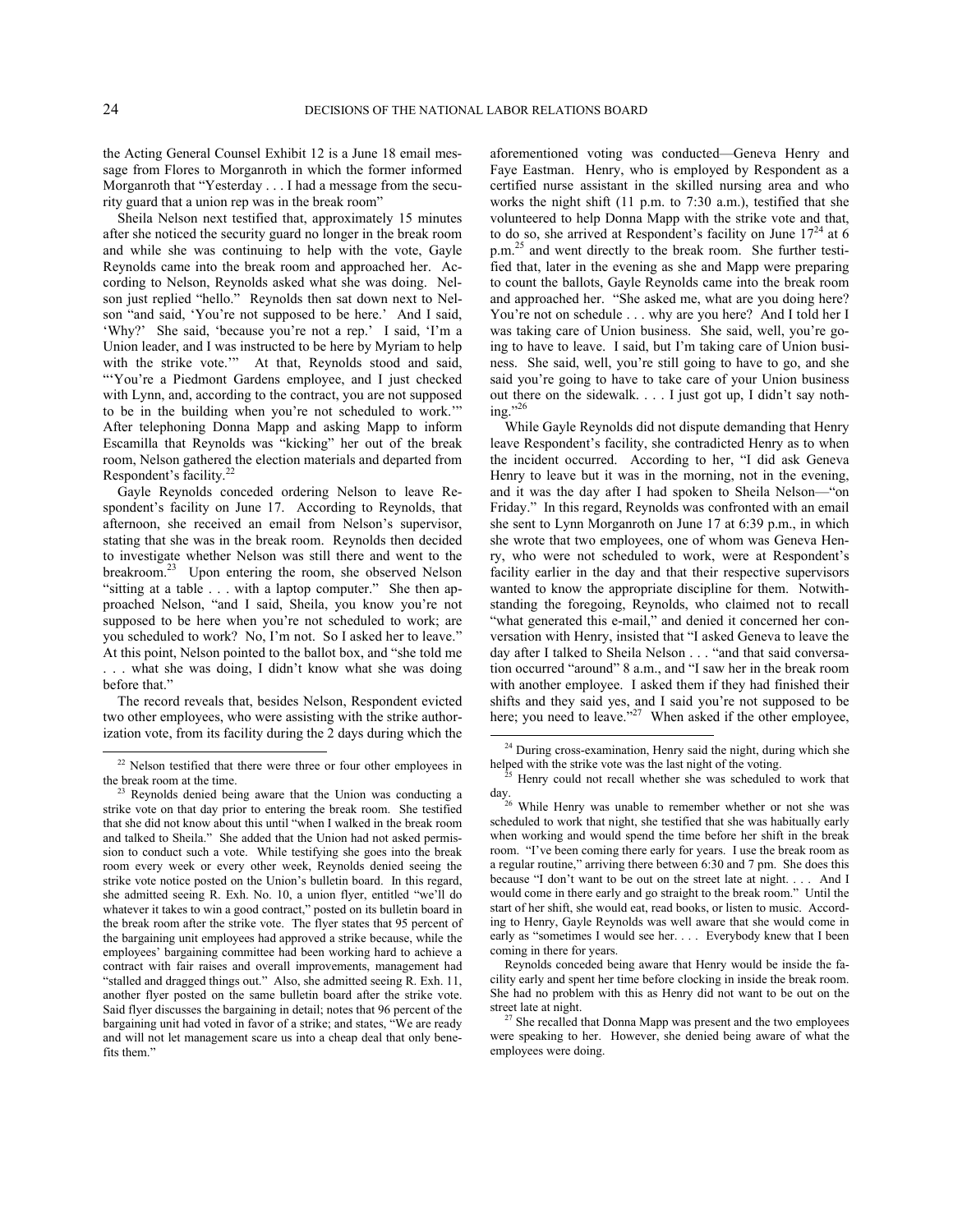the Acting General Counsel Exhibit 12 is a June 18 email message from Flores to Morganroth in which the former informed Morganroth that "Yesterday . . . I had a message from the security guard that a union rep was in the break room"

Sheila Nelson next testified that, approximately 15 minutes after she noticed the security guard no longer in the break room and while she was continuing to help with the vote, Gayle Reynolds came into the break room and approached her. According to Nelson, Reynolds asked what she was doing. Nelson just replied "hello." Reynolds then sat down next to Nelson "and said, 'You're not supposed to be here.' And I said, 'Why?' She said, 'because you're not a rep.' I said, 'I'm a Union leader, and I was instructed to be here by Myriam to help with the strike vote.'" At that, Reynolds stood and said, "'You're a Piedmont Gardens employee, and I just checked with Lynn, and, according to the contract, you are not supposed to be in the building when you're not scheduled to work.'" After telephoning Donna Mapp and asking Mapp to inform Escamilla that Reynolds was "kicking" her out of the break room, Nelson gathered the election materials and departed from Respondent's facility.[22]

Gayle Reynolds conceded ordering Nelson to leave Respondent's facility on June 17. According to Reynolds, that afternoon, she received an email from Nelson's supervisor, stating that she was in the break room. Reynolds then decided to investigate whether Nelson was still there and went to the breakroom.[23] Upon entering the room, she observed Nelson "sitting at a table . . . with a laptop computer." She then approached Nelson, "and I said, Sheila, you know you're not supposed to be here when you're not scheduled to work; are you scheduled to work? No, I'm not. So I asked her to leave." At this point, Nelson pointed to the ballot box, and "she told me . . . what she was doing, I didn't know what she was doing before that."

The record reveals that, besides Nelson, Respondent evicted two other employees, who were assisting with the strike authorization vote, from its facility during the 2 days during which the aforementioned voting was conducted—Geneva Henry and Faye Eastman. Henry, who is employed by Respondent as a certified nurse assistant in the skilled nursing area and who works the night shift (11 p.m. to 7:30 a.m.), testified that she volunteered to help Donna Mapp with the strike vote and that, to do so, she arrived at Respondent's facility on June 17[24] at 6 p.m.[25] and went directly to the break room. She further testified that, later in the evening as she and Mapp were preparing to count the ballots, Gayle Reynolds came into the break room and approached her. "She asked me, what are you doing here? You're not on schedule . . . why are you here? And I told her I was taking care of Union business. She said, well, you're going to have to leave. I said, but I'm taking care of Union business. She said, well, you're still going to have to go, and she said you're going to have to take care of your Union business out there on the sidewalk. . . . I just got up, I didn't say nothing."[26]

While Gayle Reynolds did not dispute demanding that Henry leave Respondent's facility, she contradicted Henry as to when the incident occurred. According to her, "I did ask Geneva Henry to leave but it was in the morning, not in the evening, and it was the day after I had spoken to Sheila Nelson—"on Friday." In this regard, Reynolds was confronted with an email she sent to Lynn Morganroth on June 17 at 6:39 p.m., in which she wrote that two employees, one of whom was Geneva Henry, who were not scheduled to work, were at Respondent's facility earlier in the day and that their respective supervisors wanted to know the appropriate discipline for them. Notwithstanding the foregoing, Reynolds, who claimed not to recall "what generated this e-mail," and denied it concerned her conversation with Henry, insisted that "I asked Geneva to leave the day after I talked to Sheila Nelson . . . "and that said conversation occurred "around" 8 a.m., and "I saw her in the break room with another employee. I asked them if they had finished their shifts and they said yes, and I said you're not supposed to be here; you need to leave."[27] When asked if the other employee,

---

[22] Nelson testified that there were three or four other employees in the break room at the time.

[23] Reynolds denied being aware that the Union was conducting a strike vote on that day prior to entering the break room. She testified that she did not know about this until "when I walked in the break room and talked to Sheila." She added that the Union had not asked permission to conduct such a vote. While testifying she goes into the break room every week or every other week, Reynolds denied seeing the strike vote notice posted on the Union's bulletin board. In this regard, she admitted seeing R. Exh. No. 10, a union flyer, entitled "we'll do whatever it takes to win a good contract," posted on its bulletin board in the break room after the strike vote. The flyer states that 95 percent of the bargaining unit employees had approved a strike because, while the employees' bargaining committee had been working hard to achieve a contract with fair raises and overall improvements, management had "stalled and dragged things out." Also, she admitted seeing R. Exh. 11, another flyer posted on the same bulletin board after the strike vote. Said flyer discusses the bargaining in detail; notes that 96 percent of the bargaining unit had voted in favor of a strike; and states, "We are ready and will not let management scare us into a cheap deal that only benefits them."

[24] During cross-examination, Henry said the night, during which she helped with the strike vote was the last night of the voting.

[25] Henry could not recall whether she was scheduled to work that day.

[26] While Henry was unable to remember whether or not she was scheduled to work that night, she testified that she was habitually early when working and would spend the time before her shift in the break room. "I've been coming there early for years. I use the break room as a regular routine," arriving there between 6:30 and 7 pm. She does this because "I don't want to be out on the street late at night. . . . And I would come in there early and go straight to the break room." Until the start of her shift, she would eat, read books, or listen to music. According to Henry, Gayle Reynolds was well aware that she would come in early as "sometimes I would see her. . . . Everybody knew that I been coming in there for years.

Reynolds conceded being aware that Henry would be inside the facility early and spent her time before clocking in inside the break room. She had no problem with this as Henry did not want to be out on the street late at night.

[27] She recalled that Donna Mapp was present and the two employees were speaking to her. However, she denied being aware of what the employees were doing.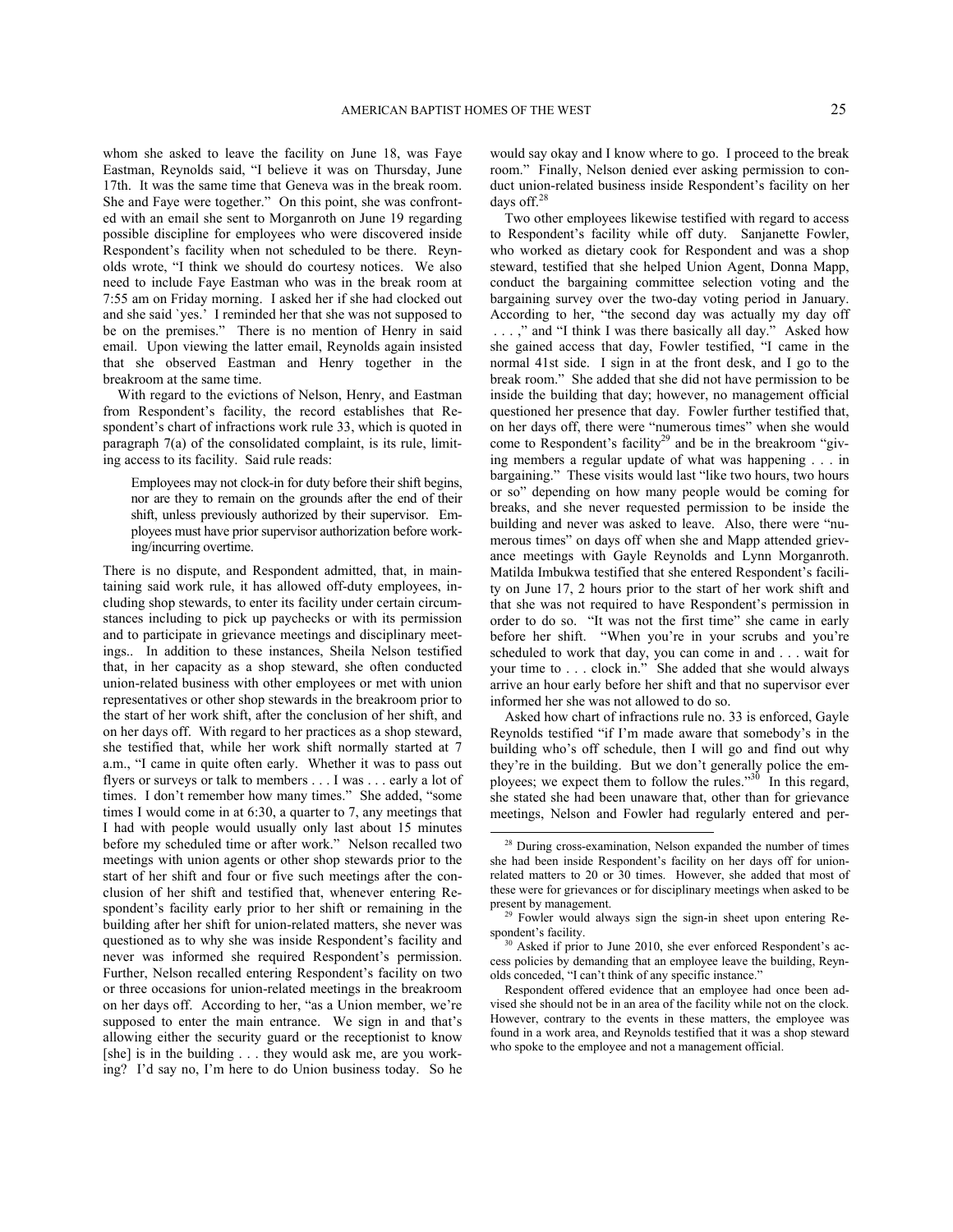whom she asked to leave the facility on June 18, was Faye Eastman, Reynolds said, "I believe it was on Thursday, June 17th. It was the same time that Geneva was in the break room. She and Faye were together." On this point, she was confronted with an email she sent to Morganroth on June 19 regarding possible discipline for employees who were discovered inside Respondent's facility when not scheduled to be there. Reynolds wrote, "I think we should do courtesy notices. We also need to include Faye Eastman who was in the break room at 7:55 am on Friday morning. I asked her if she had clocked out and she said `yes.' I reminded her that she was not supposed to be on the premises." There is no mention of Henry in said email. Upon viewing the latter email, Reynolds again insisted that she observed Eastman and Henry together in the breakroom at the same time.

With regard to the evictions of Nelson, Henry, and Eastman from Respondent's facility, the record establishes that Respondent's chart of infractions work rule 33, which is quoted in paragraph 7(a) of the consolidated complaint, is its rule, limiting access to its facility. Said rule reads:

> Employees may not clock-in for duty before their shift begins, nor are they to remain on the grounds after the end of their shift, unless previously authorized by their supervisor. Employees must have prior supervisor authorization before working/incurring overtime.

There is no dispute, and Respondent admitted, that, in maintaining said work rule, it has allowed off-duty employees, including shop stewards, to enter its facility under certain circumstances including to pick up paychecks or with its permission and to participate in grievance meetings and disciplinary meetings.. In addition to these instances, Sheila Nelson testified that, in her capacity as a shop steward, she often conducted union-related business with other employees or met with union representatives or other shop stewards in the breakroom prior to the start of her work shift, after the conclusion of her shift, and on her days off. With regard to her practices as a shop steward, she testified that, while her work shift normally started at 7 a.m., "I came in quite often early. Whether it was to pass out flyers or surveys or talk to members . . . I was . . . early a lot of times. I don't remember how many times." She added, "some times I would come in at 6:30, a quarter to 7, any meetings that I had with people would usually only last about 15 minutes before my scheduled time or after work." Nelson recalled two meetings with union agents or other shop stewards prior to the start of her shift and four or five such meetings after the conclusion of her shift and testified that, whenever entering Respondent's facility early prior to her shift or remaining in the building after her shift for union-related matters, she never was questioned as to why she was inside Respondent's facility and never was informed she required Respondent's permission. Further, Nelson recalled entering Respondent's facility on two or three occasions for union-related meetings in the breakroom on her days off. According to her, "as a Union member, we're supposed to enter the main entrance. We sign in and that's allowing either the security guard or the receptionist to know [she] is in the building . . . they would ask me, are you working? I'd say no, I'm here to do Union business today. So he would say okay and I know where to go. I proceed to the break room." Finally, Nelson denied ever asking permission to conduct union-related business inside Respondent's facility on her days off.[28]

Two other employees likewise testified with regard to access to Respondent's facility while off duty. Sanjanette Fowler, who worked as dietary cook for Respondent and was a shop steward, testified that she helped Union Agent, Donna Mapp, conduct the bargaining committee selection voting and the bargaining survey over the two-day voting period in January. According to her, "the second day was actually my day off . . . ," and "I think I was there basically all day." Asked how she gained access that day, Fowler testified, "I came in the normal 41st side. I sign in at the front desk, and I go to the break room." She added that she did not have permission to be inside the building that day; however, no management official questioned her presence that day. Fowler further testified that, on her days off, there were "numerous times" when she would come to Respondent's facility[29] and be in the breakroom "giving members a regular update of what was happening . . . in bargaining." These visits would last "like two hours, two hours or so" depending on how many people would be coming for breaks, and she never requested permission to be inside the building and never was asked to leave. Also, there were "numerous times" on days off when she and Mapp attended grievance meetings with Gayle Reynolds and Lynn Morganroth. Matilda Imbukwa testified that she entered Respondent's facility on June 17, 2 hours prior to the start of her work shift and that she was not required to have Respondent's permission in order to do so. "It was not the first time" she came in early before her shift. "When you're in your scrubs and you're scheduled to work that day, you can come in and . . . wait for your time to . . . clock in." She added that she would always arrive an hour early before her shift and that no supervisor ever informed her she was not allowed to do so.

Asked how chart of infractions rule no. 33 is enforced, Gayle Reynolds testified "if I'm made aware that somebody's in the building who's off schedule, then I will go and find out why they're in the building. But we don't generally police the employees; we expect them to follow the rules."[30] In this regard, she stated she had been unaware that, other than for grievance meetings, Nelson and Fowler had regularly entered and per-

---

[28] During cross-examination, Nelson expanded the number of times she had been inside Respondent's facility on her days off for union-related matters to 20 or 30 times. However, she added that most of these were for grievances or for disciplinary meetings when asked to be present by management.

[29] Fowler would always sign the sign-in sheet upon entering Respondent's facility.

[30] Asked if prior to June 2010, she ever enforced Respondent's access policies by demanding that an employee leave the building, Reynolds conceded, "I can't think of any specific instance."

Respondent offered evidence that an employee had once been advised she should not be in an area of the facility while not on the clock. However, contrary to the events in these matters, the employee was found in a work area, and Reynolds testified that it was a shop steward who spoke to the employee and not a management official.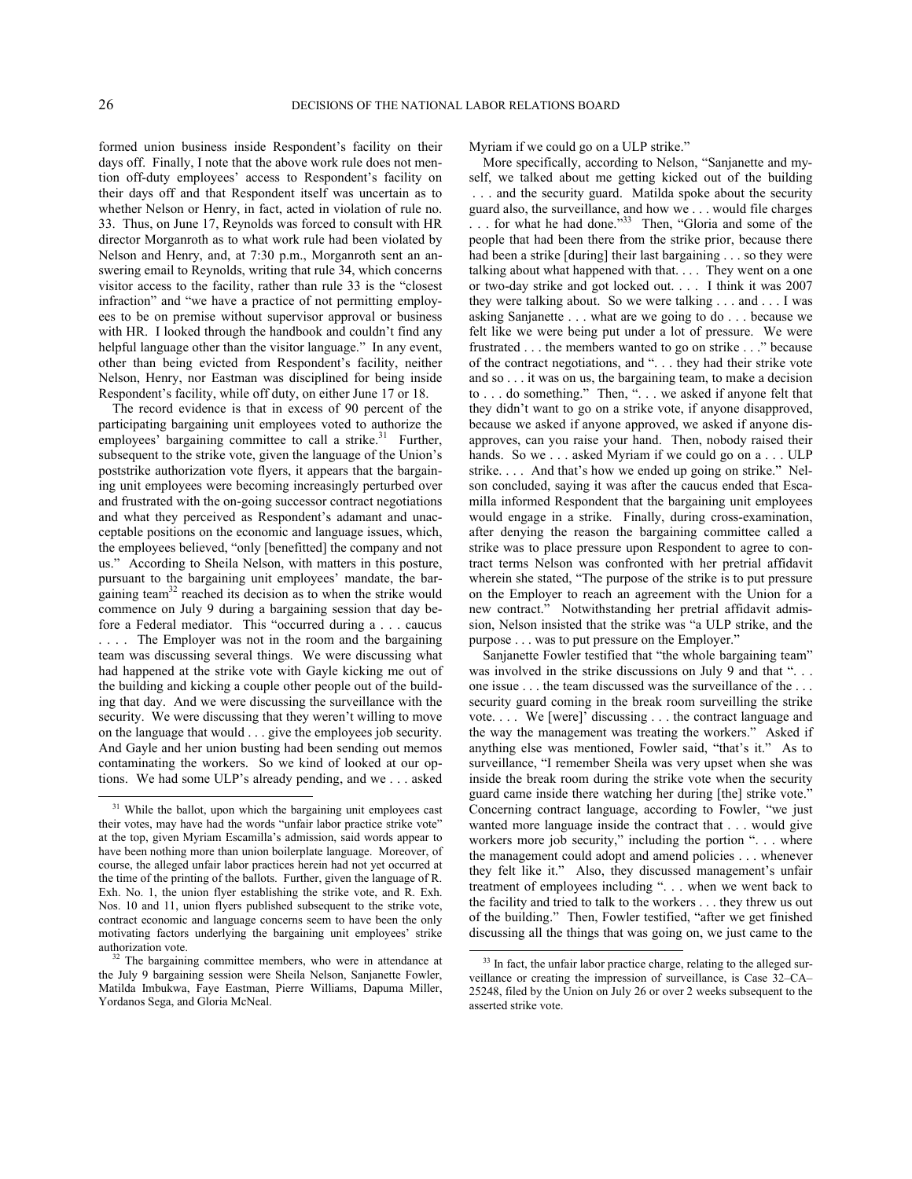formed union business inside Respondent's facility on their days off. Finally, I note that the above work rule does not mention off-duty employees' access to Respondent's facility on their days off and that Respondent itself was uncertain as to whether Nelson or Henry, in fact, acted in violation of rule no. 33. Thus, on June 17, Reynolds was forced to consult with HR director Morganroth as to what work rule had been violated by Nelson and Henry, and, at 7:30 p.m., Morganroth sent an answering email to Reynolds, writing that rule 34, which concerns visitor access to the facility, rather than rule 33 is the "closest infraction" and "we have a practice of not permitting employees to be on premise without supervisor approval or business with HR. I looked through the handbook and couldn't find any helpful language other than the visitor language." In any event, other than being evicted from Respondent's facility, neither Nelson, Henry, nor Eastman was disciplined for being inside Respondent's facility, while off duty, on either June 17 or 18.

The record evidence is that in excess of 90 percent of the participating bargaining unit employees voted to authorize the employees' bargaining committee to call a strike.[31] Further, subsequent to the strike vote, given the language of the Union's poststrike authorization vote flyers, it appears that the bargaining unit employees were becoming increasingly perturbed over and frustrated with the on-going successor contract negotiations and what they perceived as Respondent's adamant and unacceptable positions on the economic and language issues, which, the employees believed, "only [benefitted] the company and not us." According to Sheila Nelson, with matters in this posture, pursuant to the bargaining unit employees' mandate, the bargaining team[32] reached its decision as to when the strike would commence on July 9 during a bargaining session that day before a Federal mediator. This "occurred during a . . . caucus . . . . The Employer was not in the room and the bargaining team was discussing several things. We were discussing what had happened at the strike vote with Gayle kicking me out of the building and kicking a couple other people out of the building that day. And we were discussing the surveillance with the security. We were discussing that they weren't willing to move on the language that would . . . give the employees job security. And Gayle and her union busting had been sending out memos contaminating the workers. So we kind of looked at our options. We had some ULP's already pending, and we . . . asked Myriam if we could go on a ULP strike."

More specifically, according to Nelson, "Sanjanette and myself, we talked about me getting kicked out of the building . . . and the security guard. Matilda spoke about the security guard also, the surveillance, and how we . . . would file charges . . . for what he had done."[33] Then, "Gloria and some of the people that had been there from the strike prior, because there had been a strike [during] their last bargaining . . . so they were talking about what happened with that. . . . They went on a one or two-day strike and got locked out. . . . I think it was 2007 they were talking about. So we were talking . . . and . . . I was asking Sanjanette . . . what are we going to do . . . because we felt like we were being put under a lot of pressure. We were frustrated . . . the members wanted to go on strike . . ." because of the contract negotiations, and ". . . they had their strike vote and so . . . it was on us, the bargaining team, to make a decision to . . . do something." Then, ". . . we asked if anyone felt that they didn't want to go on a strike vote, if anyone disapproved, because we asked if anyone approved, we asked if anyone disapproves, can you raise your hand. Then, nobody raised their hands. So we . . . asked Myriam if we could go on a . . . ULP strike. . . . And that's how we ended up going on strike." Nelson concluded, saying it was after the caucus ended that Escamilla informed Respondent that the bargaining unit employees would engage in a strike. Finally, during cross-examination, after denying the reason the bargaining committee called a strike was to place pressure upon Respondent to agree to contract terms Nelson was confronted with her pretrial affidavit wherein she stated, "The purpose of the strike is to put pressure on the Employer to reach an agreement with the Union for a new contract." Notwithstanding her pretrial affidavit admission, Nelson insisted that the strike was "a ULP strike, and the purpose . . . was to put pressure on the Employer."

Sanjanette Fowler testified that "the whole bargaining team" was involved in the strike discussions on July 9 and that ". . . one issue . . . the team discussed was the surveillance of the . . . security guard coming in the break room surveilling the strike vote. . . . We [were]' discussing . . . the contract language and the way the management was treating the workers." Asked if anything else was mentioned, Fowler said, "that's it." As to surveillance, "I remember Sheila was very upset when she was inside the break room during the strike vote when the security guard came inside there watching her during [the] strike vote." Concerning contract language, according to Fowler, "we just wanted more language inside the contract that . . . would give workers more job security," including the portion ". . . where the management could adopt and amend policies . . . whenever they felt like it." Also, they discussed management's unfair treatment of employees including ". . . when we went back to the facility and tried to talk to the workers . . . they threw us out of the building." Then, Fowler testified, "after we get finished discussing all the things that was going on, we just came to the

[31] While the ballot, upon which the bargaining unit employees cast their votes, may have had the words "unfair labor practice strike vote" at the top, given Myriam Escamilla's admission, said words appear to have been nothing more than union boilerplate language. Moreover, of course, the alleged unfair labor practices herein had not yet occurred at the time of the printing of the ballots. Further, given the language of R. Exh. No. 1, the union flyer establishing the strike vote, and R. Exh. Nos. 10 and 11, union flyers published subsequent to the strike vote, contract economic and language concerns seem to have been the only motivating factors underlying the bargaining unit employees' strike authorization vote.

[32] The bargaining committee members, who were in attendance at the July 9 bargaining session were Sheila Nelson, Sanjanette Fowler, Matilda Imbukwa, Faye Eastman, Pierre Williams, Dapuma Miller, Yordanos Sega, and Gloria McNeal.

[33] In fact, the unfair labor practice charge, relating to the alleged surveillance or creating the impression of surveillance, is Case 32–CA–25248, filed by the Union on July 26 or over 2 weeks subsequent to the asserted strike vote.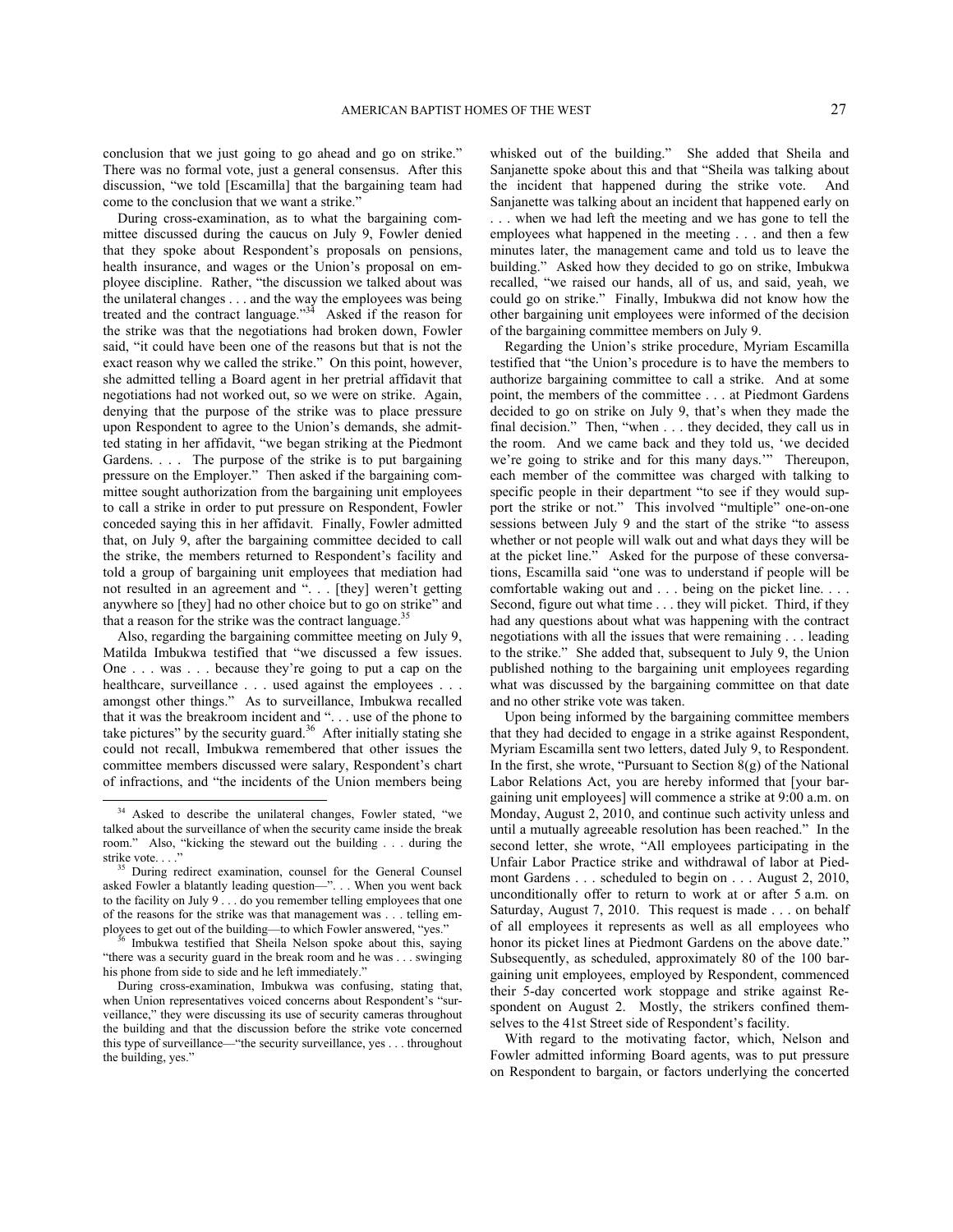conclusion that we just going to go ahead and go on strike." There was no formal vote, just a general consensus. After this discussion, "we told [Escamilla] that the bargaining team had come to the conclusion that we want a strike."

During cross-examination, as to what the bargaining committee discussed during the caucus on July 9, Fowler denied that they spoke about Respondent's proposals on pensions, health insurance, and wages or the Union's proposal on employee discipline. Rather, "the discussion we talked about was the unilateral changes . . . and the way the employees was being treated and the contract language."[34] Asked if the reason for the strike was that the negotiations had broken down, Fowler said, "it could have been one of the reasons but that is not the exact reason why we called the strike." On this point, however, she admitted telling a Board agent in her pretrial affidavit that negotiations had not worked out, so we were on strike. Again, denying that the purpose of the strike was to place pressure upon Respondent to agree to the Union's demands, she admitted stating in her affidavit, "we began striking at the Piedmont Gardens. . . . The purpose of the strike is to put bargaining pressure on the Employer." Then asked if the bargaining committee sought authorization from the bargaining unit employees to call a strike in order to put pressure on Respondent, Fowler conceded saying this in her affidavit. Finally, Fowler admitted that, on July 9, after the bargaining committee decided to call the strike, the members returned to Respondent's facility and told a group of bargaining unit employees that mediation had not resulted in an agreement and ". . . [they] weren't getting anywhere so [they] had no other choice but to go on strike" and that a reason for the strike was the contract language.[35]

Also, regarding the bargaining committee meeting on July 9, Matilda Imbukwa testified that "we discussed a few issues. One . . . was . . . because they're going to put a cap on the healthcare, surveillance . . . used against the employees . . . amongst other things." As to surveillance, Imbukwa recalled that it was the breakroom incident and ". . . use of the phone to take pictures" by the security guard.[36] After initially stating she could not recall, Imbukwa remembered that other issues the committee members discussed were salary, Respondent's chart of infractions, and "the incidents of the Union members being whisked out of the building." She added that Sheila and Sanjanette spoke about this and that "Sheila was talking about the incident that happened during the strike vote. And Sanjanette was talking about an incident that happened early on . . . when we had left the meeting and we has gone to tell the employees what happened in the meeting . . . and then a few minutes later, the management came and told us to leave the building." Asked how they decided to go on strike, Imbukwa recalled, "we raised our hands, all of us, and said, yeah, we could go on strike." Finally, Imbukwa did not know how the other bargaining unit employees were informed of the decision of the bargaining committee members on July 9.

Regarding the Union's strike procedure, Myriam Escamilla testified that "the Union's procedure is to have the members to authorize bargaining committee to call a strike. And at some point, the members of the committee . . . at Piedmont Gardens decided to go on strike on July 9, that's when they made the final decision." Then, "when . . . they decided, they call us in the room. And we came back and they told us, 'we decided we're going to strike and for this many days.'" Thereupon, each member of the committee was charged with talking to specific people in their department "to see if they would support the strike or not." This involved "multiple" one-on-one sessions between July 9 and the start of the strike "to assess whether or not people will walk out and what days they will be at the picket line." Asked for the purpose of these conversations, Escamilla said "one was to understand if people will be comfortable waking out and . . . being on the picket line. . . . Second, figure out what time . . . they will picket. Third, if they had any questions about what was happening with the contract negotiations with all the issues that were remaining . . . leading to the strike." She added that, subsequent to July 9, the Union published nothing to the bargaining unit employees regarding what was discussed by the bargaining committee on that date and no other strike vote was taken.

Upon being informed by the bargaining committee members that they had decided to engage in a strike against Respondent, Myriam Escamilla sent two letters, dated July 9, to Respondent. In the first, she wrote, "Pursuant to Section 8(g) of the National Labor Relations Act, you are hereby informed that [your bargaining unit employees] will commence a strike at 9:00 a.m. on Monday, August 2, 2010, and continue such activity unless and until a mutually agreeable resolution has been reached." In the second letter, she wrote, "All employees participating in the Unfair Labor Practice strike and withdrawal of labor at Piedmont Gardens . . . scheduled to begin on . . . August 2, 2010, unconditionally offer to return to work at or after 5 a.m. on Saturday, August 7, 2010. This request is made . . . on behalf of all employees it represents as well as all employees who honor its picket lines at Piedmont Gardens on the above date." Subsequently, as scheduled, approximately 80 of the 100 bargaining unit employees, employed by Respondent, commenced their 5-day concerted work stoppage and strike against Respondent on August 2. Mostly, the strikers confined themselves to the 41st Street side of Respondent's facility.

With regard to the motivating factor, which, Nelson and Fowler admitted informing Board agents, was to put pressure on Respondent to bargain, or factors underlying the concerted

---

[34] Asked to describe the unilateral changes, Fowler stated, "we talked about the surveillance of when the security came inside the break room." Also, "kicking the steward out the building . . . during the strike vote. . . ."

[35] During redirect examination, counsel for the General Counsel asked Fowler a blatantly leading question—". . . When you went back to the facility on July 9 . . . do you remember telling employees that one of the reasons for the strike was that management was . . . telling employees to get out of the building—to which Fowler answered, "yes."

[36] Imbukwa testified that Sheila Nelson spoke about this, saying "there was a security guard in the break room and he was . . . swinging his phone from side to side and he left immediately."

During cross-examination, Imbukwa was confusing, stating that, when Union representatives voiced concerns about Respondent's "surveillance," they were discussing its use of security cameras throughout the building and that the discussion before the strike vote concerned this type of surveillance—"the security surveillance, yes . . . throughout the building, yes."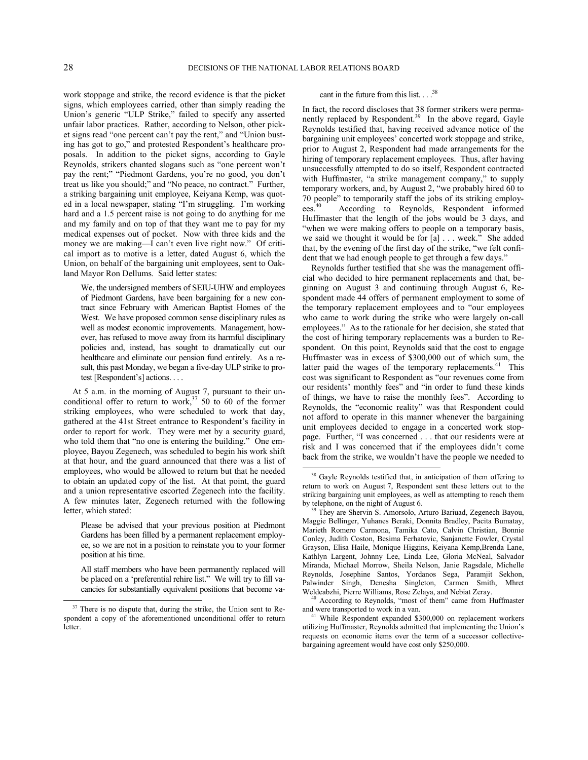work stoppage and strike, the record evidence is that the picket signs, which employees carried, other than simply reading the Union's generic "ULP Strike," failed to specify any asserted unfair labor practices. Rather, according to Nelson, other picket signs read "one percent can't pay the rent," and "Union busting has got to go," and protested Respondent's healthcare proposals. In addition to the picket signs, according to Gayle Reynolds, strikers chanted slogans such as "one percent won't pay the rent;" "Piedmont Gardens, you're no good, you don't treat us like you should;" and "No peace, no contract." Further, a striking bargaining unit employee, Keiyana Kemp, was quoted in a local newspaper, stating "I'm struggling. I'm working hard and a 1.5 percent raise is not going to do anything for me and my family and on top of that they want me to pay for my medical expenses out of pocket. Now with three kids and the money we are making—I can't even live right now." Of critical import as to motive is a letter, dated August 6, which the Union, on behalf of the bargaining unit employees, sent to Oakland Mayor Ron Dellums. Said letter states:

> We, the undersigned members of SEIU-UHW and employees of Piedmont Gardens, have been bargaining for a new contract since February with American Baptist Homes of the West. We have proposed common sense disciplinary rules as well as modest economic improvements. Management, however, has refused to move away from its harmful disciplinary policies and, instead, has sought to dramatically cut our healthcare and eliminate our pension fund entirely. As a result, this past Monday, we began a five-day ULP strike to protest [Respondent's] actions. . . .

At 5 a.m. in the morning of August 7, pursuant to their unconditional offer to return to work,[37] 50 to 60 of the former striking employees, who were scheduled to work that day, gathered at the 41st Street entrance to Respondent's facility in order to report for work. They were met by a security guard, who told them that "no one is entering the building." One employee, Bayou Zegenech, was scheduled to begin his work shift at that hour, and the guard announced that there was a list of employees, who would be allowed to return but that he needed to obtain an updated copy of the list. At that point, the guard and a union representative escorted Zegenech into the facility. A few minutes later, Zegenech returned with the following letter, which stated:

> Please be advised that your previous position at Piedmont Gardens has been filled by a permanent replacement employee, so we are not in a position to reinstate you to your former position at his time.
>
> All staff members who have been permanently replaced will be placed on a 'preferential rehire list.' We will try to fill vacancies for substantially equivalent positions that become vacant in the future from this list. . . .[38]

In fact, the record discloses that 38 former strikers were permanently replaced by Respondent.[39] In the above regard, Gayle Reynolds testified that, having received advance notice of the bargaining unit employees' concerted work stoppage and strike, prior to August 2, Respondent had made arrangements for the hiring of temporary replacement employees. Thus, after having unsuccessfully attempted to do so itself, Respondent contracted with Huffmaster, "a strike management company," to supply temporary workers, and, by August 2, "we probably hired 60 to 70 people" to temporarily staff the jobs of its striking employees.[40] According to Reynolds, Respondent informed Huffmaster that the length of the jobs would be 3 days, and "when we were making offers to people on a temporary basis, we said we thought it would be for [a] . . . week." She added that, by the evening of the first day of the strike, "we felt confident that we had enough people to get through a few days."

Reynolds further testified that she was the management official who decided to hire permanent replacements and that, beginning on August 3 and continuing through August 6, Respondent made 44 offers of permanent employment to some of the temporary replacement employees and to "our employees who came to work during the strike who were largely on-call employees." As to the rationale for her decision, she stated that the cost of hiring temporary replacements was a burden to Respondent. On this point, Reynolds said that the cost to engage Huffmaster was in excess of \$300,000 out of which sum, the latter paid the wages of the temporary replacements.[41] This cost was significant to Respondent as "our revenues come from our residents' monthly fees" and "in order to fund these kinds of things, we have to raise the monthly fees". According to Reynolds, the "economic reality" was that Respondent could not afford to operate in this manner whenever the bargaining unit employees decided to engage in a concerted work stoppage. Further, "I was concerned . . . that our residents were at risk and I was concerned that if the employees didn't come back from the strike, we wouldn't have the people we needed to

---

[37] There is no dispute that, during the strike, the Union sent to Respondent a copy of the aforementioned unconditional offer to return letter.

[38] Gayle Reynolds testified that, in anticipation of them offering to return to work on August 7, Respondent sent these letters out to the striking bargaining unit employees, as well as attempting to reach them by telephone, on the night of August 6.

[39] They are Shervin S. Amorsolo, Arturo Bariuad, Zegenech Bayou, Maggie Bellinger, Yuhanes Beraki, Donnita Bradley, Pacita Bumatay, Marieth Romero Carmona, Tamika Cato, Calvin Christian, Bonnie Conley, Judith Coston, Besima Ferhatovic, Sanjanette Fowler, Crystal Grayson, Elisa Haile, Monique Higgins, Keiyana Kemp,Brenda Lane, Kathlyn Largent, Johnny Lee, Linda Lee, Gloria McNeal, Salvador Miranda, Michael Morrow, Sheila Nelson, Janie Ragsdale, Michelle Reynolds, Josephine Santos, Yordanos Sega, Paramjit Sekhon, Palwinder Singh, Denesha Singleton, Carmen Smith, Mhret Weldeabzhi, Pierre Williams, Rose Zelaya, and Nebiat Zeray.

[40] According to Reynolds, "most of them" came from Huffmaster and were transported to work in a van.

[41] While Respondent expanded \$300,000 on replacement workers utilizing Huffmaster, Reynolds admitted that implementing the Union's requests on economic items over the term of a successor collective-bargaining agreement would have cost only \$250,000.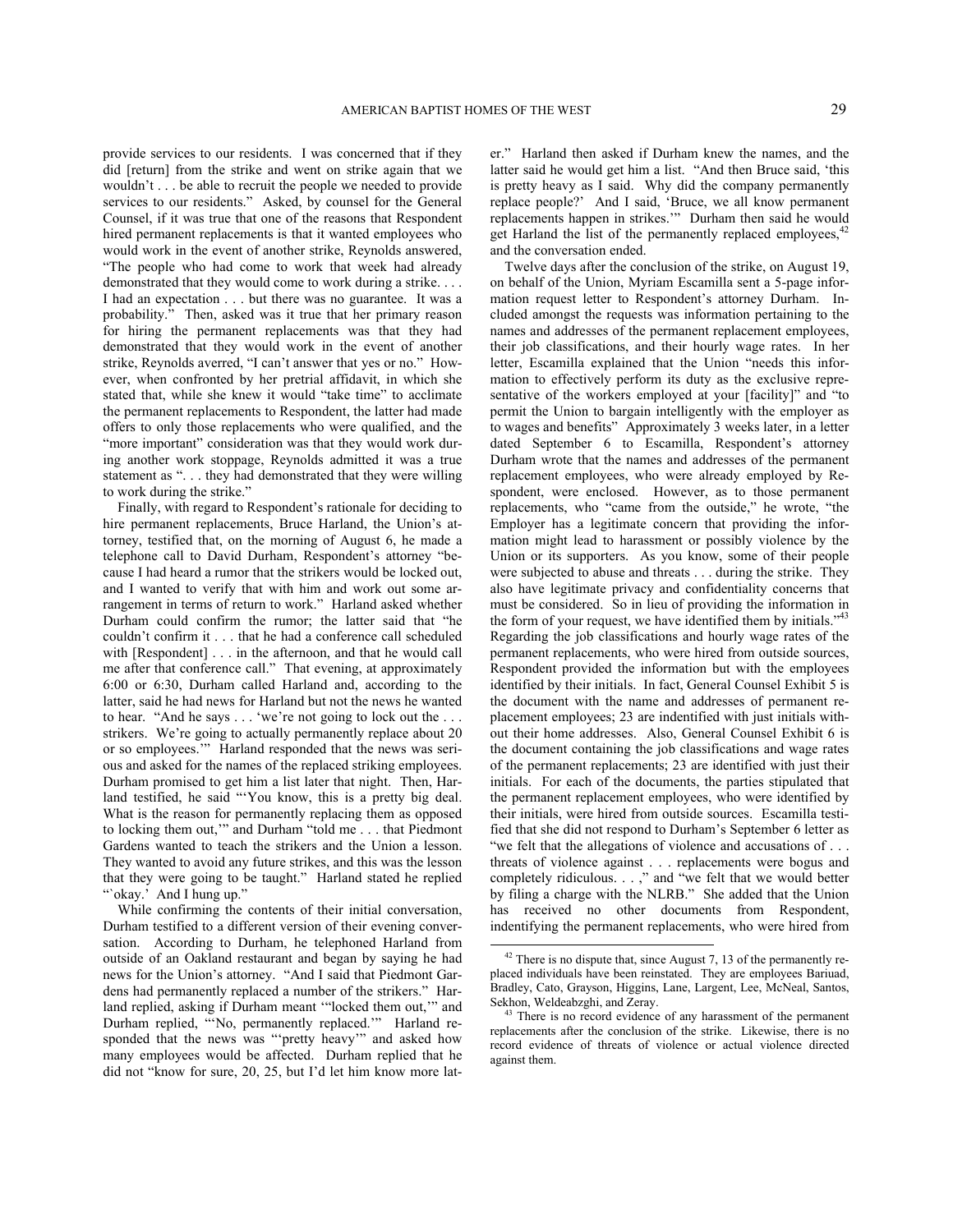provide services to our residents. I was concerned that if they did [return] from the strike and went on strike again that we wouldn't . . . be able to recruit the people we needed to provide services to our residents." Asked, by counsel for the General Counsel, if it was true that one of the reasons that Respondent hired permanent replacements is that it wanted employees who would work in the event of another strike, Reynolds answered, "The people who had come to work that week had already demonstrated that they would come to work during a strike. . . . I had an expectation . . . but there was no guarantee. It was a probability." Then, asked was it true that her primary reason for hiring the permanent replacements was that they had demonstrated that they would work in the event of another strike, Reynolds averred, "I can't answer that yes or no." However, when confronted by her pretrial affidavit, in which she stated that, while she knew it would "take time" to acclimate the permanent replacements to Respondent, the latter had made offers to only those replacements who were qualified, and the "more important" consideration was that they would work during another work stoppage, Reynolds admitted it was a true statement as ". . . they had demonstrated that they were willing to work during the strike."

Finally, with regard to Respondent's rationale for deciding to hire permanent replacements, Bruce Harland, the Union's attorney, testified that, on the morning of August 6, he made a telephone call to David Durham, Respondent's attorney "because I had heard a rumor that the strikers would be locked out, and I wanted to verify that with him and work out some arrangement in terms of return to work." Harland asked whether Durham could confirm the rumor; the latter said that "he couldn't confirm it . . . that he had a conference call scheduled with [Respondent] . . . in the afternoon, and that he would call me after that conference call." That evening, at approximately 6:00 or 6:30, Durham called Harland and, according to the latter, said he had news for Harland but not the news he wanted to hear. "And he says . . . 'we're not going to lock out the . . . strikers. We're going to actually permanently replace about 20 or so employees.'" Harland responded that the news was serious and asked for the names of the replaced striking employees. Durham promised to get him a list later that night. Then, Harland testified, he said "'You know, this is a pretty big deal. What is the reason for permanently replacing them as opposed to locking them out,'" and Durham "told me . . . that Piedmont Gardens wanted to teach the strikers and the Union a lesson. They wanted to avoid any future strikes, and this was the lesson that they were going to be taught." Harland stated he replied "'okay.' And I hung up."

While confirming the contents of their initial conversation, Durham testified to a different version of their evening conversation. According to Durham, he telephoned Harland from outside of an Oakland restaurant and began by saying he had news for the Union's attorney. "And I said that Piedmont Gardens had permanently replaced a number of the strikers." Harland replied, asking if Durham meant '"locked them out,'" and Durham replied, "'No, permanently replaced.'" Harland responded that the news was "'pretty heavy'" and asked how many employees would be affected. Durham replied that he did not "know for sure, 20, 25, but I'd let him know more later." Harland then asked if Durham knew the names, and the latter said he would get him a list. "And then Bruce said, 'this is pretty heavy as I said. Why did the company permanently replace people?' And I said, 'Bruce, we all know permanent replacements happen in strikes.'" Durham then said he would get Harland the list of the permanently replaced employees,[42] and the conversation ended.

Twelve days after the conclusion of the strike, on August 19, on behalf of the Union, Myriam Escamilla sent a 5-page information request letter to Respondent's attorney Durham. Included amongst the requests was information pertaining to the names and addresses of the permanent replacement employees, their job classifications, and their hourly wage rates. In her letter, Escamilla explained that the Union "needs this information to effectively perform its duty as the exclusive representative of the workers employed at your [facility]" and "to permit the Union to bargain intelligently with the employer as to wages and benefits" Approximately 3 weeks later, in a letter dated September 6 to Escamilla, Respondent's attorney Durham wrote that the names and addresses of the permanent replacement employees, who were already employed by Respondent, were enclosed. However, as to those permanent replacements, who "came from the outside," he wrote, "the Employer has a legitimate concern that providing the information might lead to harassment or possibly violence by the Union or its supporters. As you know, some of their people were subjected to abuse and threats . . . during the strike. They also have legitimate privacy and confidentiality concerns that must be considered. So in lieu of providing the information in the form of your request, we have identified them by initials."[43] Regarding the job classifications and hourly wage rates of the permanent replacements, who were hired from outside sources, Respondent provided the information but with the employees identified by their initials. In fact, General Counsel Exhibit 5 is the document with the name and addresses of permanent replacement employees; 23 are indentified with just initials without their home addresses. Also, General Counsel Exhibit 6 is the document containing the job classifications and wage rates of the permanent replacements; 23 are identified with just their initials. For each of the documents, the parties stipulated that the permanent replacement employees, who were identified by their initials, were hired from outside sources. Escamilla testified that she did not respond to Durham's September 6 letter as "we felt that the allegations of violence and accusations of . . . threats of violence against . . . replacements were bogus and completely ridiculous. . . ," and "we felt that we would better by filing a charge with the NLRB." She added that the Union has received no other documents from Respondent, indentifying the permanent replacements, who were hired from

---

[42] There is no dispute that, since August 7, 13 of the permanently replaced individuals have been reinstated. They are employees Bariuad, Bradley, Cato, Grayson, Higgins, Lane, Largent, Lee, McNeal, Santos, Sekhon, Weldeabzghi, and Zeray.

[43] There is no record evidence of any harassment of the permanent replacements after the conclusion of the strike. Likewise, there is no record evidence of threats of violence or actual violence directed against them.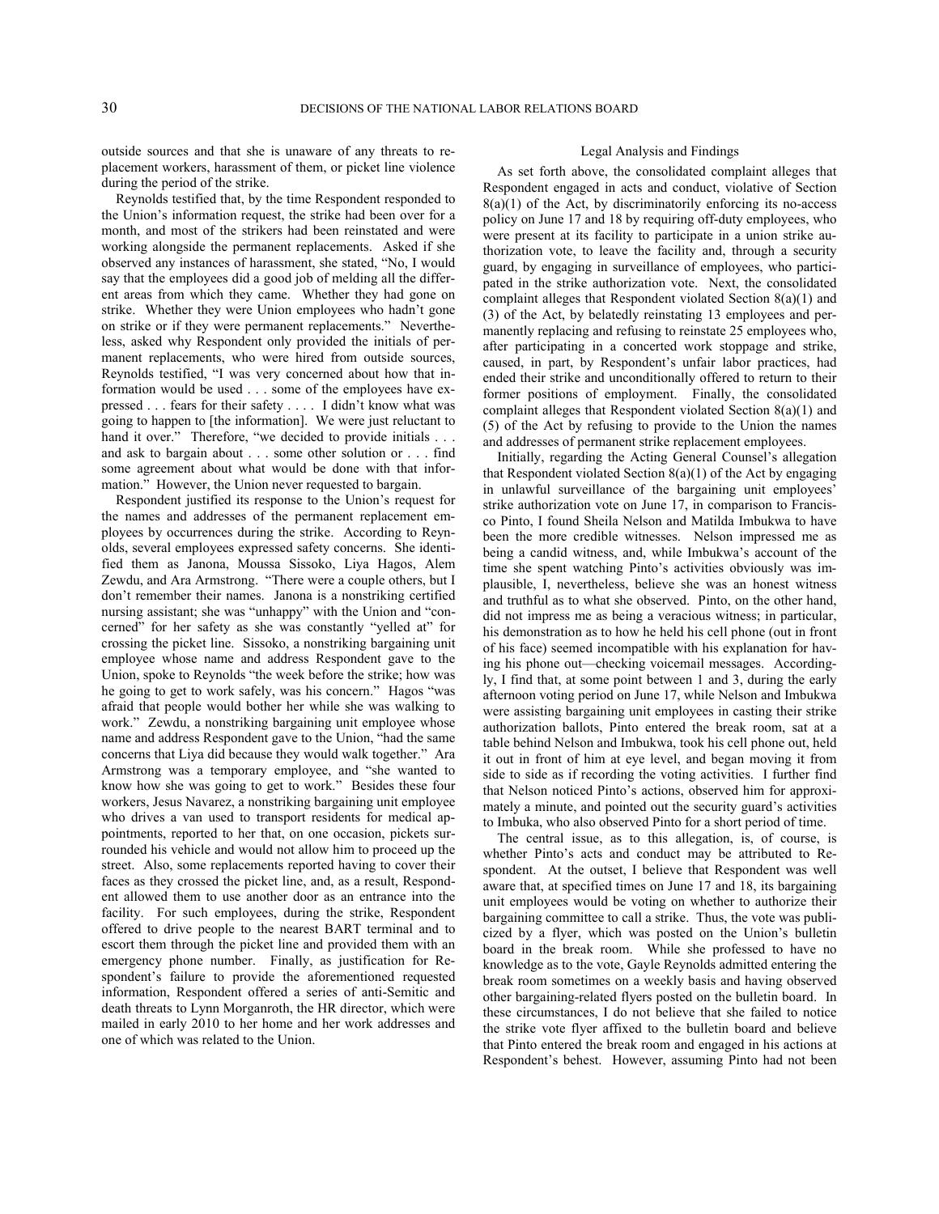outside sources and that she is unaware of any threats to replacement workers, harassment of them, or picket line violence during the period of the strike.

Reynolds testified that, by the time Respondent responded to the Union's information request, the strike had been over for a month, and most of the strikers had been reinstated and were working alongside the permanent replacements. Asked if she observed any instances of harassment, she stated, "No, I would say that the employees did a good job of melding all the different areas from which they came. Whether they had gone on strike. Whether they were Union employees who hadn't gone on strike or if they were permanent replacements." Nevertheless, asked why Respondent only provided the initials of permanent replacements, who were hired from outside sources, Reynolds testified, "I was very concerned about how that information would be used . . . some of the employees have expressed . . . fears for their safety . . . . I didn't know what was going to happen to [the information]. We were just reluctant to hand it over." Therefore, "we decided to provide initials . . . and ask to bargain about . . . some other solution or . . . find some agreement about what would be done with that information." However, the Union never requested to bargain.

Respondent justified its response to the Union's request for the names and addresses of the permanent replacement employees by occurrences during the strike. According to Reynolds, several employees expressed safety concerns. She identified them as Janona, Moussa Sissoko, Liya Hagos, Alem Zewdu, and Ara Armstrong. "There were a couple others, but I don't remember their names. Janona is a nonstriking certified nursing assistant; she was "unhappy" with the Union and "concerned" for her safety as she was constantly "yelled at" for crossing the picket line. Sissoko, a nonstriking bargaining unit employee whose name and address Respondent gave to the Union, spoke to Reynolds "the week before the strike; how was he going to get to work safely, was his concern." Hagos "was afraid that people would bother her while she was walking to work." Zewdu, a nonstriking bargaining unit employee whose name and address Respondent gave to the Union, "had the same concerns that Liya did because they would walk together." Ara Armstrong was a temporary employee, and "she wanted to know how she was going to get to work." Besides these four workers, Jesus Navarez, a nonstriking bargaining unit employee who drives a van used to transport residents for medical appointments, reported to her that, on one occasion, pickets surrounded his vehicle and would not allow him to proceed up the street. Also, some replacements reported having to cover their faces as they crossed the picket line, and, as a result, Respondent allowed them to use another door as an entrance into the facility. For such employees, during the strike, Respondent offered to drive people to the nearest BART terminal and to escort them through the picket line and provided them with an emergency phone number. Finally, as justification for Respondent's failure to provide the aforementioned requested information, Respondent offered a series of anti-Semitic and death threats to Lynn Morganroth, the HR director, which were mailed in early 2010 to her home and her work addresses and one of which was related to the Union.

### Legal Analysis and Findings

As set forth above, the consolidated complaint alleges that Respondent engaged in acts and conduct, violative of Section 8(a)(1) of the Act, by discriminatorily enforcing its no-access policy on June 17 and 18 by requiring off-duty employees, who were present at its facility to participate in a union strike authorization vote, to leave the facility and, through a security guard, by engaging in surveillance of employees, who participated in the strike authorization vote. Next, the consolidated complaint alleges that Respondent violated Section 8(a)(1) and (3) of the Act, by belatedly reinstating 13 employees and permanently replacing and refusing to reinstate 25 employees who, after participating in a concerted work stoppage and strike, caused, in part, by Respondent's unfair labor practices, had ended their strike and unconditionally offered to return to their former positions of employment. Finally, the consolidated complaint alleges that Respondent violated Section 8(a)(1) and (5) of the Act by refusing to provide to the Union the names and addresses of permanent strike replacement employees.

Initially, regarding the Acting General Counsel's allegation that Respondent violated Section 8(a)(1) of the Act by engaging in unlawful surveillance of the bargaining unit employees' strike authorization vote on June 17, in comparison to Francisco Pinto, I found Sheila Nelson and Matilda Imbukwa to have been the more credible witnesses. Nelson impressed me as being a candid witness, and, while Imbukwa's account of the time she spent watching Pinto's activities obviously was implausible, I, nevertheless, believe she was an honest witness and truthful as to what she observed. Pinto, on the other hand, did not impress me as being a veracious witness; in particular, his demonstration as to how he held his cell phone (out in front of his face) seemed incompatible with his explanation for having his phone out—checking voicemail messages. Accordingly, I find that, at some point between 1 and 3, during the early afternoon voting period on June 17, while Nelson and Imbukwa were assisting bargaining unit employees in casting their strike authorization ballots, Pinto entered the break room, sat at a table behind Nelson and Imbukwa, took his cell phone out, held it out in front of him at eye level, and began moving it from side to side as if recording the voting activities. I further find that Nelson noticed Pinto's actions, observed him for approximately a minute, and pointed out the security guard's activities to Imbuka, who also observed Pinto for a short period of time.

The central issue, as to this allegation, is, of course, is whether Pinto's acts and conduct may be attributed to Respondent. At the outset, I believe that Respondent was well aware that, at specified times on June 17 and 18, its bargaining unit employees would be voting on whether to authorize their bargaining committee to call a strike. Thus, the vote was publicized by a flyer, which was posted on the Union's bulletin board in the break room. While she professed to have no knowledge as to the vote, Gayle Reynolds admitted entering the break room sometimes on a weekly basis and having observed other bargaining-related flyers posted on the bulletin board. In these circumstances, I do not believe that she failed to notice the strike vote flyer affixed to the bulletin board and believe that Pinto entered the break room and engaged in his actions at Respondent's behest. However, assuming Pinto had not been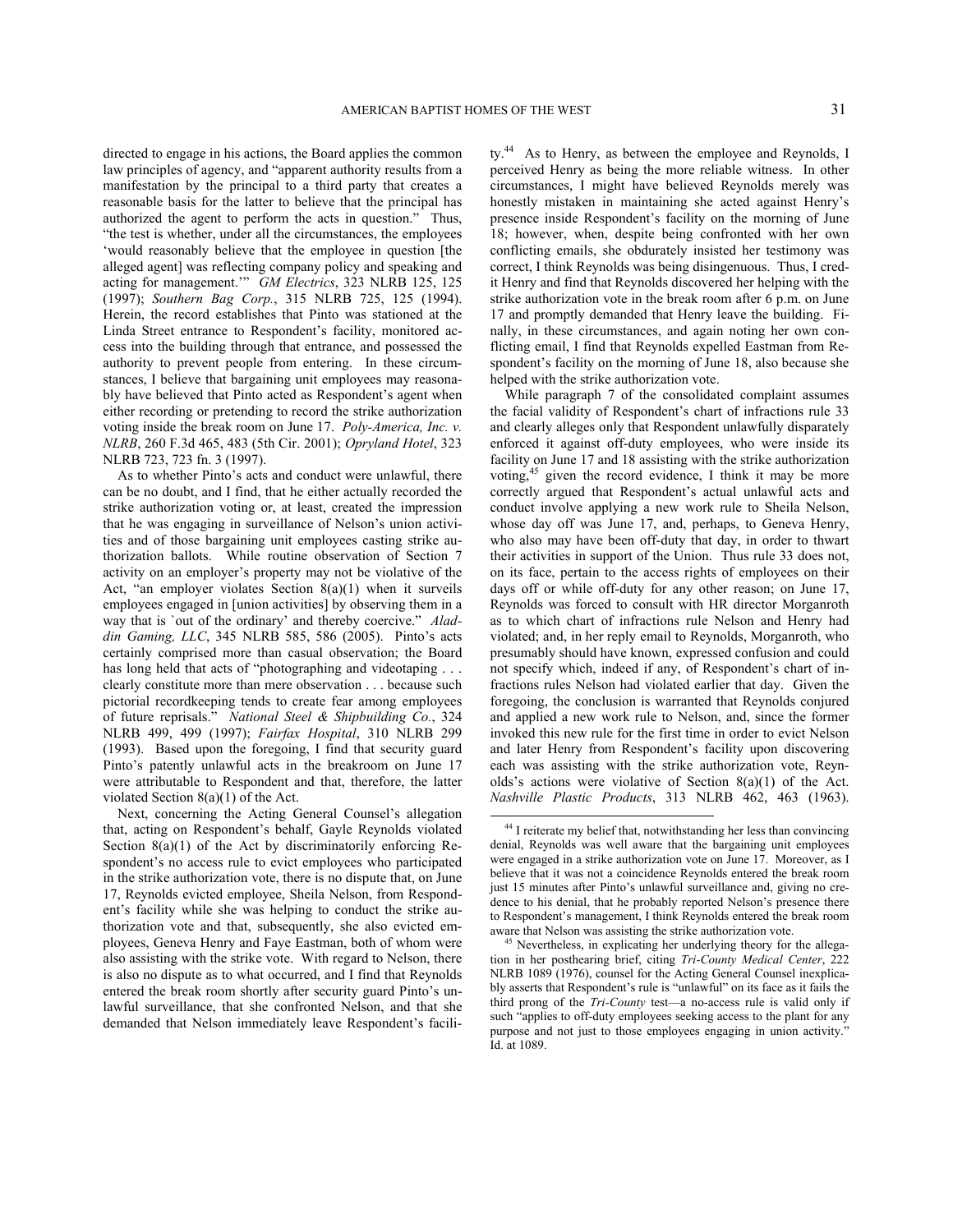directed to engage in his actions, the Board applies the common law principles of agency, and "apparent authority results from a manifestation by the principal to a third party that creates a reasonable basis for the latter to believe that the principal has authorized the agent to perform the acts in question." Thus, "the test is whether, under all the circumstances, the employees 'would reasonably believe that the employee in question [the alleged agent] was reflecting company policy and speaking and acting for management.'" *GM Electrics*, 323 NLRB 125, 125 (1997); *Southern Bag Corp.*, 315 NLRB 725, 125 (1994). Herein, the record establishes that Pinto was stationed at the Linda Street entrance to Respondent's facility, monitored access into the building through that entrance, and possessed the authority to prevent people from entering. In these circumstances, I believe that bargaining unit employees may reasonably have believed that Pinto acted as Respondent's agent when either recording or pretending to record the strike authorization voting inside the break room on June 17. *Poly-America, Inc. v. NLRB*, 260 F.3d 465, 483 (5th Cir. 2001); *Opryland Hotel*, 323 NLRB 723, 723 fn. 3 (1997).

As to whether Pinto's acts and conduct were unlawful, there can be no doubt, and I find, that he either actually recorded the strike authorization voting or, at least, created the impression that he was engaging in surveillance of Nelson's union activities and of those bargaining unit employees casting strike authorization ballots. While routine observation of Section 7 activity on an employer's property may not be violative of the Act, "an employer violates Section 8(a)(1) when it surveils employees engaged in [union activities] by observing them in a way that is `out of the ordinary' and thereby coercive." *Aladdin Gaming, LLC*, 345 NLRB 585, 586 (2005). Pinto's acts certainly comprised more than casual observation; the Board has long held that acts of "photographing and videotaping . . . clearly constitute more than mere observation . . . because such pictorial recordkeeping tends to create fear among employees of future reprisals." *National Steel & Shipbuilding Co.*, 324 NLRB 499, 499 (1997); *Fairfax Hospital*, 310 NLRB 299 (1993). Based upon the foregoing, I find that security guard Pinto's patently unlawful acts in the breakroom on June 17 were attributable to Respondent and that, therefore, the latter violated Section 8(a)(1) of the Act.

Next, concerning the Acting General Counsel's allegation that, acting on Respondent's behalf, Gayle Reynolds violated Section 8(a)(1) of the Act by discriminatorily enforcing Respondent's no access rule to evict employees who participated in the strike authorization vote, there is no dispute that, on June 17, Reynolds evicted employee, Sheila Nelson, from Respondent's facility while she was helping to conduct the strike authorization vote and that, subsequently, she also evicted employees, Geneva Henry and Faye Eastman, both of whom were also assisting with the strike vote. With regard to Nelson, there is also no dispute as to what occurred, and I find that Reynolds entered the break room shortly after security guard Pinto's unlawful surveillance, that she confronted Nelson, and that she demanded that Nelson immediately leave Respondent's facility.[44] As to Henry, as between the employee and Reynolds, I perceived Henry as being the more reliable witness. In other circumstances, I might have believed Reynolds merely was honestly mistaken in maintaining she acted against Henry's presence inside Respondent's facility on the morning of June 18; however, when, despite being confronted with her own conflicting emails, she obdurately insisted her testimony was correct, I think Reynolds was being disingenuous. Thus, I credit Henry and find that Reynolds discovered her helping with the strike authorization vote in the break room after 6 p.m. on June 17 and promptly demanded that Henry leave the building. Finally, in these circumstances, and again noting her own conflicting email, I find that Reynolds expelled Eastman from Respondent's facility on the morning of June 18, also because she helped with the strike authorization vote.

While paragraph 7 of the consolidated complaint assumes the facial validity of Respondent's chart of infractions rule 33 and clearly alleges only that Respondent unlawfully disparately enforced it against off-duty employees, who were inside its facility on June 17 and 18 assisting with the strike authorization voting,[45] given the record evidence, I think it may be more correctly argued that Respondent's actual unlawful acts and conduct involve applying a new work rule to Sheila Nelson, whose day off was June 17, and, perhaps, to Geneva Henry, who also may have been off-duty that day, in order to thwart their activities in support of the Union. Thus rule 33 does not, on its face, pertain to the access rights of employees on their days off or while off-duty for any other reason; on June 17, Reynolds was forced to consult with HR director Morganroth as to which chart of infractions rule Nelson and Henry had violated; and, in her reply email to Reynolds, Morganroth, who presumably should have known, expressed confusion and could not specify which, indeed if any, of Respondent's chart of infractions rules Nelson had violated earlier that day. Given the foregoing, the conclusion is warranted that Reynolds conjured and applied a new work rule to Nelson, and, since the former invoked this new rule for the first time in order to evict Nelson and later Henry from Respondent's facility upon discovering each was assisting with the strike authorization vote, Reynolds's actions were violative of Section 8(a)(1) of the Act. *Nashville Plastic Products*, 313 NLRB 462, 463 (1963).

[44] I reiterate my belief that, notwithstanding her less than convincing denial, Reynolds was well aware that the bargaining unit employees were engaged in a strike authorization vote on June 17. Moreover, as I believe that it was not a coincidence Reynolds entered the break room just 15 minutes after Pinto's unlawful surveillance and, giving no credence to his denial, that he probably reported Nelson's presence there to Respondent's management, I think Reynolds entered the break room aware that Nelson was assisting the strike authorization vote.

[45] Nevertheless, in explicating her underlying theory for the allegation in her posthearing brief, citing *Tri-County Medical Center*, 222 NLRB 1089 (1976), counsel for the Acting General Counsel inexplicably asserts that Respondent's rule is "unlawful" on its face as it fails the third prong of the *Tri-County* test—a no-access rule is valid only if such "applies to off-duty employees seeking access to the plant for any purpose and not just to those employees engaging in union activity." Id. at 1089.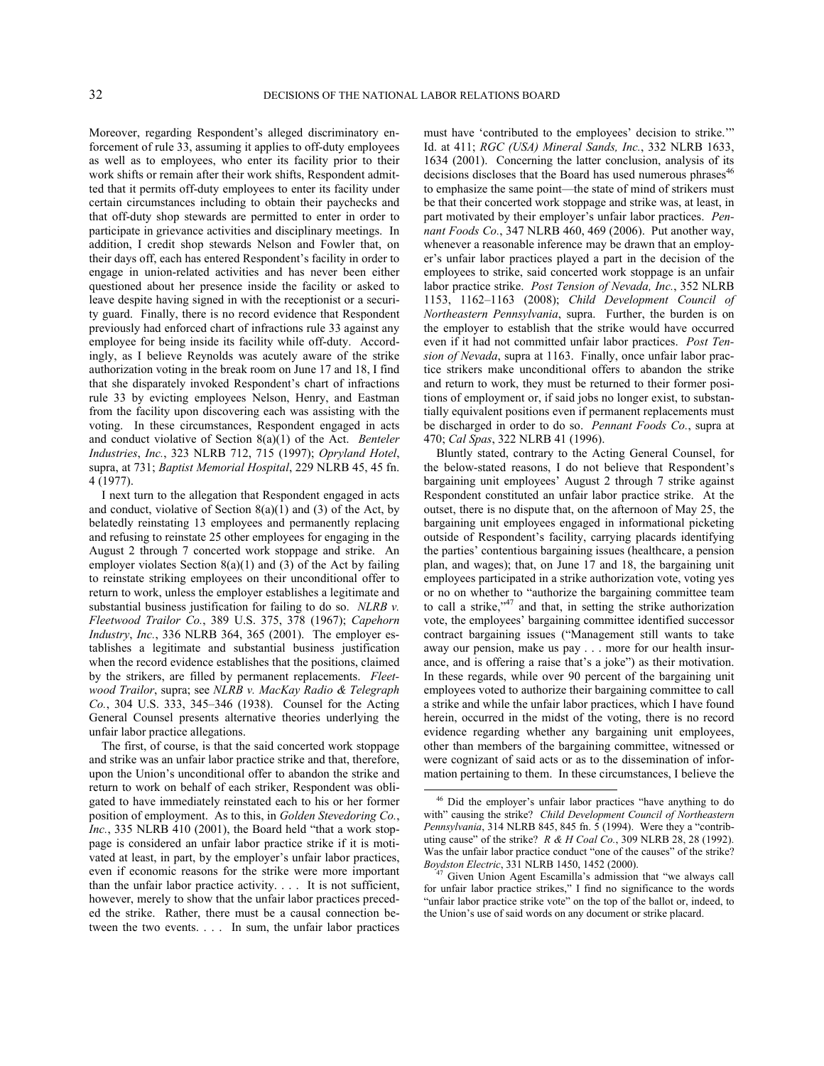Moreover, regarding Respondent's alleged discriminatory enforcement of rule 33, assuming it applies to off-duty employees as well as to employees, who enter its facility prior to their work shifts or remain after their work shifts, Respondent admitted that it permits off-duty employees to enter its facility under certain circumstances including to obtain their paychecks and that off-duty shop stewards are permitted to enter in order to participate in grievance activities and disciplinary meetings. In addition, I credit shop stewards Nelson and Fowler that, on their days off, each has entered Respondent's facility in order to engage in union-related activities and has never been either questioned about her presence inside the facility or asked to leave despite having signed in with the receptionist or a security guard. Finally, there is no record evidence that Respondent previously had enforced chart of infractions rule 33 against any employee for being inside its facility while off-duty. Accordingly, as I believe Reynolds was acutely aware of the strike authorization voting in the break room on June 17 and 18, I find that she disparately invoked Respondent's chart of infractions rule 33 by evicting employees Nelson, Henry, and Eastman from the facility upon discovering each was assisting with the voting. In these circumstances, Respondent engaged in acts and conduct violative of Section 8(a)(1) of the Act. *Benteler Industries*, *Inc.*, 323 NLRB 712, 715 (1997); *Opryland Hotel*, supra, at 731; *Baptist Memorial Hospital*, 229 NLRB 45, 45 fn. 4 (1977).

I next turn to the allegation that Respondent engaged in acts and conduct, violative of Section 8(a)(1) and (3) of the Act, by belatedly reinstating 13 employees and permanently replacing and refusing to reinstate 25 other employees for engaging in the August 2 through 7 concerted work stoppage and strike. An employer violates Section 8(a)(1) and (3) of the Act by failing to reinstate striking employees on their unconditional offer to return to work, unless the employer establishes a legitimate and substantial business justification for failing to do so. *NLRB v. Fleetwood Trailor Co.*, 389 U.S. 375, 378 (1967); *Capehorn Industry*, *Inc.*, 336 NLRB 364, 365 (2001). The employer establishes a legitimate and substantial business justification when the record evidence establishes that the positions, claimed by the strikers, are filled by permanent replacements. *Fleetwood Trailor*, supra; see *NLRB v. MacKay Radio & Telegraph Co.*, 304 U.S. 333, 345–346 (1938). Counsel for the Acting General Counsel presents alternative theories underlying the unfair labor practice allegations.

The first, of course, is that the said concerted work stoppage and strike was an unfair labor practice strike and that, therefore, upon the Union's unconditional offer to abandon the strike and return to work on behalf of each striker, Respondent was obligated to have immediately reinstated each to his or her former position of employment. As to this, in *Golden Stevedoring Co.*, *Inc.*, 335 NLRB 410 (2001), the Board held "that a work stoppage is considered an unfair labor practice strike if it is motivated at least, in part, by the employer's unfair labor practices, even if economic reasons for the strike were more important than the unfair labor practice activity. . . . It is not sufficient, however, merely to show that the unfair labor practices preceded the strike. Rather, there must be a causal connection between the two events. . . . In sum, the unfair labor practices must have 'contributed to the employees' decision to strike.'" Id. at 411; *RGC (USA) Mineral Sands, Inc.*, 332 NLRB 1633, 1634 (2001). Concerning the latter conclusion, analysis of its decisions discloses that the Board has used numerous phrases[46] to emphasize the same point—the state of mind of strikers must be that their concerted work stoppage and strike was, at least, in part motivated by their employer's unfair labor practices. *Pennant Foods Co.*, 347 NLRB 460, 469 (2006). Put another way, whenever a reasonable inference may be drawn that an employer's unfair labor practices played a part in the decision of the employees to strike, said concerted work stoppage is an unfair labor practice strike. *Post Tension of Nevada, Inc.*, 352 NLRB 1153, 1162–1163 (2008); *Child Development Council of Northeastern Pennsylvania*, supra. Further, the burden is on the employer to establish that the strike would have occurred even if it had not committed unfair labor practices. *Post Tension of Nevada*, supra at 1163. Finally, once unfair labor practice strikers make unconditional offers to abandon the strike and return to work, they must be returned to their former positions of employment or, if said jobs no longer exist, to substantially equivalent positions even if permanent replacements must be discharged in order to do so. *Pennant Foods Co.*, supra at 470; *Cal Spas*, 322 NLRB 41 (1996).

Bluntly stated, contrary to the Acting General Counsel, for the below-stated reasons, I do not believe that Respondent's bargaining unit employees' August 2 through 7 strike against Respondent constituted an unfair labor practice strike. At the outset, there is no dispute that, on the afternoon of May 25, the bargaining unit employees engaged in informational picketing outside of Respondent's facility, carrying placards identifying the parties' contentious bargaining issues (healthcare, a pension plan, and wages); that, on June 17 and 18, the bargaining unit employees participated in a strike authorization vote, voting yes or no on whether to "authorize the bargaining committee team to call a strike,"[47] and that, in setting the strike authorization vote, the employees' bargaining committee identified successor contract bargaining issues ("Management still wants to take away our pension, make us pay . . . more for our health insurance, and is offering a raise that's a joke") as their motivation. In these regards, while over 90 percent of the bargaining unit employees voted to authorize their bargaining committee to call a strike and while the unfair labor practices, which I have found herein, occurred in the midst of the voting, there is no record evidence regarding whether any bargaining unit employees, other than members of the bargaining committee, witnessed or were cognizant of said acts or as to the dissemination of information pertaining to them. In these circumstances, I believe the

---

[46] Did the employer's unfair labor practices "have anything to do with" causing the strike? *Child Development Council of Northeastern Pennsylvania*, 314 NLRB 845, 845 fn. 5 (1994). Were they a "contributing cause" of the strike? *R & H Coal Co.*, 309 NLRB 28, 28 (1992). Was the unfair labor practice conduct "one of the causes" of the strike? *Boydston Electric*, 331 NLRB 1450, 1452 (2000).

[47] Given Union Agent Escamilla's admission that "we always call for unfair labor practice strikes," I find no significance to the words "unfair labor practice strike vote" on the top of the ballot or, indeed, to the Union's use of said words on any document or strike placard.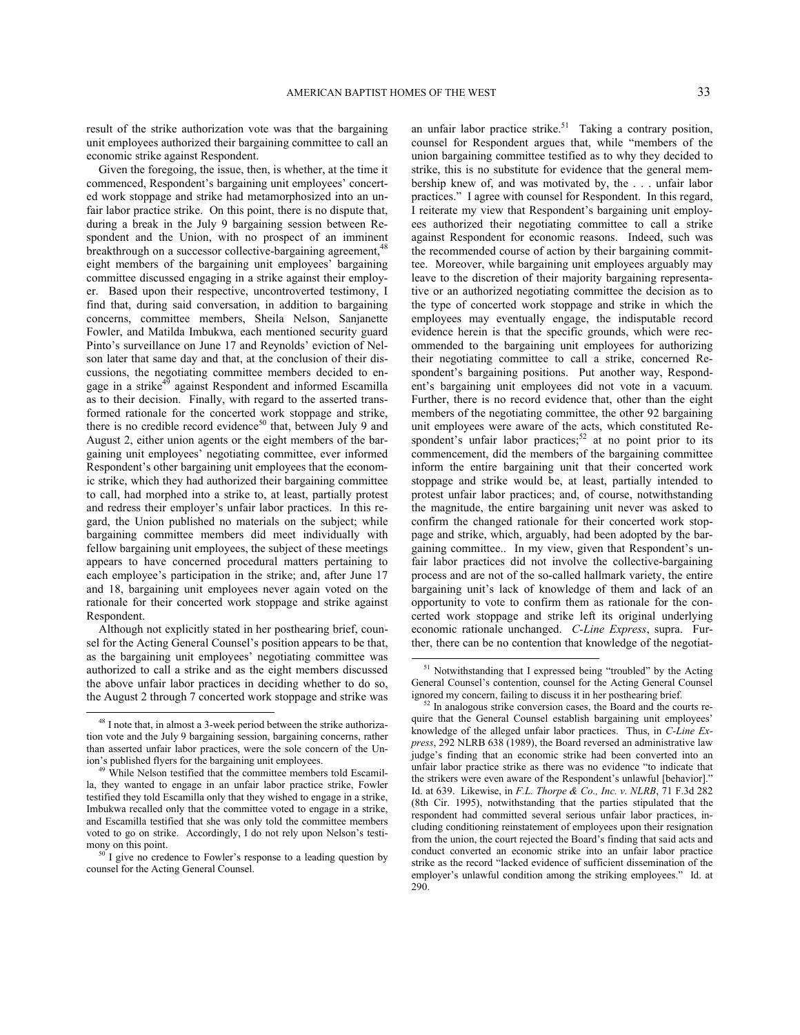result of the strike authorization vote was that the bargaining unit employees authorized their bargaining committee to call an economic strike against Respondent.

Given the foregoing, the issue, then, is whether, at the time it commenced, Respondent's bargaining unit employees' concerted work stoppage and strike had metamorphosized into an unfair labor practice strike. On this point, there is no dispute that, during a break in the July 9 bargaining session between Respondent and the Union, with no prospect of an imminent breakthrough on a successor collective-bargaining agreement,[48] eight members of the bargaining unit employees' bargaining committee discussed engaging in a strike against their employer. Based upon their respective, uncontroverted testimony, I find that, during said conversation, in addition to bargaining concerns, committee members, Sheila Nelson, Sanjanette Fowler, and Matilda Imbukwa, each mentioned security guard Pinto's surveillance on June 17 and Reynolds' eviction of Nelson later that same day and that, at the conclusion of their discussions, the negotiating committee members decided to engage in a strike[49] against Respondent and informed Escamilla as to their decision. Finally, with regard to the asserted transformed rationale for the concerted work stoppage and strike, there is no credible record evidence[50] that, between July 9 and August 2, either union agents or the eight members of the bargaining unit employees' negotiating committee, ever informed Respondent's other bargaining unit employees that the economic strike, which they had authorized their bargaining committee to call, had morphed into a strike to, at least, partially protest and redress their employer's unfair labor practices. In this regard, the Union published no materials on the subject; while bargaining committee members did meet individually with fellow bargaining unit employees, the subject of these meetings appears to have concerned procedural matters pertaining to each employee's participation in the strike; and, after June 17 and 18, bargaining unit employees never again voted on the rationale for their concerted work stoppage and strike against Respondent.

Although not explicitly stated in her posthearing brief, counsel for the Acting General Counsel's position appears to be that, as the bargaining unit employees' negotiating committee was authorized to call a strike and as the eight members discussed the above unfair labor practices in deciding whether to do so, the August 2 through 7 concerted work stoppage and strike was an unfair labor practice strike.[51] Taking a contrary position, counsel for Respondent argues that, while "members of the union bargaining committee testified as to why they decided to strike, this is no substitute for evidence that the general membership knew of, and was motivated by, the . . . unfair labor practices." I agree with counsel for Respondent. In this regard, I reiterate my view that Respondent's bargaining unit employees authorized their negotiating committee to call a strike against Respondent for economic reasons. Indeed, such was the recommended course of action by their bargaining committee. Moreover, while bargaining unit employees arguably may leave to the discretion of their majority bargaining representative or an authorized negotiating committee the decision as to the type of concerted work stoppage and strike in which the employees may eventually engage, the indisputable record evidence herein is that the specific grounds, which were recommended to the bargaining unit employees for authorizing their negotiating committee to call a strike, concerned Respondent's bargaining positions. Put another way, Respondent's bargaining unit employees did not vote in a vacuum. Further, there is no record evidence that, other than the eight members of the negotiating committee, the other 92 bargaining unit employees were aware of the acts, which constituted Respondent's unfair labor practices;[52] at no point prior to its commencement, did the members of the bargaining committee inform the entire bargaining unit that their concerted work stoppage and strike would be, at least, partially intended to protest unfair labor practices; and, of course, notwithstanding the magnitude, the entire bargaining unit never was asked to confirm the changed rationale for their concerted work stoppage and strike, which, arguably, had been adopted by the bargaining committee.. In my view, given that Respondent's unfair labor practices did not involve the collective-bargaining process and are not of the so-called hallmark variety, the entire bargaining unit's lack of knowledge of them and lack of an opportunity to vote to confirm them as rationale for the concerted work stoppage and strike left its original underlying economic rationale unchanged. *C-Line Express*, supra. Further, there can be no contention that knowledge of the negotiat-

---

[48] I note that, in almost a 3-week period between the strike authorization vote and the July 9 bargaining session, bargaining concerns, rather than asserted unfair labor practices, were the sole concern of the Union's published flyers for the bargaining unit employees.

[49] While Nelson testified that the committee members told Escamilla, they wanted to engage in an unfair labor practice strike, Fowler testified they told Escamilla only that they wished to engage in a strike, Imbukwa recalled only that the committee voted to engage in a strike, and Escamilla testified that she was only told the committee members voted to go on strike. Accordingly, I do not rely upon Nelson's testimony on this point.

[50] I give no credence to Fowler's response to a leading question by counsel for the Acting General Counsel.

[51] Notwithstanding that I expressed being "troubled" by the Acting General Counsel's contention, counsel for the Acting General Counsel ignored my concern, failing to discuss it in her posthearing brief.

[52] In analogous strike conversion cases, the Board and the courts require that the General Counsel establish bargaining unit employees' knowledge of the alleged unfair labor practices. Thus, in *C-Line Express*, 292 NLRB 638 (1989), the Board reversed an administrative law judge's finding that an economic strike had been converted into an unfair labor practice strike as there was no evidence "to indicate that the strikers were even aware of the Respondent's unlawful [behavior]." Id. at 639. Likewise, in *F.L. Thorpe & Co., Inc. v. NLRB*, 71 F.3d 282 (8th Cir. 1995), notwithstanding that the parties stipulated that the respondent had committed several serious unfair labor practices, including conditioning reinstatement of employees upon their resignation from the union, the court rejected the Board's finding that said acts and conduct converted an economic strike into an unfair labor practice strike as the record "lacked evidence of sufficient dissemination of the employer's unlawful condition among the striking employees." Id. at 290.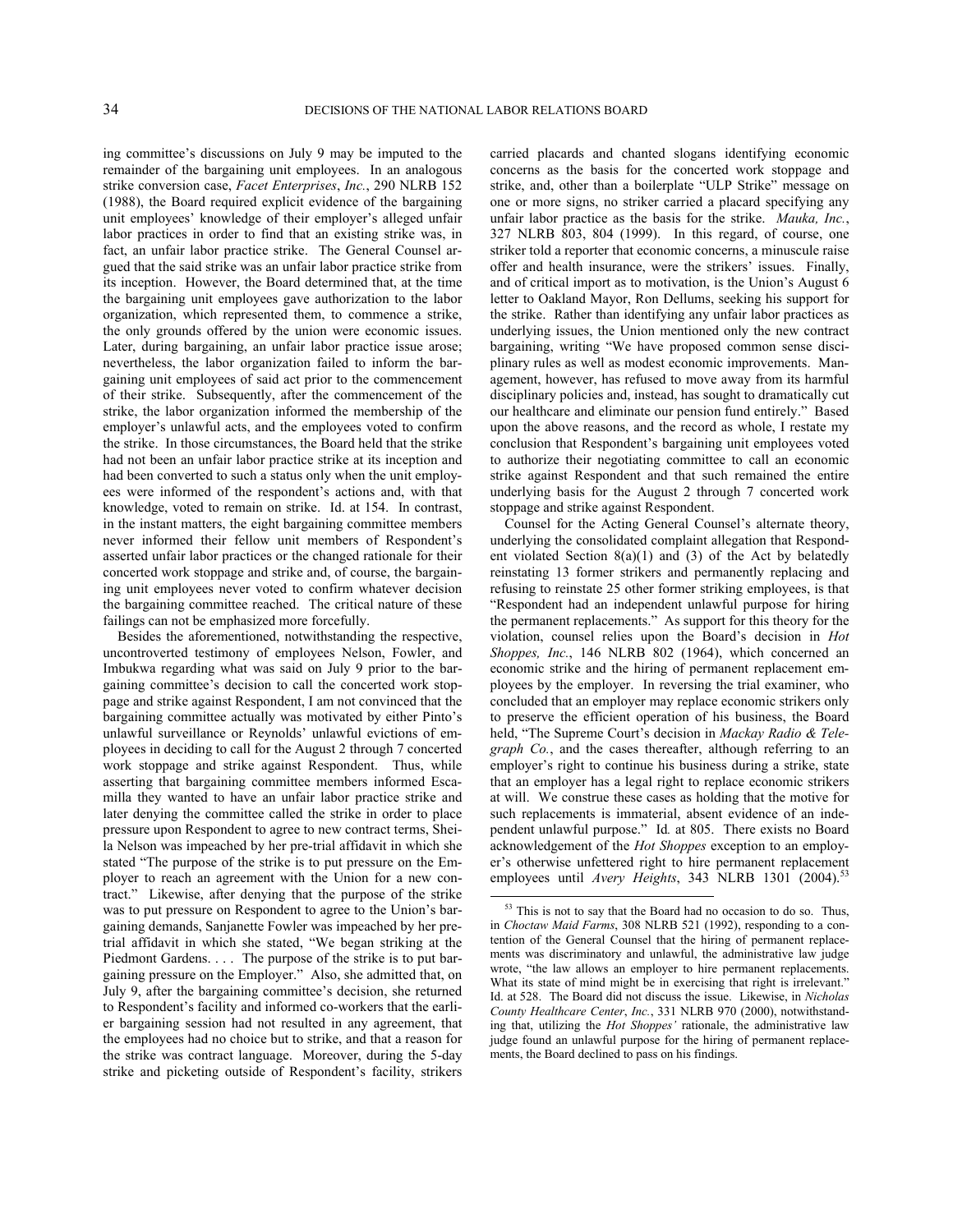ing committee's discussions on July 9 may be imputed to the remainder of the bargaining unit employees. In an analogous strike conversion case, *Facet Enterprises*, *Inc.*, 290 NLRB 152 (1988), the Board required explicit evidence of the bargaining unit employees' knowledge of their employer's alleged unfair labor practices in order to find that an existing strike was, in fact, an unfair labor practice strike. The General Counsel argued that the said strike was an unfair labor practice strike from its inception. However, the Board determined that, at the time the bargaining unit employees gave authorization to the labor organization, which represented them, to commence a strike, the only grounds offered by the union were economic issues. Later, during bargaining, an unfair labor practice issue arose; nevertheless, the labor organization failed to inform the bargaining unit employees of said act prior to the commencement of their strike. Subsequently, after the commencement of the strike, the labor organization informed the membership of the employer's unlawful acts, and the employees voted to confirm the strike. In those circumstances, the Board held that the strike had not been an unfair labor practice strike at its inception and had been converted to such a status only when the unit employees were informed of the respondent's actions and, with that knowledge, voted to remain on strike. Id. at 154. In contrast, in the instant matters, the eight bargaining committee members never informed their fellow unit members of Respondent's asserted unfair labor practices or the changed rationale for their concerted work stoppage and strike and, of course, the bargaining unit employees never voted to confirm whatever decision the bargaining committee reached. The critical nature of these failings can not be emphasized more forcefully.

Besides the aforementioned, notwithstanding the respective, uncontroverted testimony of employees Nelson, Fowler, and Imbukwa regarding what was said on July 9 prior to the bargaining committee's decision to call the concerted work stoppage and strike against Respondent, I am not convinced that the bargaining committee actually was motivated by either Pinto's unlawful surveillance or Reynolds' unlawful evictions of employees in deciding to call for the August 2 through 7 concerted work stoppage and strike against Respondent. Thus, while asserting that bargaining committee members informed Escamilla they wanted to have an unfair labor practice strike and later denying the committee called the strike in order to place pressure upon Respondent to agree to new contract terms, Sheila Nelson was impeached by her pre-trial affidavit in which she stated "The purpose of the strike is to put pressure on the Employer to reach an agreement with the Union for a new contract." Likewise, after denying that the purpose of the strike was to put pressure on Respondent to agree to the Union's bargaining demands, Sanjanette Fowler was impeached by her pretrial affidavit in which she stated, "We began striking at the Piedmont Gardens. . . . The purpose of the strike is to put bargaining pressure on the Employer." Also, she admitted that, on July 9, after the bargaining committee's decision, she returned to Respondent's facility and informed co-workers that the earlier bargaining session had not resulted in any agreement, that the employees had no choice but to strike, and that a reason for the strike was contract language. Moreover, during the 5-day strike and picketing outside of Respondent's facility, strikers carried placards and chanted slogans identifying economic concerns as the basis for the concerted work stoppage and strike, and, other than a boilerplate "ULP Strike" message on one or more signs, no striker carried a placard specifying any unfair labor practice as the basis for the strike. *Mauka, Inc.*, 327 NLRB 803, 804 (1999). In this regard, of course, one striker told a reporter that economic concerns, a minuscule raise offer and health insurance, were the strikers' issues. Finally, and of critical import as to motivation, is the Union's August 6 letter to Oakland Mayor, Ron Dellums, seeking his support for the strike. Rather than identifying any unfair labor practices as underlying issues, the Union mentioned only the new contract bargaining, writing "We have proposed common sense disciplinary rules as well as modest economic improvements. Management, however, has refused to move away from its harmful disciplinary policies and, instead, has sought to dramatically cut our healthcare and eliminate our pension fund entirely." Based upon the above reasons, and the record as whole, I restate my conclusion that Respondent's bargaining unit employees voted to authorize their negotiating committee to call an economic strike against Respondent and that such remained the entire underlying basis for the August 2 through 7 concerted work stoppage and strike against Respondent.

Counsel for the Acting General Counsel's alternate theory, underlying the consolidated complaint allegation that Respondent violated Section 8(a)(1) and (3) of the Act by belatedly reinstating 13 former strikers and permanently replacing and refusing to reinstate 25 other former striking employees, is that "Respondent had an independent unlawful purpose for hiring the permanent replacements." As support for this theory for the violation, counsel relies upon the Board's decision in *Hot Shoppes, Inc.*, 146 NLRB 802 (1964), which concerned an economic strike and the hiring of permanent replacement employees by the employer. In reversing the trial examiner, who concluded that an employer may replace economic strikers only to preserve the efficient operation of his business, the Board held, "The Supreme Court's decision in *Mackay Radio & Telegraph Co.*, and the cases thereafter, although referring to an employer's right to continue his business during a strike, state that an employer has a legal right to replace economic strikers at will. We construe these cases as holding that the motive for such replacements is immaterial, absent evidence of an independent unlawful purpose." Id*.* at 805. There exists no Board acknowledgement of the *Hot Shoppes* exception to an employer's otherwise unfettered right to hire permanent replacement employees until *Avery Heights*, 343 NLRB 1301 (2004).[53]

[53] This is not to say that the Board had no occasion to do so. Thus, in *Choctaw Maid Farms*, 308 NLRB 521 (1992), responding to a contention of the General Counsel that the hiring of permanent replacements was discriminatory and unlawful, the administrative law judge wrote, "the law allows an employer to hire permanent replacements. What its state of mind might be in exercising that right is irrelevant." Id. at 528. The Board did not discuss the issue. Likewise, in *Nicholas County Healthcare Center*, *Inc.*, 331 NLRB 970 (2000), notwithstanding that, utilizing the *Hot Shoppes'* rationale, the administrative law judge found an unlawful purpose for the hiring of permanent replacements, the Board declined to pass on his findings.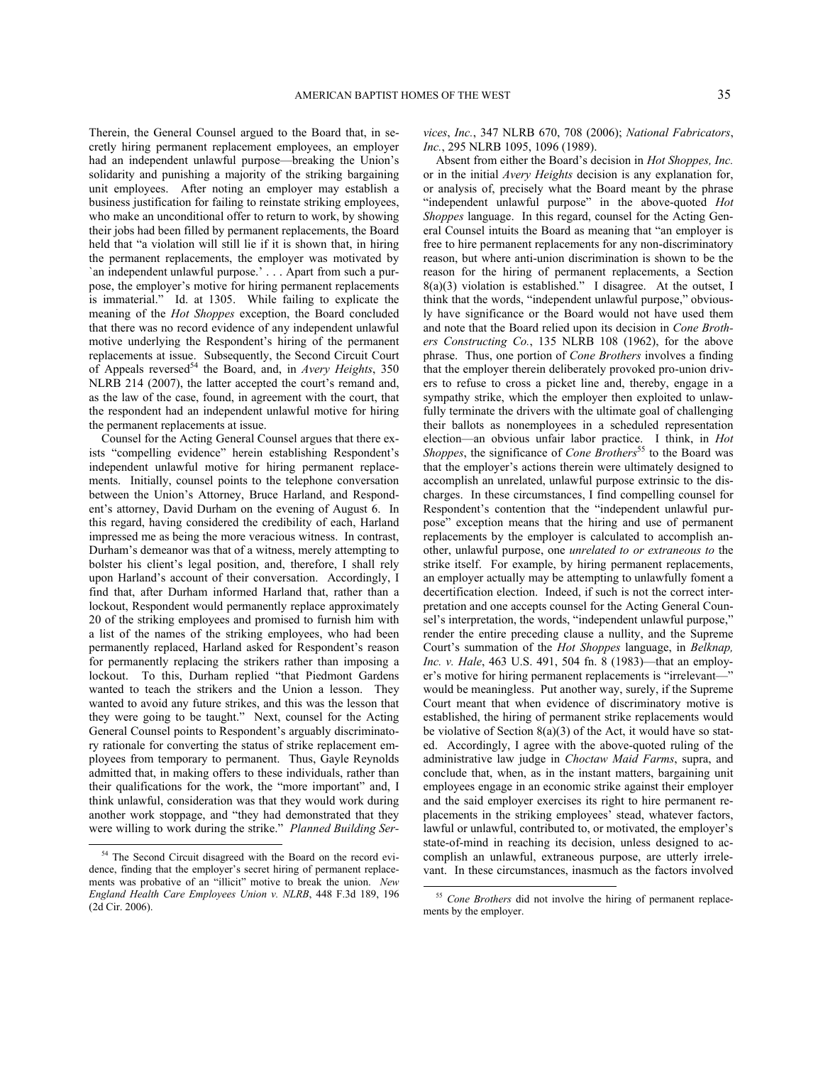Therein, the General Counsel argued to the Board that, in secretly hiring permanent replacement employees, an employer had an independent unlawful purpose—breaking the Union's solidarity and punishing a majority of the striking bargaining unit employees. After noting an employer may establish a business justification for failing to reinstate striking employees, who make an unconditional offer to return to work, by showing their jobs had been filled by permanent replacements, the Board held that "a violation will still lie if it is shown that, in hiring the permanent replacements, the employer was motivated by `an independent unlawful purpose.' . . . Apart from such a purpose, the employer's motive for hiring permanent replacements is immaterial." Id. at 1305. While failing to explicate the meaning of the *Hot Shoppes* exception, the Board concluded that there was no record evidence of any independent unlawful motive underlying the Respondent's hiring of the permanent replacements at issue. Subsequently, the Second Circuit Court of Appeals reversed[54] the Board, and, in *Avery Heights*, 350 NLRB 214 (2007), the latter accepted the court's remand and, as the law of the case, found, in agreement with the court, that the respondent had an independent unlawful motive for hiring the permanent replacements at issue.

Counsel for the Acting General Counsel argues that there exists "compelling evidence" herein establishing Respondent's independent unlawful motive for hiring permanent replacements. Initially, counsel points to the telephone conversation between the Union's Attorney, Bruce Harland, and Respondent's attorney, David Durham on the evening of August 6. In this regard, having considered the credibility of each, Harland impressed me as being the more veracious witness. In contrast, Durham's demeanor was that of a witness, merely attempting to bolster his client's legal position, and, therefore, I shall rely upon Harland's account of their conversation. Accordingly, I find that, after Durham informed Harland that, rather than a lockout, Respondent would permanently replace approximately 20 of the striking employees and promised to furnish him with a list of the names of the striking employees, who had been permanently replaced, Harland asked for Respondent's reason for permanently replacing the strikers rather than imposing a lockout. To this, Durham replied "that Piedmont Gardens wanted to teach the strikers and the Union a lesson. They wanted to avoid any future strikes, and this was the lesson that they were going to be taught." Next, counsel for the Acting General Counsel points to Respondent's arguably discriminatory rationale for converting the status of strike replacement employees from temporary to permanent. Thus, Gayle Reynolds admitted that, in making offers to these individuals, rather than their qualifications for the work, the "more important" and, I think unlawful, consideration was that they would work during another work stoppage, and "they had demonstrated that they were willing to work during the strike." *Planned Building Services, Inc.*, 347 NLRB 670, 708 (2006); *National Fabricators, Inc.*, 295 NLRB 1095, 1096 (1989).

Absent from either the Board's decision in *Hot Shoppes, Inc.* or in the initial *Avery Heights* decision is any explanation for, or analysis of, precisely what the Board meant by the phrase "independent unlawful purpose" in the above-quoted *Hot Shoppes* language. In this regard, counsel for the Acting General Counsel intuits the Board as meaning that "an employer is free to hire permanent replacements for any non-discriminatory reason, but where anti-union discrimination is shown to be the reason for the hiring of permanent replacements, a Section 8(a)(3) violation is established." I disagree. At the outset, I think that the words, "independent unlawful purpose," obviously have significance or the Board would not have used them and note that the Board relied upon its decision in *Cone Brothers Constructing Co.*, 135 NLRB 108 (1962), for the above phrase. Thus, one portion of *Cone Brothers* involves a finding that the employer therein deliberately provoked pro-union drivers to refuse to cross a picket line and, thereby, engage in a sympathy strike, which the employer then exploited to unlawfully terminate the drivers with the ultimate goal of challenging their ballots as nonemployees in a scheduled representation election—an obvious unfair labor practice. I think, in *Hot Shoppes*, the significance of *Cone Brothers*[55] to the Board was that the employer's actions therein were ultimately designed to accomplish an unrelated, unlawful purpose extrinsic to the discharges. In these circumstances, I find compelling counsel for Respondent's contention that the "independent unlawful purpose" exception means that the hiring and use of permanent replacements by the employer is calculated to accomplish another, unlawful purpose, one *unrelated to or extraneous to* the strike itself. For example, by hiring permanent replacements, an employer actually may be attempting to unlawfully foment a decertification election. Indeed, if such is not the correct interpretation and one accepts counsel for the Acting General Counsel's interpretation, the words, "independent unlawful purpose," render the entire preceding clause a nullity, and the Supreme Court's summation of the *Hot Shoppes* language, in *Belknap, Inc. v. Hale*, 463 U.S. 491, 504 fn. 8 (1983)—that an employer's motive for hiring permanent replacements is "irrelevant—" would be meaningless. Put another way, surely, if the Supreme Court meant that when evidence of discriminatory motive is established, the hiring of permanent strike replacements would be violative of Section 8(a)(3) of the Act, it would have so stated. Accordingly, I agree with the above-quoted ruling of the administrative law judge in *Choctaw Maid Farms*, supra, and conclude that, when, as in the instant matters, bargaining unit employees engage in an economic strike against their employer and the said employer exercises its right to hire permanent replacements in the striking employees' stead, whatever factors, lawful or unlawful, contributed to, or motivated, the employer's state-of-mind in reaching its decision, unless designed to accomplish an unlawful, extraneous purpose, are utterly irrelevant. In these circumstances, inasmuch as the factors involved

---

[54] The Second Circuit disagreed with the Board on the record evidence, finding that the employer's secret hiring of permanent replacements was probative of an "illicit" motive to break the union. *New England Health Care Employees Union v. NLRB*, 448 F.3d 189, 196 (2d Cir. 2006).

[55] *Cone Brothers* did not involve the hiring of permanent replacements by the employer.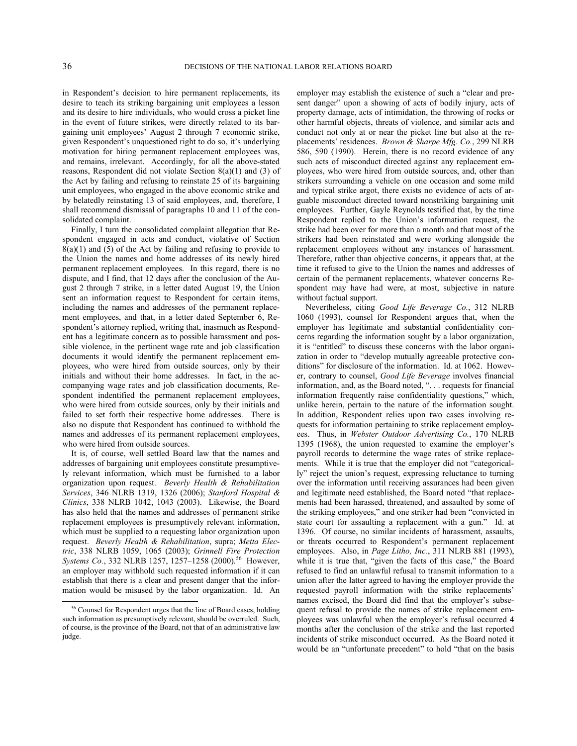in Respondent's decision to hire permanent replacements, its desire to teach its striking bargaining unit employees a lesson and its desire to hire individuals, who would cross a picket line in the event of future strikes, were directly related to its bargaining unit employees' August 2 through 7 economic strike, given Respondent's unquestioned right to do so, it's underlying motivation for hiring permanent replacement employees was, and remains, irrelevant. Accordingly, for all the above-stated reasons, Respondent did not violate Section 8(a)(1) and (3) of the Act by failing and refusing to reinstate 25 of its bargaining unit employees, who engaged in the above economic strike and by belatedly reinstating 13 of said employees, and, therefore, I shall recommend dismissal of paragraphs 10 and 11 of the consolidated complaint.

Finally, I turn the consolidated complaint allegation that Respondent engaged in acts and conduct, violative of Section 8(a)(1) and (5) of the Act by failing and refusing to provide to the Union the names and home addresses of its newly hired permanent replacement employees. In this regard, there is no dispute, and I find, that 12 days after the conclusion of the August 2 through 7 strike, in a letter dated August 19, the Union sent an information request to Respondent for certain items, including the names and addresses of the permanent replacement employees, and that, in a letter dated September 6, Respondent's attorney replied, writing that, inasmuch as Respondent has a legitimate concern as to possible harassment and possible violence, in the pertinent wage rate and job classification documents it would identify the permanent replacement employees, who were hired from outside sources, only by their initials and without their home addresses. In fact, in the accompanying wage rates and job classification documents, Respondent indentified the permanent replacement employees, who were hired from outside sources, only by their initials and failed to set forth their respective home addresses. There is also no dispute that Respondent has continued to withhold the names and addresses of its permanent replacement employees, who were hired from outside sources.

It is, of course, well settled Board law that the names and addresses of bargaining unit employees constitute presumptively relevant information, which must be furnished to a labor organization upon request. *Beverly Health & Rehabilitation Services*, 346 NLRB 1319, 1326 (2006); *Stanford Hospital & Clinics*, 338 NLRB 1042, 1043 (2003). Likewise, the Board has also held that the names and addresses of permanent strike replacement employees is presumptively relevant information, which must be supplied to a requesting labor organization upon request. *Beverly Health & Rehabilitation*, supra; *Metta Electric*, 338 NLRB 1059, 1065 (2003); *Grinnell Fire Protection Systems Co.*, 332 NLRB 1257, 1257–1258 (2000).[56] However, an employer may withhold such requested information if it can establish that there is a clear and present danger that the information would be misused by the labor organization. Id. An employer may establish the existence of such a "clear and present danger" upon a showing of acts of bodily injury, acts of property damage, acts of intimidation, the throwing of rocks or other harmful objects, threats of violence, and similar acts and conduct not only at or near the picket line but also at the replacements' residences. *Brown & Sharpe Mfg. Co.*, 299 NLRB 586, 590 (1990). Herein, there is no record evidence of any such acts of misconduct directed against any replacement employees, who were hired from outside sources, and, other than strikers surrounding a vehicle on one occasion and some mild and typical strike argot, there exists no evidence of acts of arguable misconduct directed toward nonstriking bargaining unit employees. Further, Gayle Reynolds testified that, by the time Respondent replied to the Union's information request, the strike had been over for more than a month and that most of the strikers had been reinstated and were working alongside the replacement employees without any instances of harassment. Therefore, rather than objective concerns, it appears that, at the time it refused to give to the Union the names and addresses of certain of the permanent replacements, whatever concerns Respondent may have had were, at most, subjective in nature without factual support.

Nevertheless, citing *Good Life Beverage Co.*, 312 NLRB 1060 (1993), counsel for Respondent argues that, when the employer has legitimate and substantial confidentiality concerns regarding the information sought by a labor organization, it is "entitled" to discuss these concerns with the labor organization in order to "develop mutually agreeable protective conditions" for disclosure of the information. Id. at 1062. However, contrary to counsel, *Good Life Beverage* involves financial information, and, as the Board noted, ". . . requests for financial information frequently raise confidentiality questions," which, unlike herein, pertain to the nature of the information sought. In addition, Respondent relies upon two cases involving requests for information pertaining to strike replacement employees. Thus, in *Webster Outdoor Advertising Co.*, 170 NLRB 1395 (1968), the union requested to examine the employer's payroll records to determine the wage rates of strike replacements. While it is true that the employer did not "categorically" reject the union's request, expressing reluctance to turning over the information until receiving assurances had been given and legitimate need established, the Board noted "that replacements had been harassed, threatened, and assaulted by some of the striking employees," and one striker had been "convicted in state court for assaulting a replacement with a gun." Id. at 1396. Of course, no similar incidents of harassment, assaults, or threats occurred to Respondent's permanent replacement employees. Also, in *Page Litho, Inc.*, 311 NLRB 881 (1993), while it is true that, "given the facts of this case," the Board refused to find an unlawful refusal to transmit information to a union after the latter agreed to having the employer provide the requested payroll information with the strike replacements' names excised, the Board did find that the employer's subsequent refusal to provide the names of strike replacement employees was unlawful when the employer's refusal occurred 4 months after the conclusion of the strike and the last reported incidents of strike misconduct occurred. As the Board noted it would be an "unfortunate precedent" to hold "that on the basis

[56] Counsel for Respondent urges that the line of Board cases, holding such information as presumptively relevant, should be overruled. Such, of course, is the province of the Board, not that of an administrative law judge.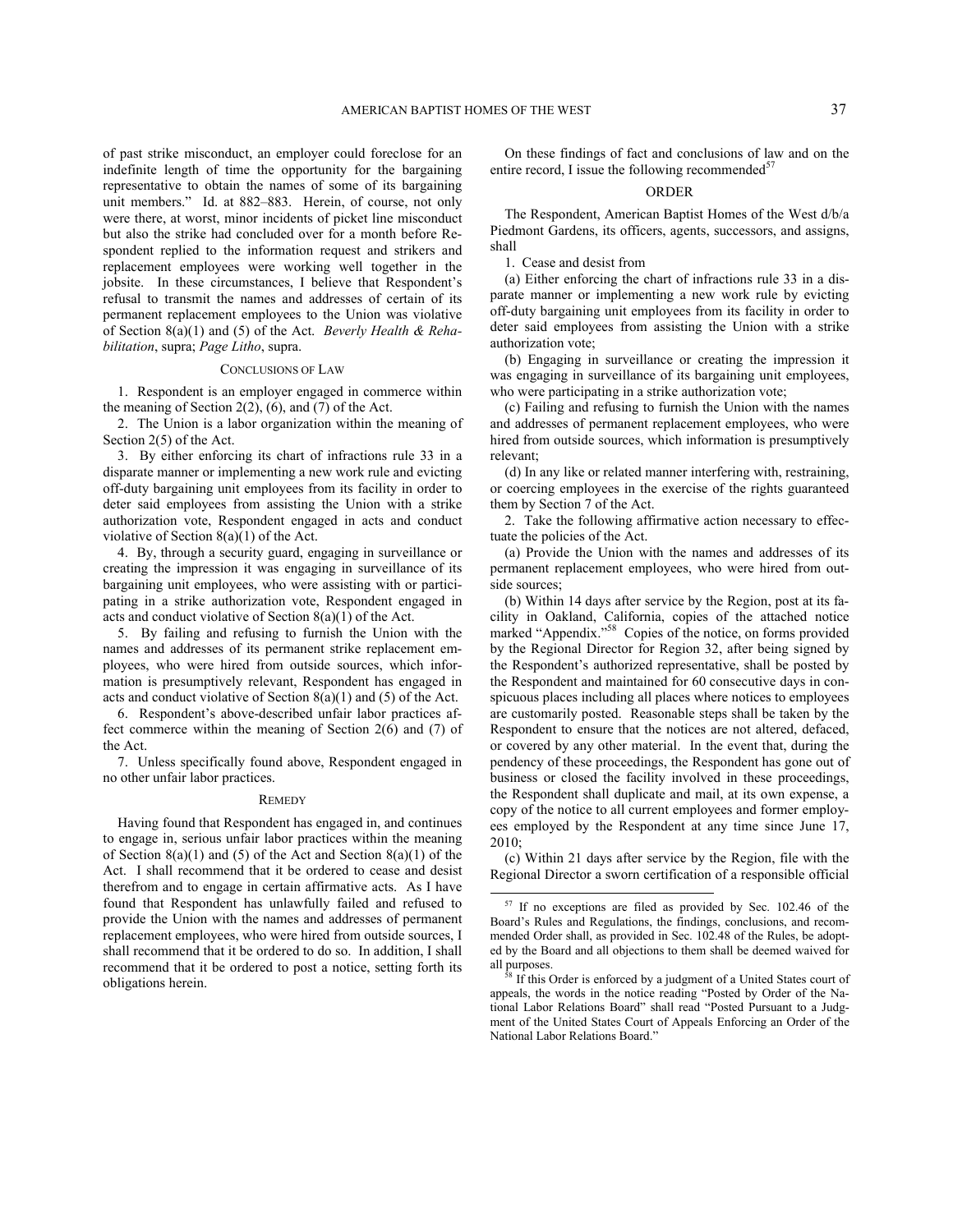of past strike misconduct, an employer could foreclose for an indefinite length of time the opportunity for the bargaining representative to obtain the names of some of its bargaining unit members." Id. at 882–883. Herein, of course, not only were there, at worst, minor incidents of picket line misconduct but also the strike had concluded over for a month before Respondent replied to the information request and strikers and replacement employees were working well together in the jobsite. In these circumstances, I believe that Respondent's refusal to transmit the names and addresses of certain of its permanent replacement employees to the Union was violative of Section 8(a)(1) and (5) of the Act. *Beverly Health & Rehabilitation*, supra; *Page Litho*, supra.

## CONCLUSIONS OF LAW

1. Respondent is an employer engaged in commerce within the meaning of Section 2(2), (6), and (7) of the Act.

2. The Union is a labor organization within the meaning of Section 2(5) of the Act.

3. By either enforcing its chart of infractions rule 33 in a disparate manner or implementing a new work rule and evicting off-duty bargaining unit employees from its facility in order to deter said employees from assisting the Union with a strike authorization vote, Respondent engaged in acts and conduct violative of Section 8(a)(1) of the Act.

4. By, through a security guard, engaging in surveillance or creating the impression it was engaging in surveillance of its bargaining unit employees, who were assisting with or participating in a strike authorization vote, Respondent engaged in acts and conduct violative of Section 8(a)(1) of the Act.

5. By failing and refusing to furnish the Union with the names and addresses of its permanent strike replacement employees, who were hired from outside sources, which information is presumptively relevant, Respondent has engaged in acts and conduct violative of Section 8(a)(1) and (5) of the Act.

6. Respondent's above-described unfair labor practices affect commerce within the meaning of Section 2(6) and (7) of the Act.

7. Unless specifically found above, Respondent engaged in no other unfair labor practices.

## REMEDY

Having found that Respondent has engaged in, and continues to engage in, serious unfair labor practices within the meaning of Section 8(a)(1) and (5) of the Act and Section 8(a)(1) of the Act. I shall recommend that it be ordered to cease and desist therefrom and to engage in certain affirmative acts. As I have found that Respondent has unlawfully failed and refused to provide the Union with the names and addresses of permanent replacement employees, who were hired from outside sources, I shall recommend that it be ordered to do so. In addition, I shall recommend that it be ordered to post a notice, setting forth its obligations herein.

On these findings of fact and conclusions of law and on the entire record, I issue the following recommended[57]

## ORDER

The Respondent, American Baptist Homes of the West d/b/a Piedmont Gardens, its officers, agents, successors, and assigns, shall

1. Cease and desist from

(a) Either enforcing the chart of infractions rule 33 in a disparate manner or implementing a new work rule by evicting off-duty bargaining unit employees from its facility in order to deter said employees from assisting the Union with a strike authorization vote;

(b) Engaging in surveillance or creating the impression it was engaging in surveillance of its bargaining unit employees, who were participating in a strike authorization vote;

(c) Failing and refusing to furnish the Union with the names and addresses of permanent replacement employees, who were hired from outside sources, which information is presumptively relevant;

(d) In any like or related manner interfering with, restraining, or coercing employees in the exercise of the rights guaranteed them by Section 7 of the Act.

2. Take the following affirmative action necessary to effectuate the policies of the Act.

(a) Provide the Union with the names and addresses of its permanent replacement employees, who were hired from outside sources;

(b) Within 14 days after service by the Region, post at its facility in Oakland, California, copies of the attached notice marked "Appendix."[58] Copies of the notice, on forms provided by the Regional Director for Region 32, after being signed by the Respondent's authorized representative, shall be posted by the Respondent and maintained for 60 consecutive days in conspicuous places including all places where notices to employees are customarily posted. Reasonable steps shall be taken by the Respondent to ensure that the notices are not altered, defaced, or covered by any other material. In the event that, during the pendency of these proceedings, the Respondent has gone out of business or closed the facility involved in these proceedings, the Respondent shall duplicate and mail, at its own expense, a copy of the notice to all current employees and former employees employed by the Respondent at any time since June 17, 2010;

(c) Within 21 days after service by the Region, file with the Regional Director a sworn certification of a responsible official

---

[57] If no exceptions are filed as provided by Sec. 102.46 of the Board's Rules and Regulations, the findings, conclusions, and recommended Order shall, as provided in Sec. 102.48 of the Rules, be adopted by the Board and all objections to them shall be deemed waived for all purposes.

[58] If this Order is enforced by a judgment of a United States court of appeals, the words in the notice reading "Posted by Order of the National Labor Relations Board" shall read "Posted Pursuant to a Judgment of the United States Court of Appeals Enforcing an Order of the National Labor Relations Board."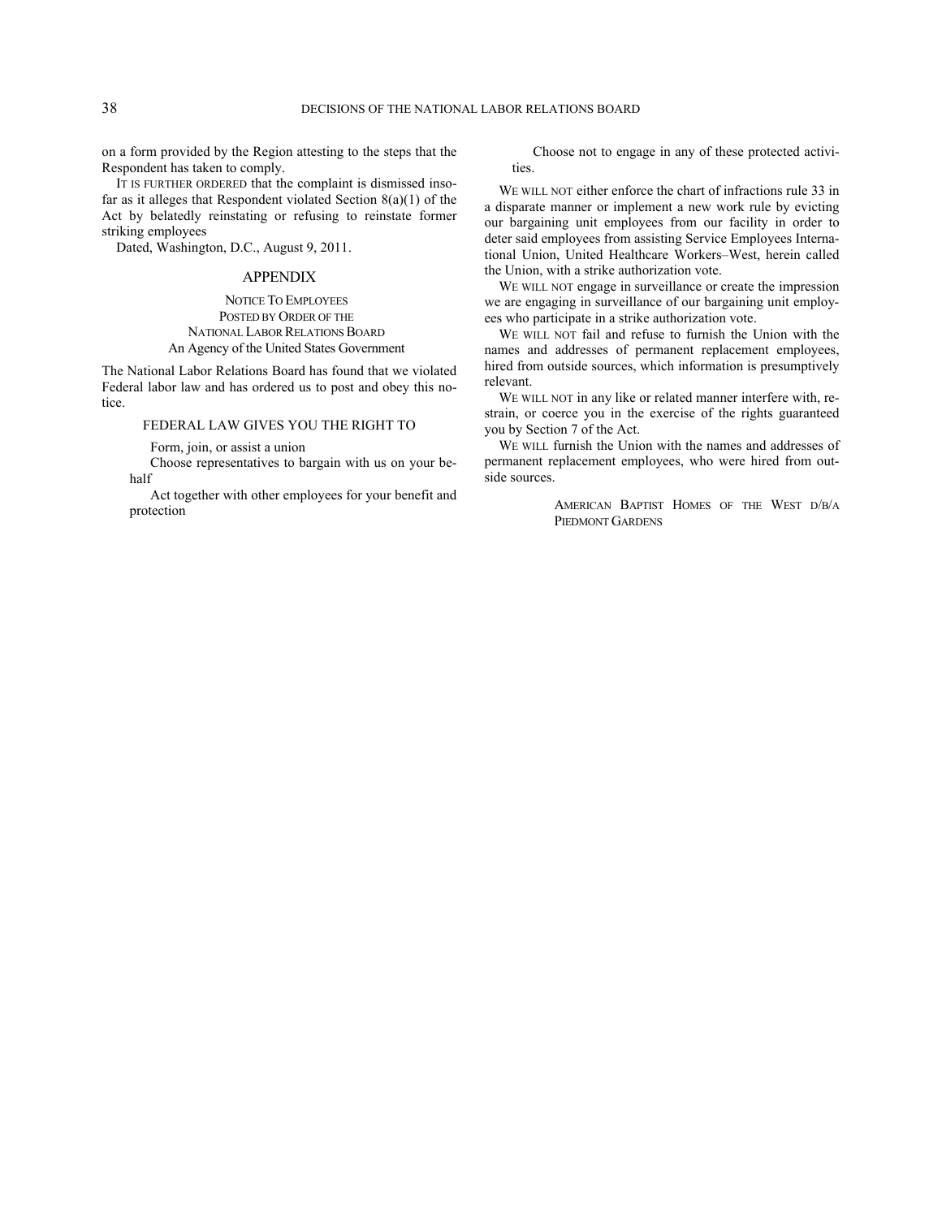on a form provided by the Region attesting to the steps that the Respondent has taken to comply.

IT IS FURTHER ORDERED that the complaint is dismissed insofar as it alleges that Respondent violated Section 8(a)(1) of the Act by belatedly reinstating or refusing to reinstate former striking employees

Dated, Washington, D.C., August 9, 2011.

## APPENDIX

NOTICE TO EMPLOYEES
POSTED BY ORDER OF THE
NATIONAL LABOR RELATIONS BOARD
An Agency of the United States Government

The National Labor Relations Board has found that we violated Federal labor law and has ordered us to post and obey this notice.

FEDERAL LAW GIVES YOU THE RIGHT TO

Form, join, or assist a union

Choose representatives to bargain with us on your behalf

Act together with other employees for your benefit and protection

Choose not to engage in any of these protected activities.

WE WILL NOT either enforce the chart of infractions rule 33 in a disparate manner or implement a new work rule by evicting our bargaining unit employees from our facility in order to deter said employees from assisting Service Employees International Union, United Healthcare Workers–West, herein called the Union, with a strike authorization vote.

WE WILL NOT engage in surveillance or create the impression we are engaging in surveillance of our bargaining unit employees who participate in a strike authorization vote.

WE WILL NOT fail and refuse to furnish the Union with the names and addresses of permanent replacement employees, hired from outside sources, which information is presumptively relevant.

WE WILL NOT in any like or related manner interfere with, restrain, or coerce you in the exercise of the rights guaranteed you by Section 7 of the Act.

WE WILL furnish the Union with the names and addresses of permanent replacement employees, who were hired from outside sources.

AMERICAN BAPTIST HOMES OF THE WEST D/B/A PIEDMONT GARDENS